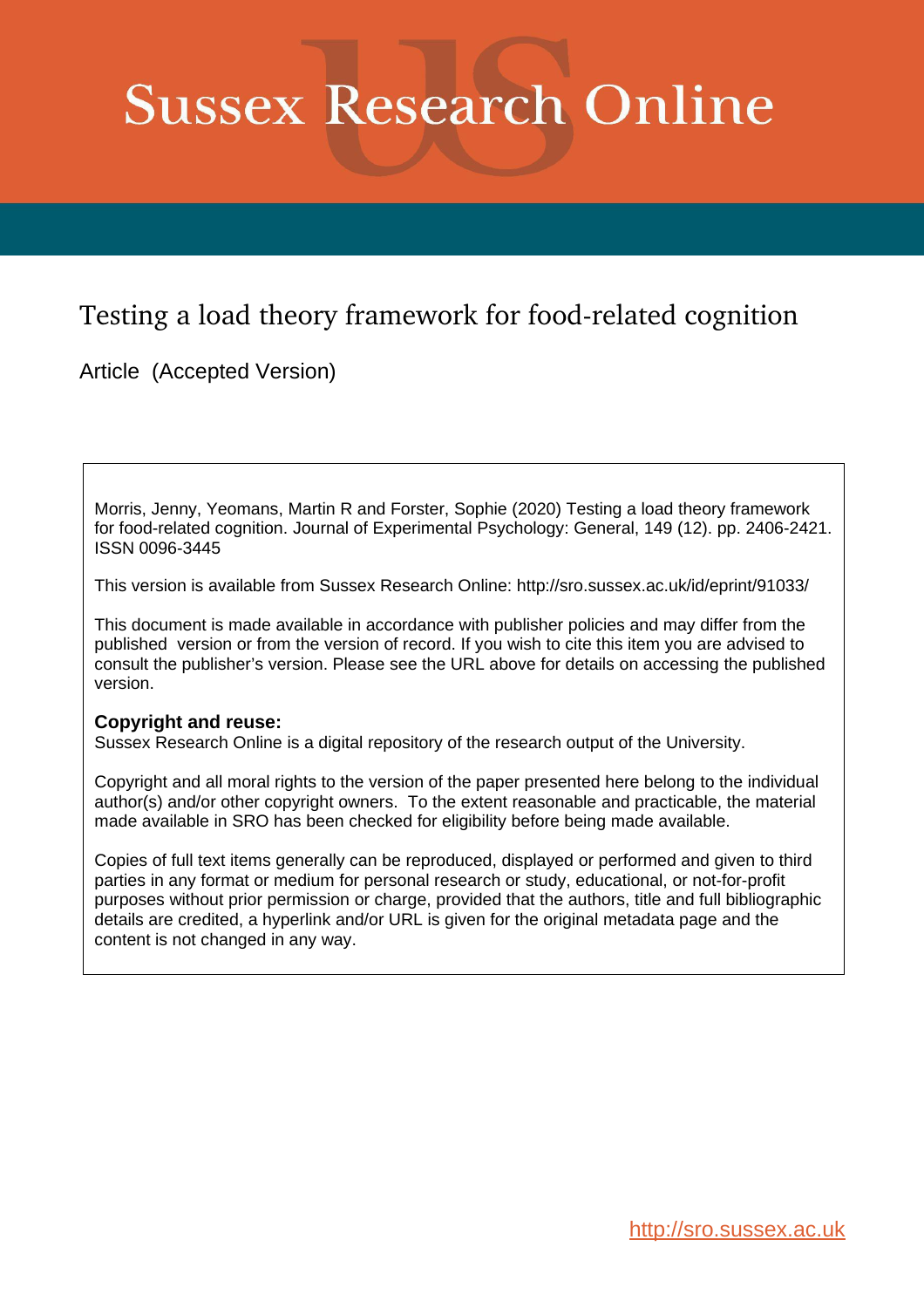# Sussex Research Online

## Testing a load theory framework for food-related cognition

Article (Accepted Version)

Morris, Jenny, Yeomans, Martin R and Forster, Sophie (2020) Testing a load theory framework for food-related cognition. Journal of Experimental Psychology: General, 149 (12). pp. 2406-2421. ISSN 0096-3445

This version is available from Sussex Research Online: http://sro.sussex.ac.uk/id/eprint/91033/

This document is made available in accordance with publisher policies and may differ from the published version or from the version of record. If you wish to cite this item you are advised to consult the publisher's version. Please see the URL above for details on accessing the published version.

**Copyright and reuse:**
Sussex Research Online is a digital repository of the research output of the University.

Copyright and all moral rights to the version of the paper presented here belong to the individual author(s) and/or other copyright owners. To the extent reasonable and practicable, the material made available in SRO has been checked for eligibility before being made available.

Copies of full text items generally can be reproduced, displayed or performed and given to third parties in any format or medium for personal research or study, educational, or not-for-profit purposes without prior permission or charge, provided that the authors, title and full bibliographic details are credited, a hyperlink and/or URL is given for the original metadata page and the content is not changed in any way.

http://sro.sussex.ac.uk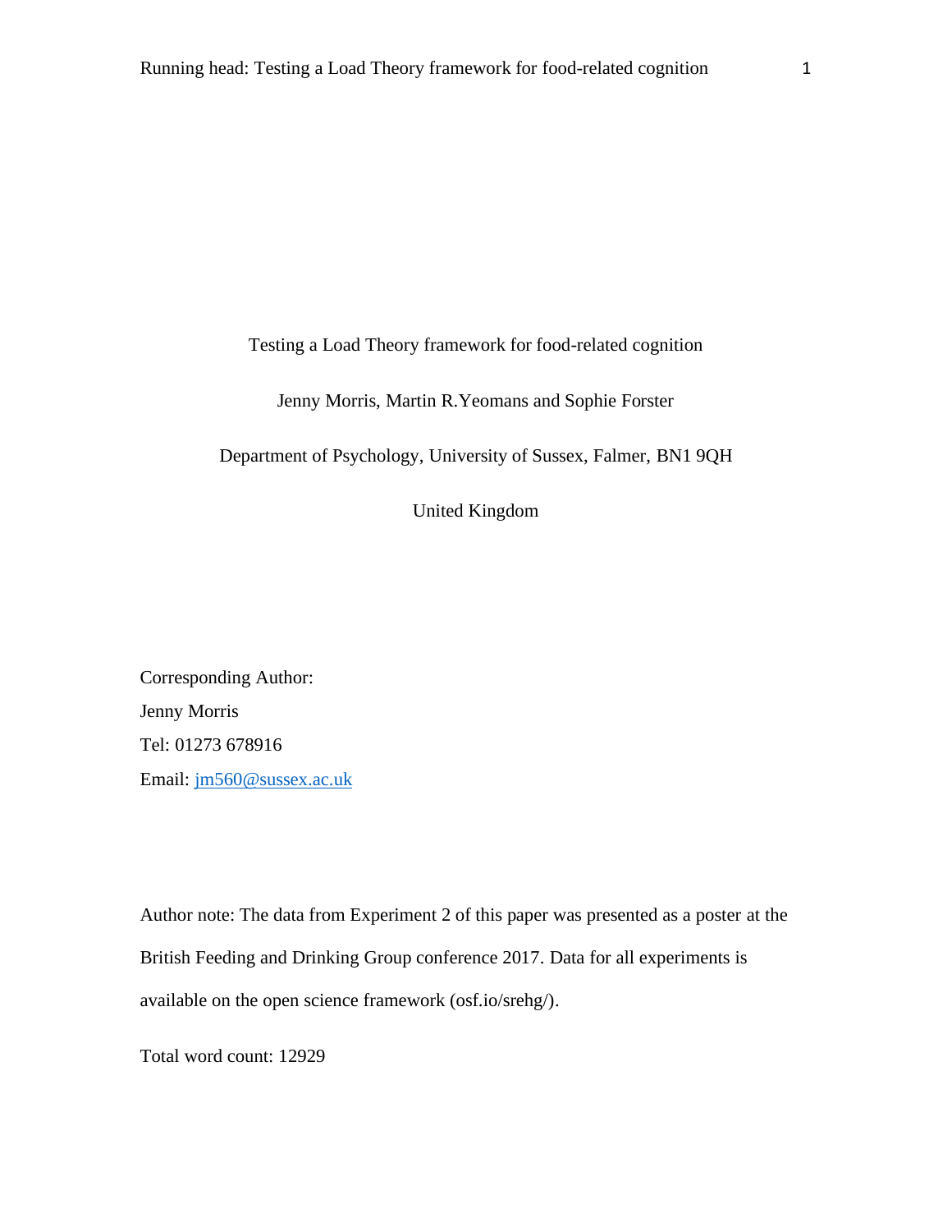Testing a Load Theory framework for food-related cognition

Jenny Morris, Martin R.Yeomans and Sophie Forster

Department of Psychology, University of Sussex, Falmer, BN1 9QH

United Kingdom

Corresponding Author:
Jenny Morris
Tel: 01273 678916
Email: jm560@sussex.ac.uk

Author note: The data from Experiment 2 of this paper was presented as a poster at the British Feeding and Drinking Group conference 2017. Data for all experiments is available on the open science framework (osf.io/srehg/).

Total word count: 12929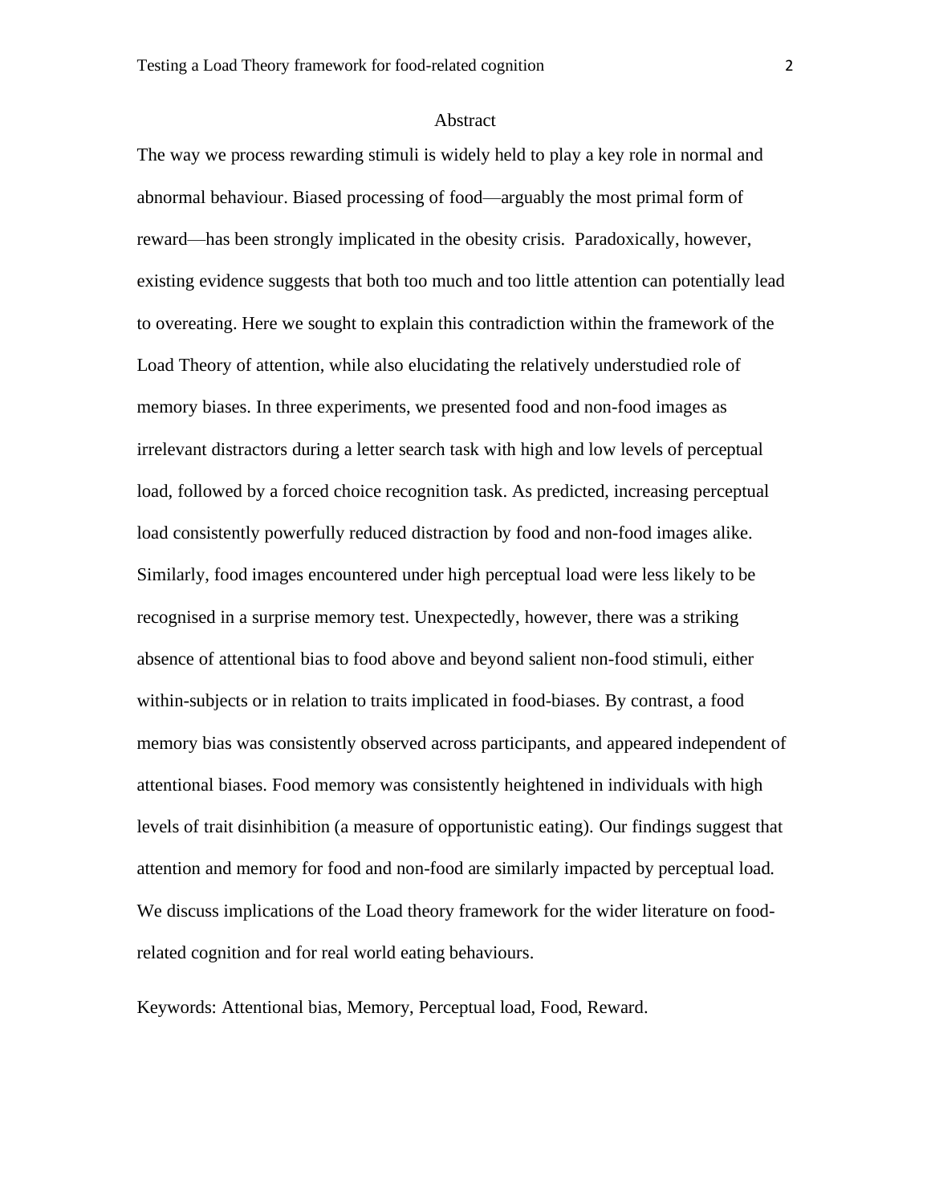# Abstract

The way we process rewarding stimuli is widely held to play a key role in normal and abnormal behaviour. Biased processing of food—arguably the most primal form of reward—has been strongly implicated in the obesity crisis. Paradoxically, however, existing evidence suggests that both too much and too little attention can potentially lead to overeating. Here we sought to explain this contradiction within the framework of the Load Theory of attention, while also elucidating the relatively understudied role of memory biases. In three experiments, we presented food and non-food images as irrelevant distractors during a letter search task with high and low levels of perceptual load, followed by a forced choice recognition task. As predicted, increasing perceptual load consistently powerfully reduced distraction by food and non-food images alike. Similarly, food images encountered under high perceptual load were less likely to be recognised in a surprise memory test. Unexpectedly, however, there was a striking absence of attentional bias to food above and beyond salient non-food stimuli, either within-subjects or in relation to traits implicated in food-biases. By contrast, a food memory bias was consistently observed across participants, and appeared independent of attentional biases. Food memory was consistently heightened in individuals with high levels of trait disinhibition (a measure of opportunistic eating). Our findings suggest that attention and memory for food and non-food are similarly impacted by perceptual load. We discuss implications of the Load theory framework for the wider literature on food-related cognition and for real world eating behaviours.

Keywords: Attentional bias, Memory, Perceptual load, Food, Reward.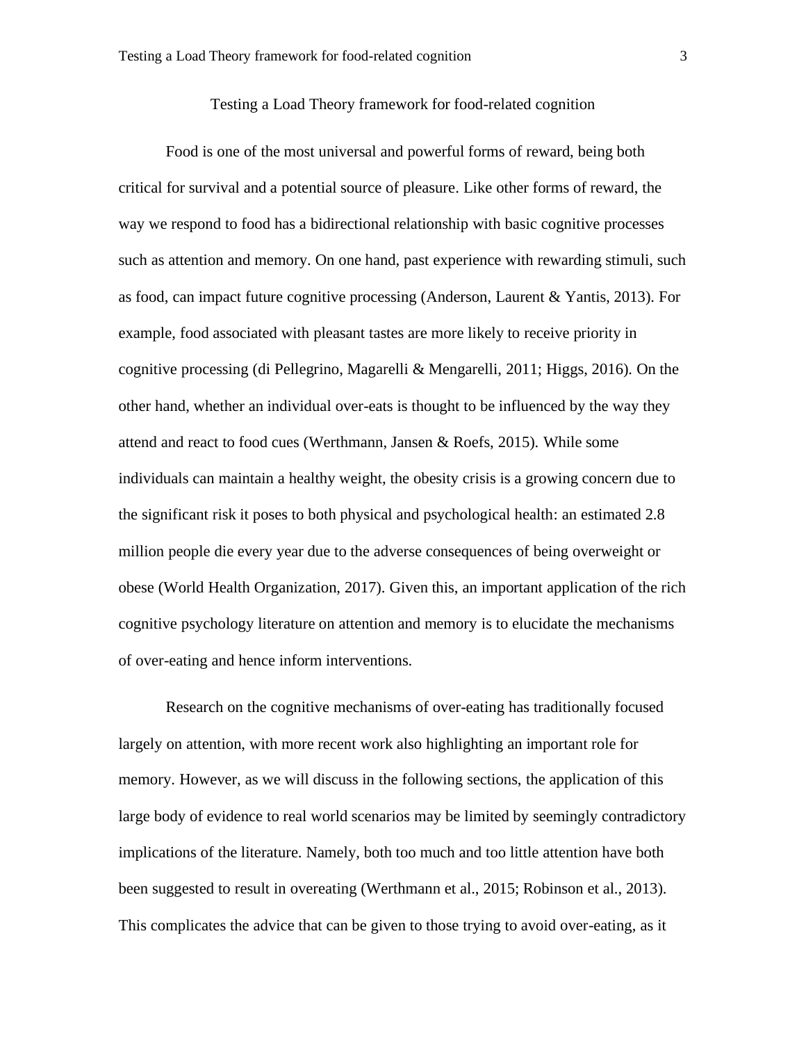# Testing a Load Theory framework for food-related cognition

Food is one of the most universal and powerful forms of reward, being both critical for survival and a potential source of pleasure. Like other forms of reward, the way we respond to food has a bidirectional relationship with basic cognitive processes such as attention and memory. On one hand, past experience with rewarding stimuli, such as food, can impact future cognitive processing (Anderson, Laurent & Yantis, 2013). For example, food associated with pleasant tastes are more likely to receive priority in cognitive processing (di Pellegrino, Magarelli & Mengarelli, 2011; Higgs, 2016). On the other hand, whether an individual over-eats is thought to be influenced by the way they attend and react to food cues (Werthmann, Jansen & Roefs, 2015). While some individuals can maintain a healthy weight, the obesity crisis is a growing concern due to the significant risk it poses to both physical and psychological health: an estimated 2.8 million people die every year due to the adverse consequences of being overweight or obese (World Health Organization, 2017). Given this, an important application of the rich cognitive psychology literature on attention and memory is to elucidate the mechanisms of over-eating and hence inform interventions.

Research on the cognitive mechanisms of over-eating has traditionally focused largely on attention, with more recent work also highlighting an important role for memory. However, as we will discuss in the following sections, the application of this large body of evidence to real world scenarios may be limited by seemingly contradictory implications of the literature. Namely, both too much and too little attention have both been suggested to result in overeating (Werthmann et al., 2015; Robinson et al., 2013). This complicates the advice that can be given to those trying to avoid over-eating, as it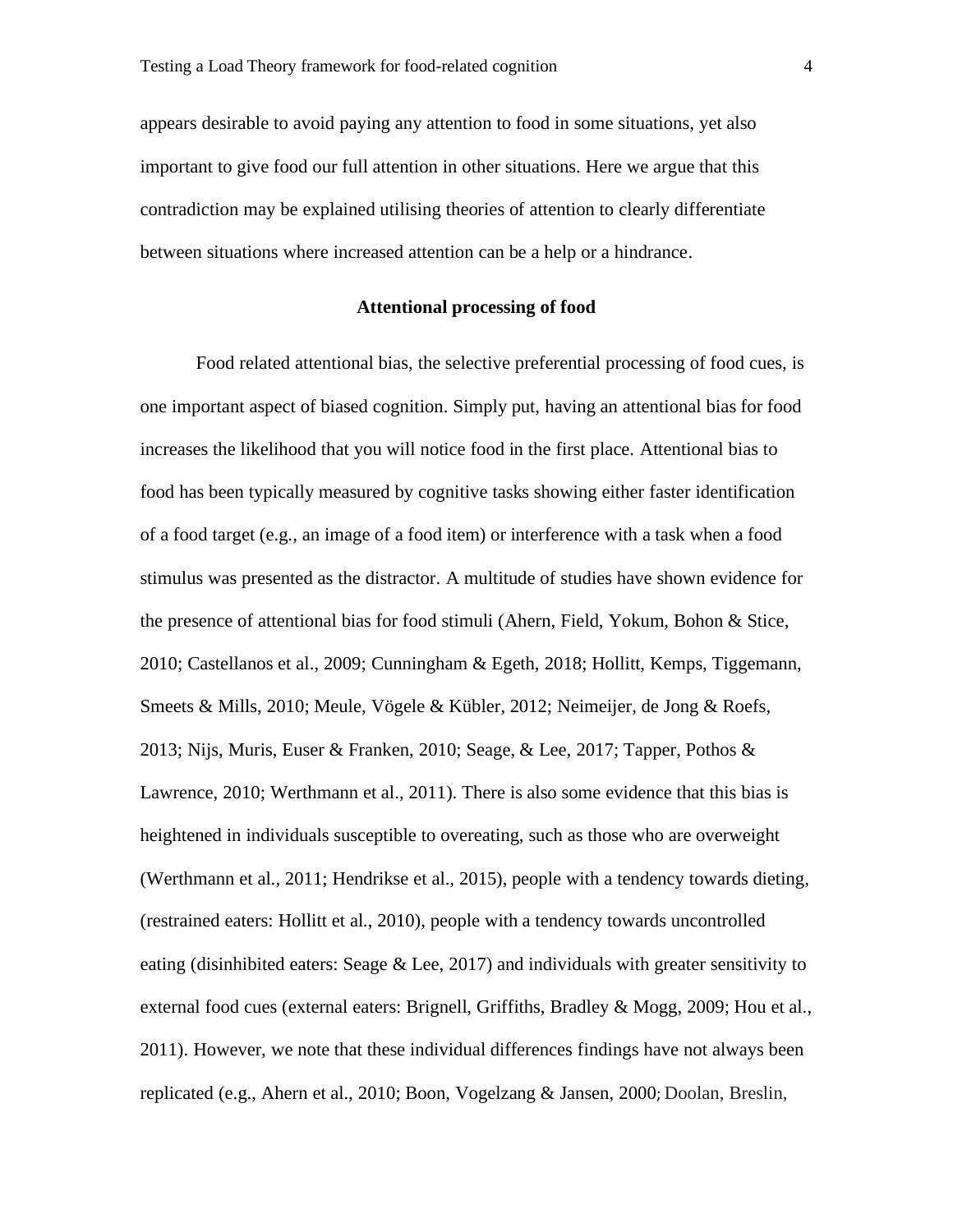appears desirable to avoid paying any attention to food in some situations, yet also important to give food our full attention in other situations. Here we argue that this contradiction may be explained utilising theories of attention to clearly differentiate between situations where increased attention can be a help or a hindrance.

## Attentional processing of food

Food related attentional bias, the selective preferential processing of food cues, is one important aspect of biased cognition. Simply put, having an attentional bias for food increases the likelihood that you will notice food in the first place. Attentional bias to food has been typically measured by cognitive tasks showing either faster identification of a food target (e.g., an image of a food item) or interference with a task when a food stimulus was presented as the distractor. A multitude of studies have shown evidence for the presence of attentional bias for food stimuli (Ahern, Field, Yokum, Bohon & Stice, 2010; Castellanos et al., 2009; Cunningham & Egeth, 2018; Hollitt, Kemps, Tiggemann, Smeets & Mills, 2010; Meule, Vögele & Kübler, 2012; Neimeijer, de Jong & Roefs, 2013; Nijs, Muris, Euser & Franken, 2010; Seage, & Lee, 2017; Tapper, Pothos & Lawrence, 2010; Werthmann et al., 2011). There is also some evidence that this bias is heightened in individuals susceptible to overeating, such as those who are overweight (Werthmann et al., 2011; Hendrikse et al., 2015), people with a tendency towards dieting, (restrained eaters: Hollitt et al., 2010), people with a tendency towards uncontrolled eating (disinhibited eaters: Seage & Lee, 2017) and individuals with greater sensitivity to external food cues (external eaters: Brignell, Griffiths, Bradley & Mogg, 2009; Hou et al., 2011). However, we note that these individual differences findings have not always been replicated (e.g., Ahern et al., 2010; Boon, Vogelzang & Jansen, 2000; Doolan, Breslin,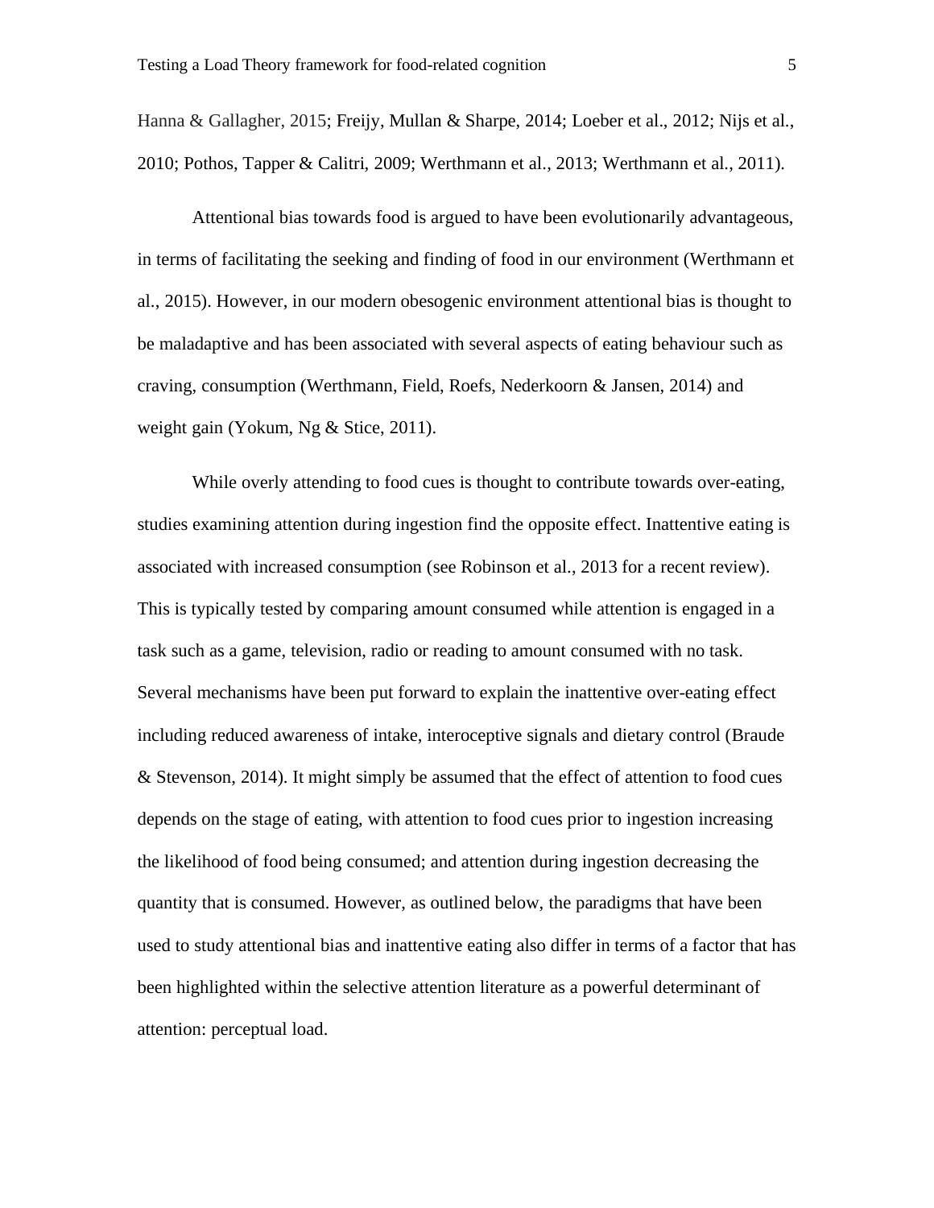Hanna & Gallagher, 2015; Freijy, Mullan & Sharpe, 2014; Loeber et al., 2012; Nijs et al., 2010; Pothos, Tapper & Calitri, 2009; Werthmann et al., 2013; Werthmann et al., 2011).

Attentional bias towards food is argued to have been evolutionarily advantageous, in terms of facilitating the seeking and finding of food in our environment (Werthmann et al., 2015). However, in our modern obesogenic environment attentional bias is thought to be maladaptive and has been associated with several aspects of eating behaviour such as craving, consumption (Werthmann, Field, Roefs, Nederkoorn & Jansen, 2014) and weight gain (Yokum, Ng & Stice, 2011).

While overly attending to food cues is thought to contribute towards over-eating, studies examining attention during ingestion find the opposite effect. Inattentive eating is associated with increased consumption (see Robinson et al., 2013 for a recent review). This is typically tested by comparing amount consumed while attention is engaged in a task such as a game, television, radio or reading to amount consumed with no task. Several mechanisms have been put forward to explain the inattentive over-eating effect including reduced awareness of intake, interoceptive signals and dietary control (Braude & Stevenson, 2014). It might simply be assumed that the effect of attention to food cues depends on the stage of eating, with attention to food cues prior to ingestion increasing the likelihood of food being consumed; and attention during ingestion decreasing the quantity that is consumed. However, as outlined below, the paradigms that have been used to study attentional bias and inattentive eating also differ in terms of a factor that has been highlighted within the selective attention literature as a powerful determinant of attention: perceptual load.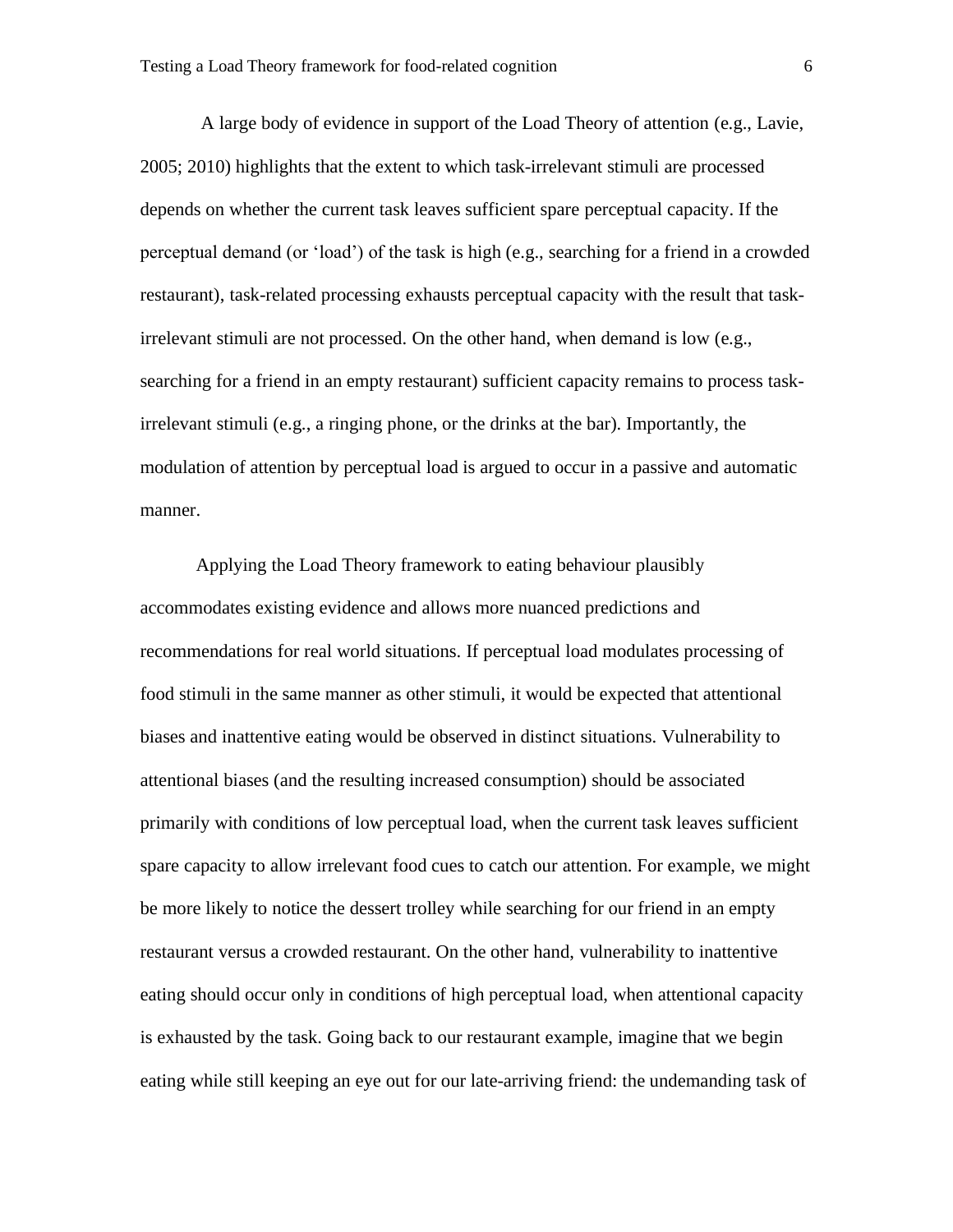A large body of evidence in support of the Load Theory of attention (e.g., Lavie, 2005; 2010) highlights that the extent to which task-irrelevant stimuli are processed depends on whether the current task leaves sufficient spare perceptual capacity. If the perceptual demand (or 'load') of the task is high (e.g., searching for a friend in a crowded restaurant), task-related processing exhausts perceptual capacity with the result that task-irrelevant stimuli are not processed. On the other hand, when demand is low (e.g., searching for a friend in an empty restaurant) sufficient capacity remains to process task-irrelevant stimuli (e.g., a ringing phone, or the drinks at the bar). Importantly, the modulation of attention by perceptual load is argued to occur in a passive and automatic manner.

Applying the Load Theory framework to eating behaviour plausibly accommodates existing evidence and allows more nuanced predictions and recommendations for real world situations. If perceptual load modulates processing of food stimuli in the same manner as other stimuli, it would be expected that attentional biases and inattentive eating would be observed in distinct situations. Vulnerability to attentional biases (and the resulting increased consumption) should be associated primarily with conditions of low perceptual load, when the current task leaves sufficient spare capacity to allow irrelevant food cues to catch our attention. For example, we might be more likely to notice the dessert trolley while searching for our friend in an empty restaurant versus a crowded restaurant. On the other hand, vulnerability to inattentive eating should occur only in conditions of high perceptual load, when attentional capacity is exhausted by the task. Going back to our restaurant example, imagine that we begin eating while still keeping an eye out for our late-arriving friend: the undemanding task of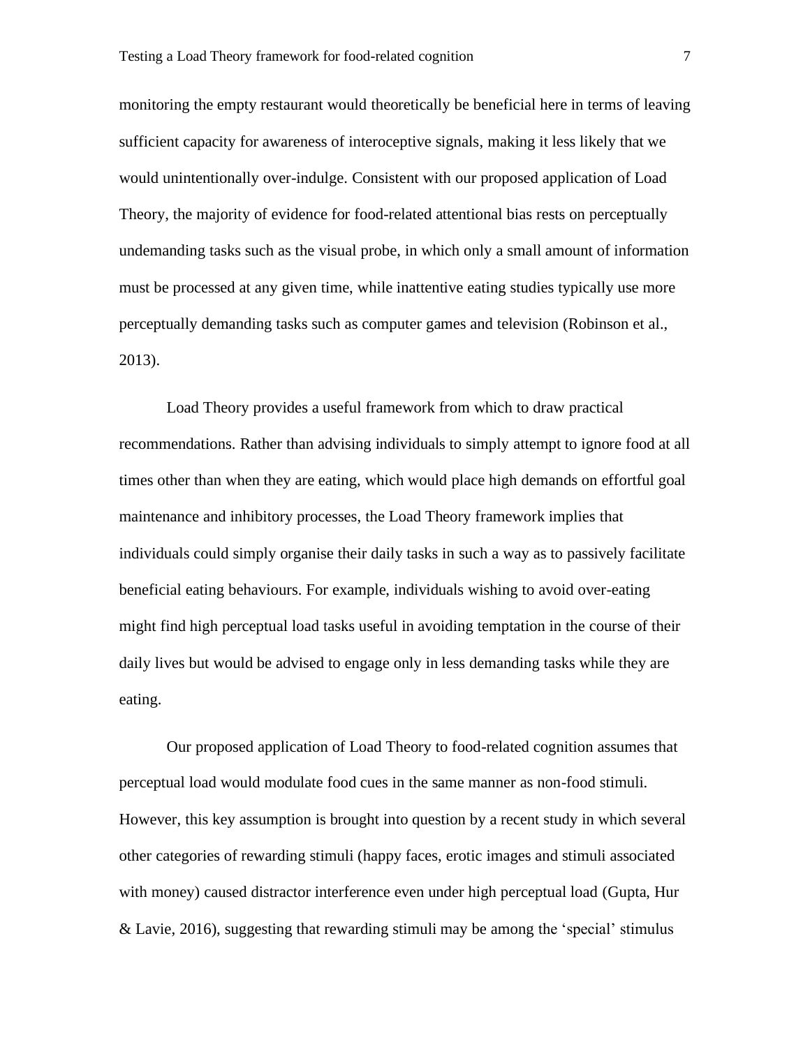monitoring the empty restaurant would theoretically be beneficial here in terms of leaving sufficient capacity for awareness of interoceptive signals, making it less likely that we would unintentionally over-indulge. Consistent with our proposed application of Load Theory, the majority of evidence for food-related attentional bias rests on perceptually undemanding tasks such as the visual probe, in which only a small amount of information must be processed at any given time, while inattentive eating studies typically use more perceptually demanding tasks such as computer games and television (Robinson et al., 2013).

Load Theory provides a useful framework from which to draw practical recommendations. Rather than advising individuals to simply attempt to ignore food at all times other than when they are eating, which would place high demands on effortful goal maintenance and inhibitory processes, the Load Theory framework implies that individuals could simply organise their daily tasks in such a way as to passively facilitate beneficial eating behaviours. For example, individuals wishing to avoid over-eating might find high perceptual load tasks useful in avoiding temptation in the course of their daily lives but would be advised to engage only in less demanding tasks while they are eating.

Our proposed application of Load Theory to food-related cognition assumes that perceptual load would modulate food cues in the same manner as non-food stimuli. However, this key assumption is brought into question by a recent study in which several other categories of rewarding stimuli (happy faces, erotic images and stimuli associated with money) caused distractor interference even under high perceptual load (Gupta, Hur & Lavie, 2016), suggesting that rewarding stimuli may be among the 'special' stimulus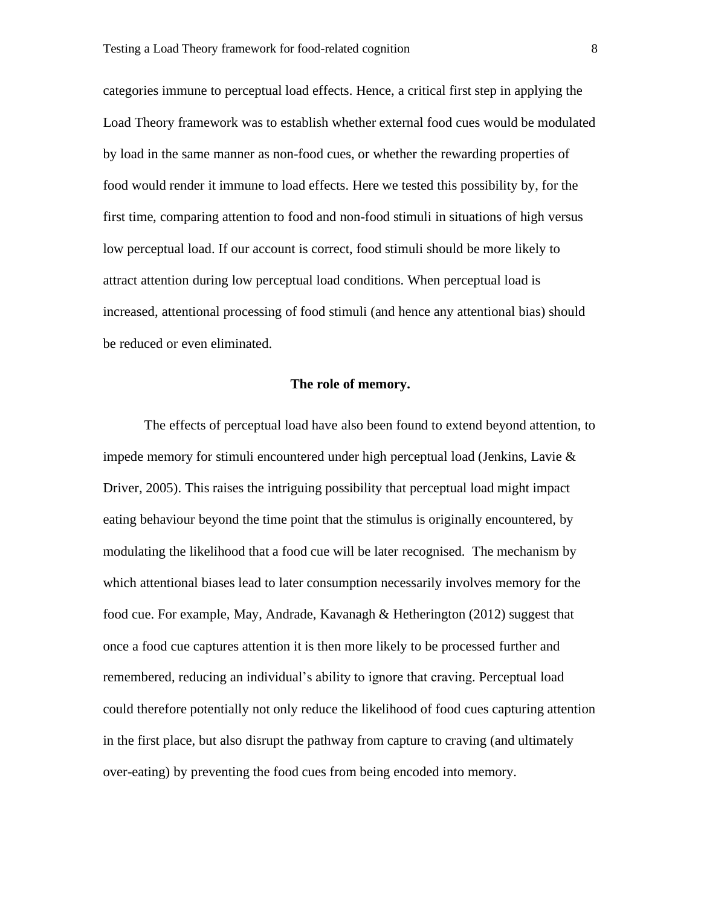categories immune to perceptual load effects. Hence, a critical first step in applying the Load Theory framework was to establish whether external food cues would be modulated by load in the same manner as non-food cues, or whether the rewarding properties of food would render it immune to load effects. Here we tested this possibility by, for the first time, comparing attention to food and non-food stimuli in situations of high versus low perceptual load. If our account is correct, food stimuli should be more likely to attract attention during low perceptual load conditions. When perceptual load is increased, attentional processing of food stimuli (and hence any attentional bias) should be reduced or even eliminated.

### The role of memory.

The effects of perceptual load have also been found to extend beyond attention, to impede memory for stimuli encountered under high perceptual load (Jenkins, Lavie & Driver, 2005). This raises the intriguing possibility that perceptual load might impact eating behaviour beyond the time point that the stimulus is originally encountered, by modulating the likelihood that a food cue will be later recognised. The mechanism by which attentional biases lead to later consumption necessarily involves memory for the food cue. For example, May, Andrade, Kavanagh & Hetherington (2012) suggest that once a food cue captures attention it is then more likely to be processed further and remembered, reducing an individual's ability to ignore that craving. Perceptual load could therefore potentially not only reduce the likelihood of food cues capturing attention in the first place, but also disrupt the pathway from capture to craving (and ultimately over-eating) by preventing the food cues from being encoded into memory.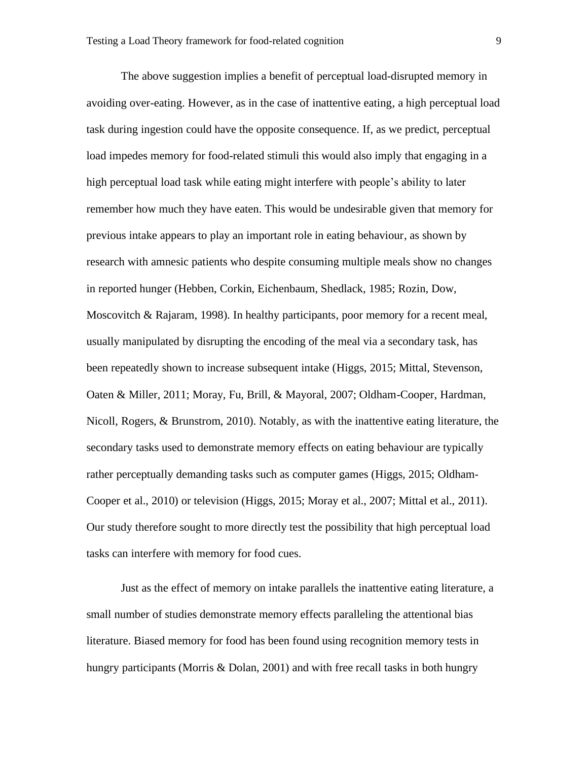The above suggestion implies a benefit of perceptual load-disrupted memory in avoiding over-eating. However, as in the case of inattentive eating, a high perceptual load task during ingestion could have the opposite consequence. If, as we predict, perceptual load impedes memory for food-related stimuli this would also imply that engaging in a high perceptual load task while eating might interfere with people's ability to later remember how much they have eaten. This would be undesirable given that memory for previous intake appears to play an important role in eating behaviour, as shown by research with amnesic patients who despite consuming multiple meals show no changes in reported hunger (Hebben, Corkin, Eichenbaum, Shedlack, 1985; Rozin, Dow, Moscovitch & Rajaram, 1998). In healthy participants, poor memory for a recent meal, usually manipulated by disrupting the encoding of the meal via a secondary task, has been repeatedly shown to increase subsequent intake (Higgs, 2015; Mittal, Stevenson, Oaten & Miller, 2011; Moray, Fu, Brill, & Mayoral, 2007; Oldham-Cooper, Hardman, Nicoll, Rogers, & Brunstrom, 2010). Notably, as with the inattentive eating literature, the secondary tasks used to demonstrate memory effects on eating behaviour are typically rather perceptually demanding tasks such as computer games (Higgs, 2015; Oldham-Cooper et al., 2010) or television (Higgs, 2015; Moray et al., 2007; Mittal et al., 2011). Our study therefore sought to more directly test the possibility that high perceptual load tasks can interfere with memory for food cues.

Just as the effect of memory on intake parallels the inattentive eating literature, a small number of studies demonstrate memory effects paralleling the attentional bias literature. Biased memory for food has been found using recognition memory tests in hungry participants (Morris & Dolan, 2001) and with free recall tasks in both hungry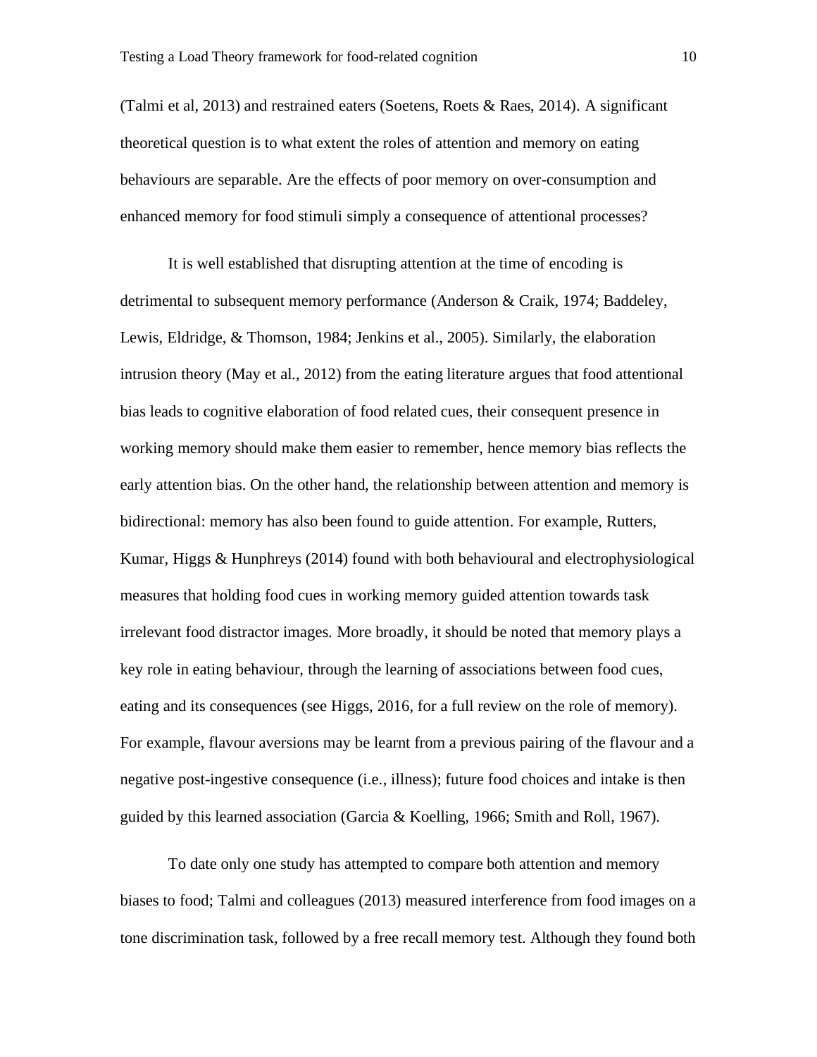(Talmi et al, 2013) and restrained eaters (Soetens, Roets & Raes, 2014). A significant theoretical question is to what extent the roles of attention and memory on eating behaviours are separable. Are the effects of poor memory on over-consumption and enhanced memory for food stimuli simply a consequence of attentional processes?

It is well established that disrupting attention at the time of encoding is detrimental to subsequent memory performance (Anderson & Craik, 1974; Baddeley, Lewis, Eldridge, & Thomson, 1984; Jenkins et al., 2005). Similarly, the elaboration intrusion theory (May et al., 2012) from the eating literature argues that food attentional bias leads to cognitive elaboration of food related cues, their consequent presence in working memory should make them easier to remember, hence memory bias reflects the early attention bias. On the other hand, the relationship between attention and memory is bidirectional: memory has also been found to guide attention. For example, Rutters, Kumar, Higgs & Hunphreys (2014) found with both behavioural and electrophysiological measures that holding food cues in working memory guided attention towards task irrelevant food distractor images. More broadly, it should be noted that memory plays a key role in eating behaviour, through the learning of associations between food cues, eating and its consequences (see Higgs, 2016, for a full review on the role of memory). For example, flavour aversions may be learnt from a previous pairing of the flavour and a negative post-ingestive consequence (i.e., illness); future food choices and intake is then guided by this learned association (Garcia & Koelling, 1966; Smith and Roll, 1967).

To date only one study has attempted to compare both attention and memory biases to food; Talmi and colleagues (2013) measured interference from food images on a tone discrimination task, followed by a free recall memory test. Although they found both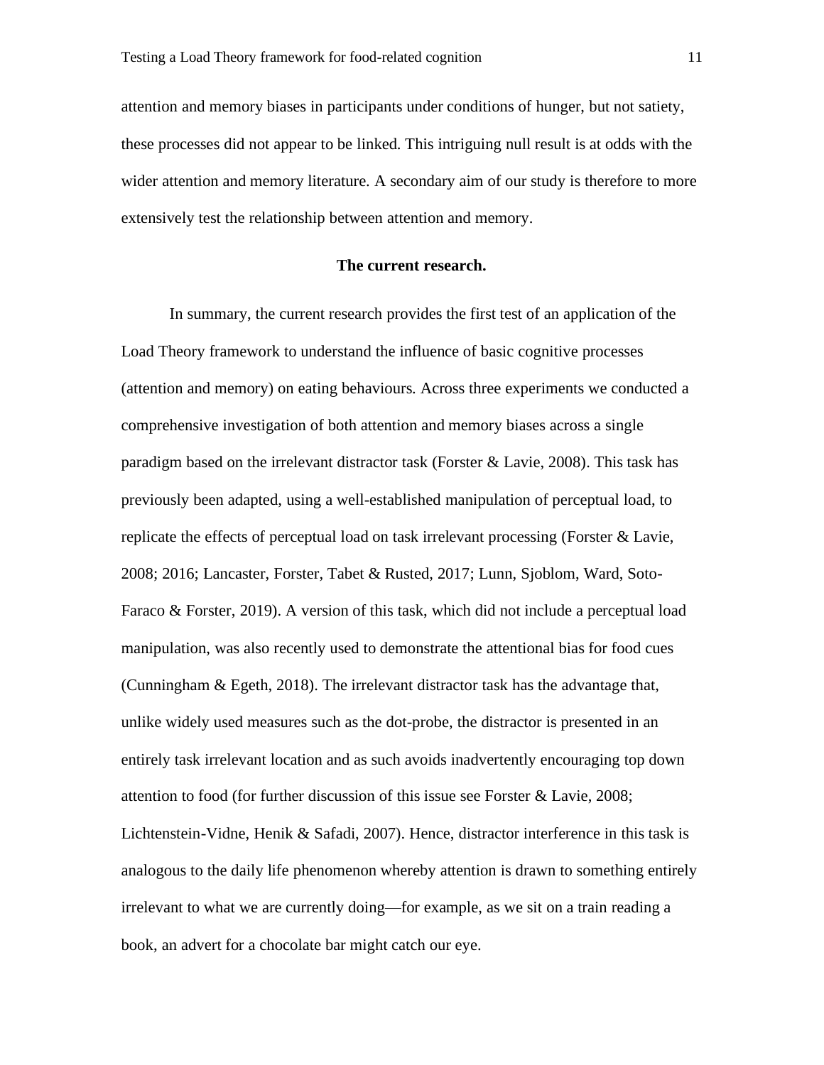attention and memory biases in participants under conditions of hunger, but not satiety, these processes did not appear to be linked. This intriguing null result is at odds with the wider attention and memory literature. A secondary aim of our study is therefore to more extensively test the relationship between attention and memory.

### The current research.

In summary, the current research provides the first test of an application of the Load Theory framework to understand the influence of basic cognitive processes (attention and memory) on eating behaviours. Across three experiments we conducted a comprehensive investigation of both attention and memory biases across a single paradigm based on the irrelevant distractor task (Forster & Lavie, 2008). This task has previously been adapted, using a well-established manipulation of perceptual load, to replicate the effects of perceptual load on task irrelevant processing (Forster & Lavie, 2008; 2016; Lancaster, Forster, Tabet & Rusted, 2017; Lunn, Sjoblom, Ward, Soto-Faraco & Forster, 2019). A version of this task, which did not include a perceptual load manipulation, was also recently used to demonstrate the attentional bias for food cues (Cunningham & Egeth, 2018). The irrelevant distractor task has the advantage that, unlike widely used measures such as the dot-probe, the distractor is presented in an entirely task irrelevant location and as such avoids inadvertently encouraging top down attention to food (for further discussion of this issue see Forster & Lavie, 2008; Lichtenstein-Vidne, Henik & Safadi, 2007). Hence, distractor interference in this task is analogous to the daily life phenomenon whereby attention is drawn to something entirely irrelevant to what we are currently doing—for example, as we sit on a train reading a book, an advert for a chocolate bar might catch our eye.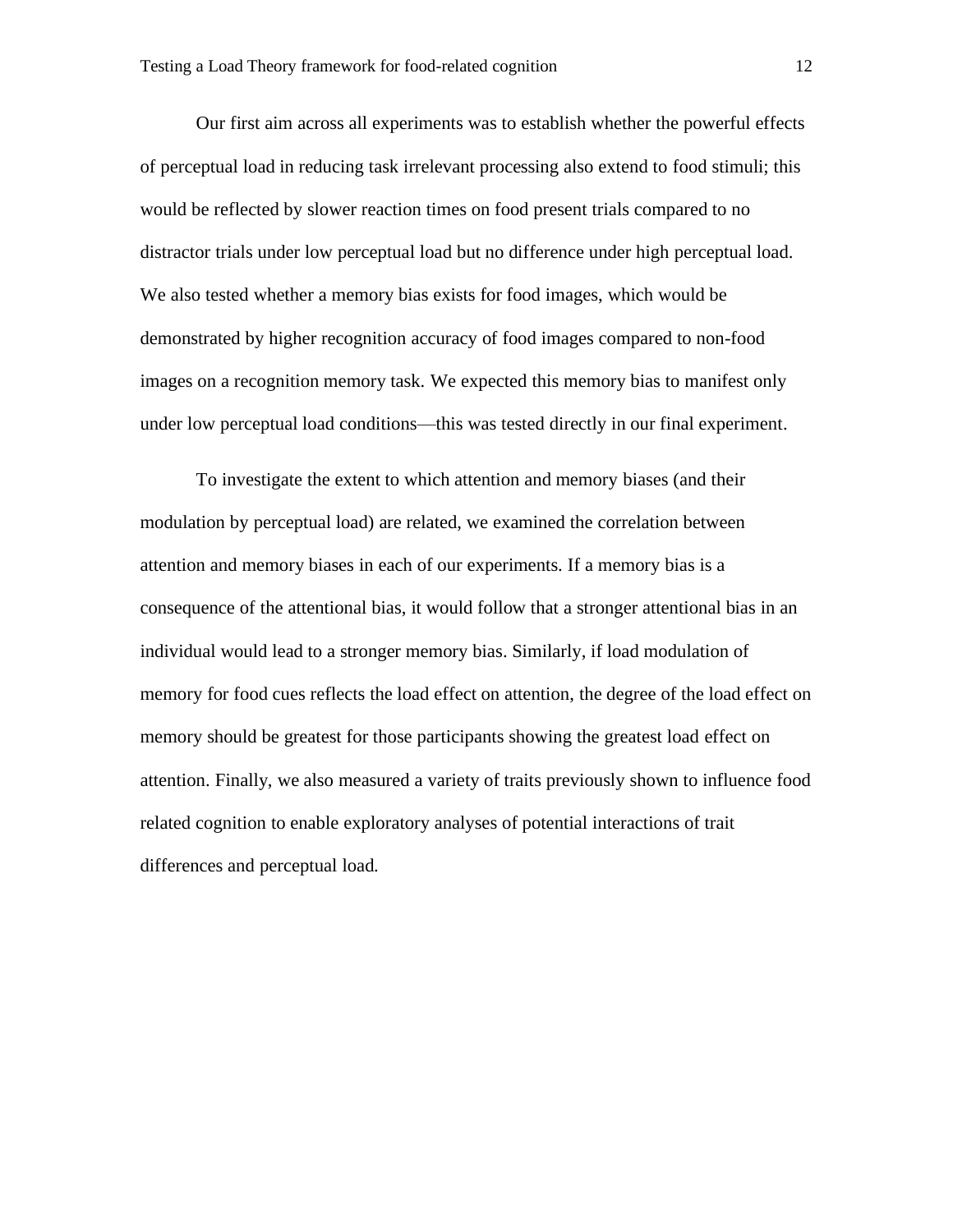Our first aim across all experiments was to establish whether the powerful effects of perceptual load in reducing task irrelevant processing also extend to food stimuli; this would be reflected by slower reaction times on food present trials compared to no distractor trials under low perceptual load but no difference under high perceptual load. We also tested whether a memory bias exists for food images, which would be demonstrated by higher recognition accuracy of food images compared to non-food images on a recognition memory task. We expected this memory bias to manifest only under low perceptual load conditions—this was tested directly in our final experiment.

To investigate the extent to which attention and memory biases (and their modulation by perceptual load) are related, we examined the correlation between attention and memory biases in each of our experiments. If a memory bias is a consequence of the attentional bias, it would follow that a stronger attentional bias in an individual would lead to a stronger memory bias. Similarly, if load modulation of memory for food cues reflects the load effect on attention, the degree of the load effect on memory should be greatest for those participants showing the greatest load effect on attention. Finally, we also measured a variety of traits previously shown to influence food related cognition to enable exploratory analyses of potential interactions of trait differences and perceptual load.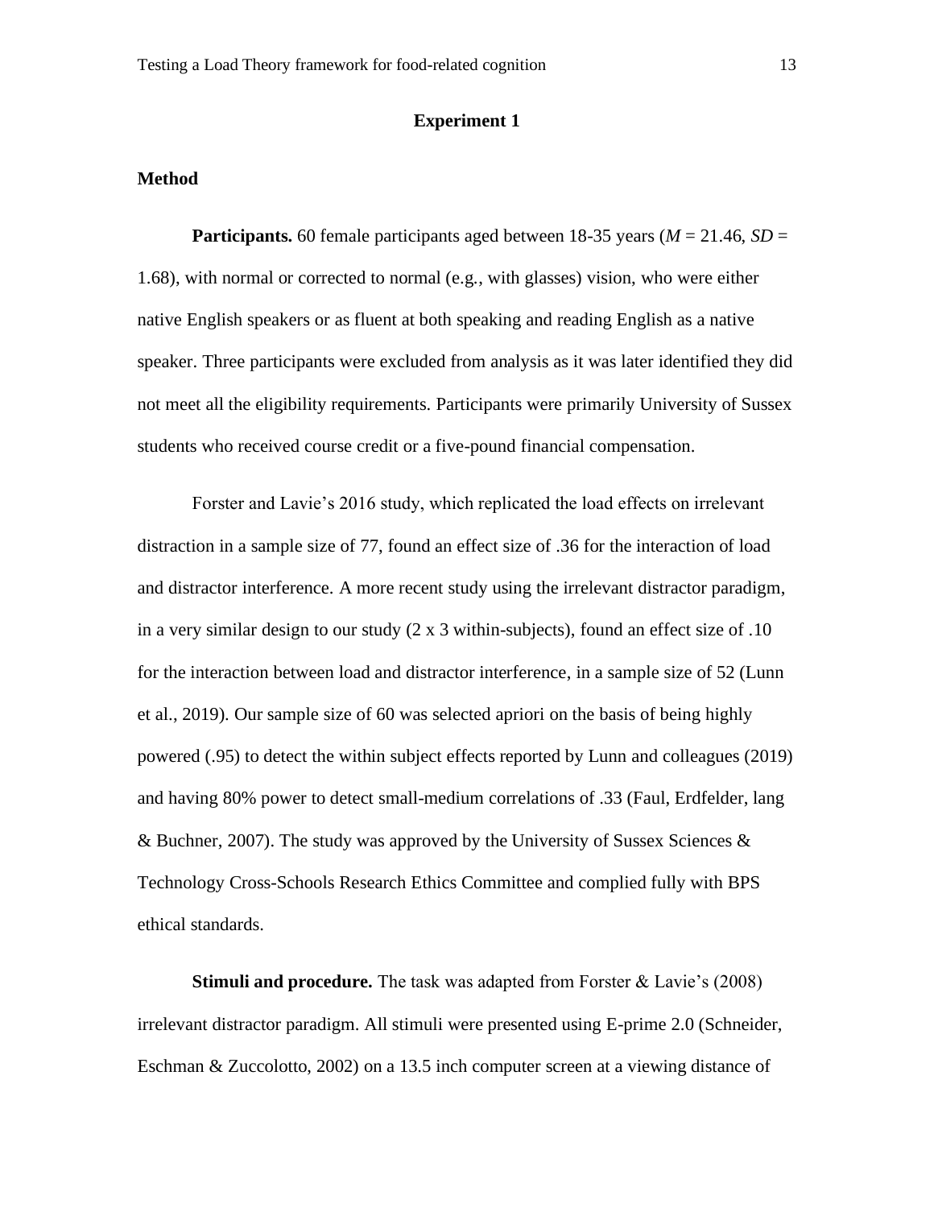## Experiment 1

### Method

**Participants.** 60 female participants aged between 18-35 years (*M* = 21.46, *SD* = 1.68), with normal or corrected to normal (e.g., with glasses) vision, who were either native English speakers or as fluent at both speaking and reading English as a native speaker. Three participants were excluded from analysis as it was later identified they did not meet all the eligibility requirements. Participants were primarily University of Sussex students who received course credit or a five-pound financial compensation.

Forster and Lavie's 2016 study, which replicated the load effects on irrelevant distraction in a sample size of 77, found an effect size of .36 for the interaction of load and distractor interference. A more recent study using the irrelevant distractor paradigm, in a very similar design to our study (2 x 3 within-subjects), found an effect size of .10 for the interaction between load and distractor interference, in a sample size of 52 (Lunn et al., 2019). Our sample size of 60 was selected apriori on the basis of being highly powered (.95) to detect the within subject effects reported by Lunn and colleagues (2019) and having 80% power to detect small-medium correlations of .33 (Faul, Erdfelder, lang & Buchner, 2007). The study was approved by the University of Sussex Sciences & Technology Cross-Schools Research Ethics Committee and complied fully with BPS ethical standards.

**Stimuli and procedure.** The task was adapted from Forster & Lavie's (2008) irrelevant distractor paradigm. All stimuli were presented using E-prime 2.0 (Schneider, Eschman & Zuccolotto, 2002) on a 13.5 inch computer screen at a viewing distance of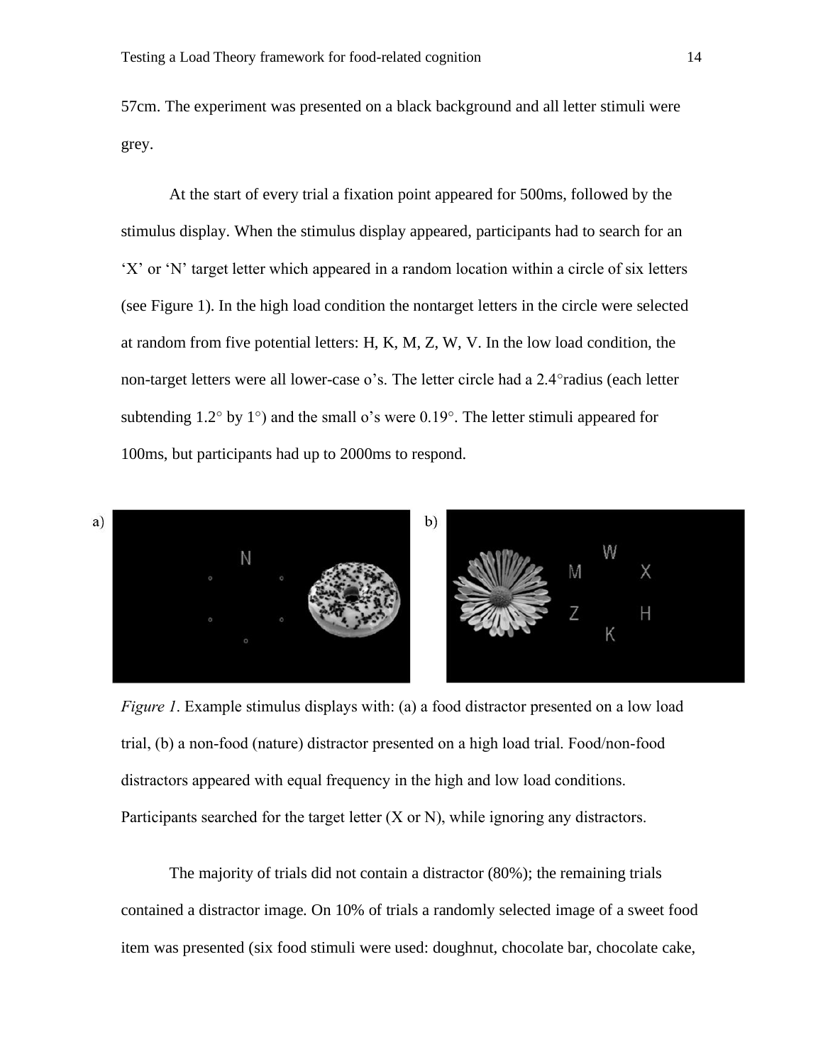57cm. The experiment was presented on a black background and all letter stimuli were grey.

At the start of every trial a fixation point appeared for 500ms, followed by the stimulus display. When the stimulus display appeared, participants had to search for an 'X' or 'N' target letter which appeared in a random location within a circle of six letters (see Figure 1). In the high load condition the nontarget letters in the circle were selected at random from five potential letters: H, K, M, Z, W, V. In the low load condition, the non-target letters were all lower-case o's. The letter circle had a 2.4°radius (each letter subtending 1.2° by 1°) and the small o's were 0.19°. The letter stimuli appeared for 100ms, but participants had up to 2000ms to respond.

a)

b)

*Figure 1*. Example stimulus displays with: (a) a food distractor presented on a low load trial, (b) a non-food (nature) distractor presented on a high load trial. Food/non-food distractors appeared with equal frequency in the high and low load conditions. Participants searched for the target letter (X or N), while ignoring any distractors.

The majority of trials did not contain a distractor (80%); the remaining trials contained a distractor image. On 10% of trials a randomly selected image of a sweet food item was presented (six food stimuli were used: doughnut, chocolate bar, chocolate cake,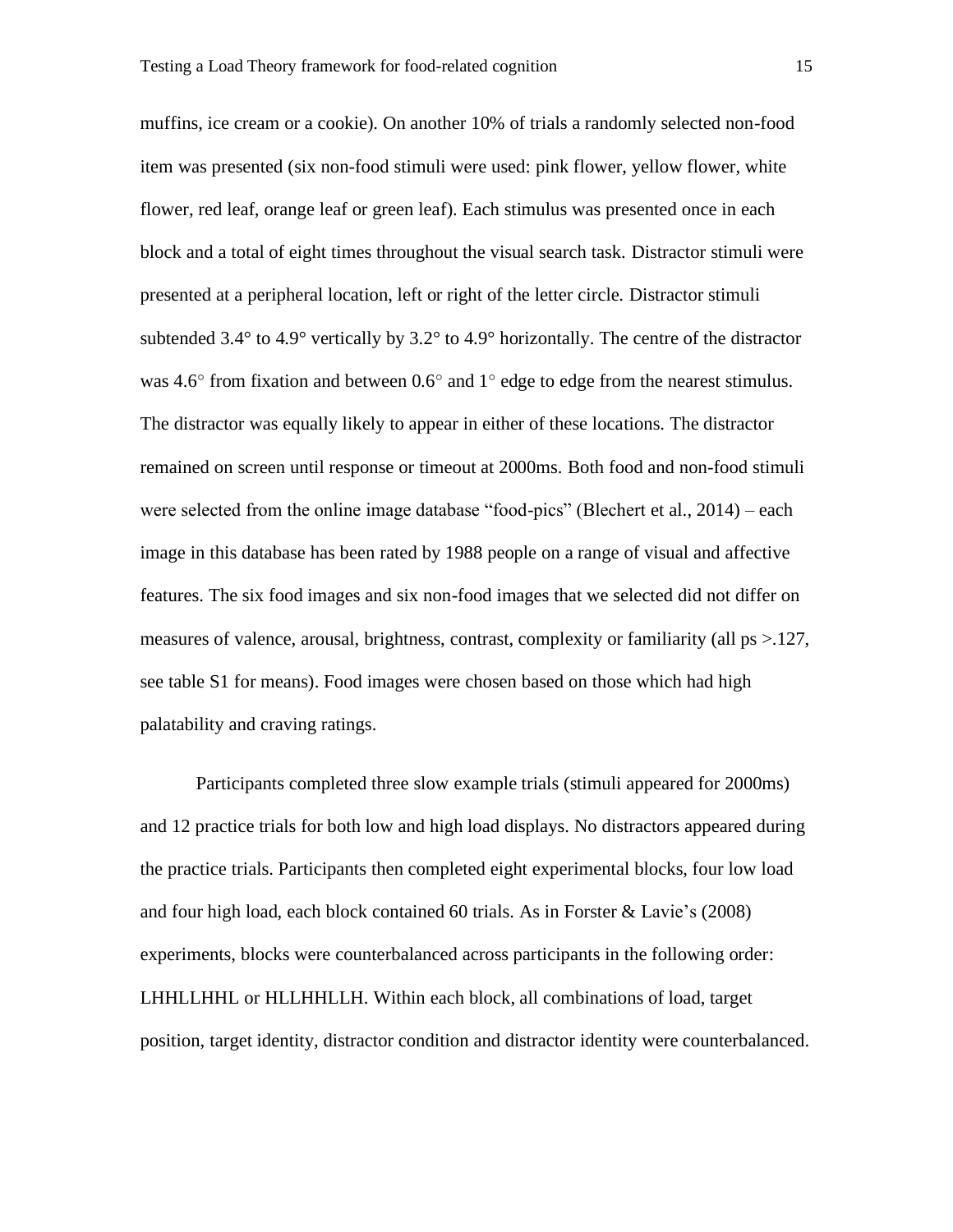muffins, ice cream or a cookie). On another 10% of trials a randomly selected non-food item was presented (six non-food stimuli were used: pink flower, yellow flower, white flower, red leaf, orange leaf or green leaf). Each stimulus was presented once in each block and a total of eight times throughout the visual search task. Distractor stimuli were presented at a peripheral location, left or right of the letter circle. Distractor stimuli subtended 3.4° to 4.9° vertically by 3.2° to 4.9° horizontally. The centre of the distractor was 4.6° from fixation and between 0.6° and 1° edge to edge from the nearest stimulus. The distractor was equally likely to appear in either of these locations. The distractor remained on screen until response or timeout at 2000ms. Both food and non-food stimuli were selected from the online image database "food-pics" (Blechert et al., 2014) – each image in this database has been rated by 1988 people on a range of visual and affective features. The six food images and six non-food images that we selected did not differ on measures of valence, arousal, brightness, contrast, complexity or familiarity (all ps >.127, see table S1 for means). Food images were chosen based on those which had high palatability and craving ratings.

Participants completed three slow example trials (stimuli appeared for 2000ms) and 12 practice trials for both low and high load displays. No distractors appeared during the practice trials. Participants then completed eight experimental blocks, four low load and four high load, each block contained 60 trials. As in Forster & Lavie's (2008) experiments, blocks were counterbalanced across participants in the following order: LHHLLHHL or HLLHHLLH. Within each block, all combinations of load, target position, target identity, distractor condition and distractor identity were counterbalanced.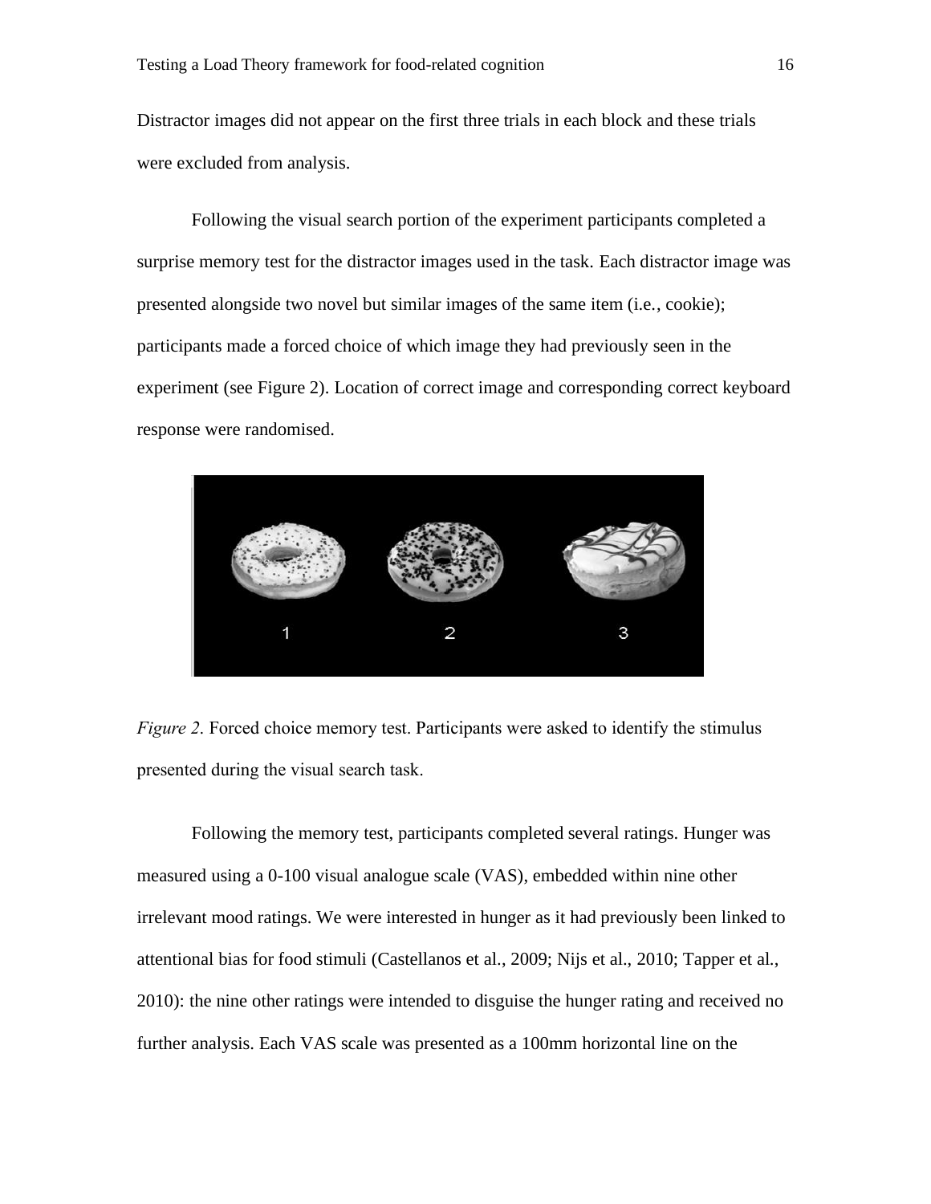Distractor images did not appear on the first three trials in each block and these trials were excluded from analysis.

Following the visual search portion of the experiment participants completed a surprise memory test for the distractor images used in the task. Each distractor image was presented alongside two novel but similar images of the same item (i.e., cookie); participants made a forced choice of which image they had previously seen in the experiment (see Figure 2). Location of correct image and corresponding correct keyboard response were randomised.

1

2

3

*Figure 2*. Forced choice memory test. Participants were asked to identify the stimulus presented during the visual search task.

Following the memory test, participants completed several ratings. Hunger was measured using a 0-100 visual analogue scale (VAS), embedded within nine other irrelevant mood ratings. We were interested in hunger as it had previously been linked to attentional bias for food stimuli (Castellanos et al., 2009; Nijs et al., 2010; Tapper et al., 2010): the nine other ratings were intended to disguise the hunger rating and received no further analysis. Each VAS scale was presented as a 100mm horizontal line on the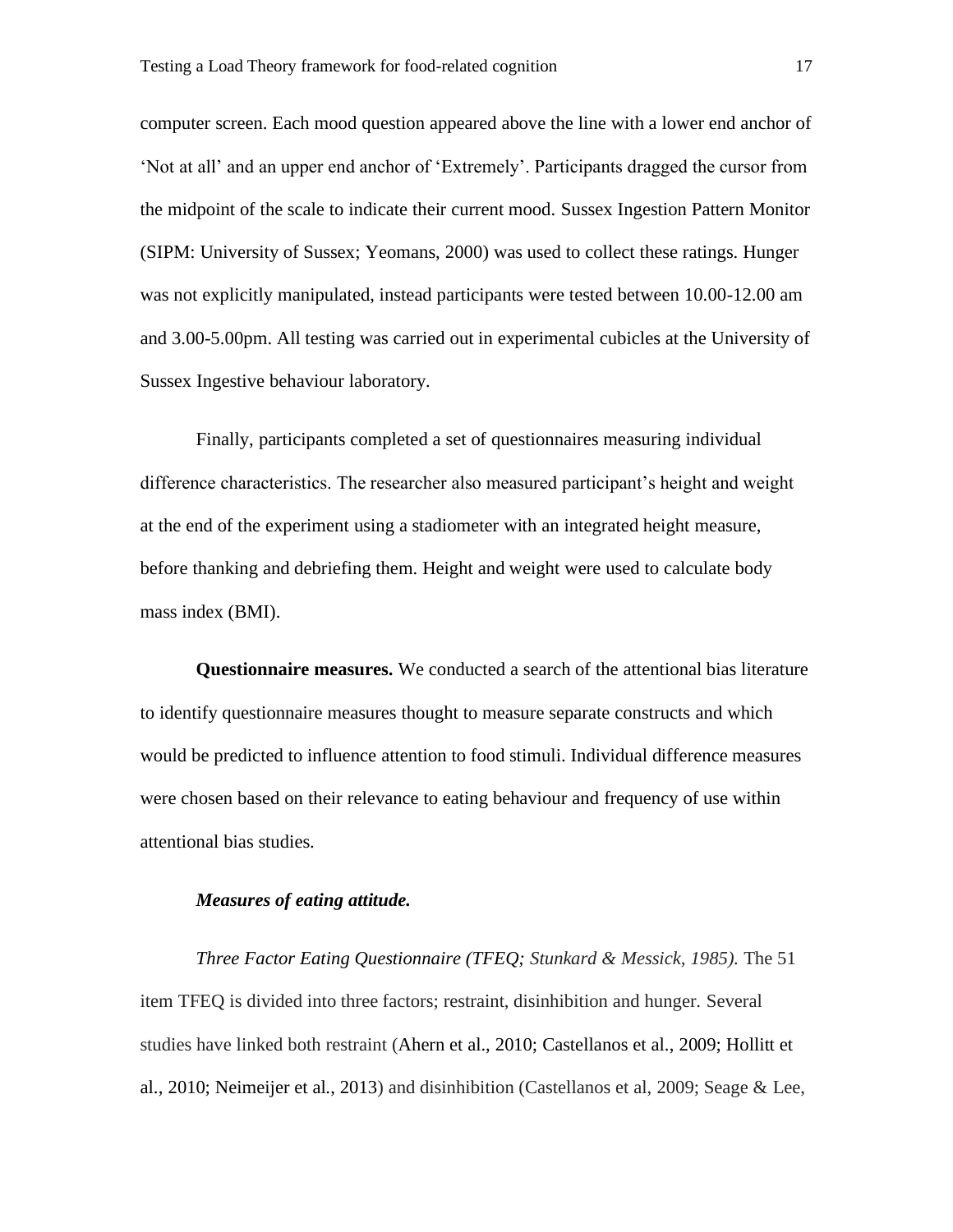computer screen. Each mood question appeared above the line with a lower end anchor of 'Not at all' and an upper end anchor of 'Extremely'. Participants dragged the cursor from the midpoint of the scale to indicate their current mood. Sussex Ingestion Pattern Monitor (SIPM: University of Sussex; Yeomans, 2000) was used to collect these ratings. Hunger was not explicitly manipulated, instead participants were tested between 10.00-12.00 am and 3.00-5.00pm. All testing was carried out in experimental cubicles at the University of Sussex Ingestive behaviour laboratory.

Finally, participants completed a set of questionnaires measuring individual difference characteristics. The researcher also measured participant's height and weight at the end of the experiment using a stadiometer with an integrated height measure, before thanking and debriefing them. Height and weight were used to calculate body mass index (BMI).

**Questionnaire measures.** We conducted a search of the attentional bias literature to identify questionnaire measures thought to measure separate constructs and which would be predicted to influence attention to food stimuli. Individual difference measures were chosen based on their relevance to eating behaviour and frequency of use within attentional bias studies.

***Measures of eating attitude.***

*Three Factor Eating Questionnaire (TFEQ; Stunkard & Messick, 1985).* The 51 item TFEQ is divided into three factors; restraint, disinhibition and hunger. Several studies have linked both restraint (Ahern et al., 2010; Castellanos et al., 2009; Hollitt et al., 2010; Neimeijer et al., 2013) and disinhibition (Castellanos et al, 2009; Seage & Lee,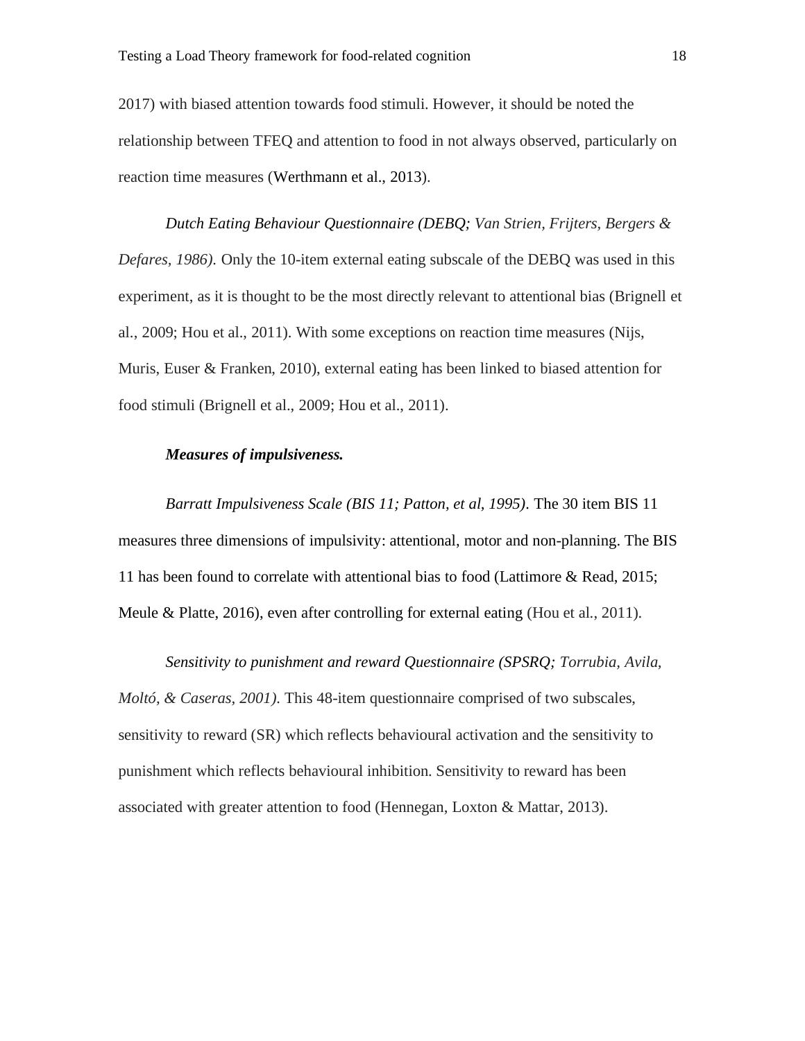2017) with biased attention towards food stimuli. However, it should be noted the relationship between TFEQ and attention to food in not always observed, particularly on reaction time measures (Werthmann et al., 2013).

*Dutch Eating Behaviour Questionnaire (DEBQ; Van Strien, Frijters, Bergers & Defares, 1986).* Only the 10-item external eating subscale of the DEBQ was used in this experiment, as it is thought to be the most directly relevant to attentional bias (Brignell et al., 2009; Hou et al., 2011). With some exceptions on reaction time measures (Nijs, Muris, Euser & Franken, 2010), external eating has been linked to biased attention for food stimuli (Brignell et al., 2009; Hou et al., 2011).

***Measures of impulsiveness.***

*Barratt Impulsiveness Scale (BIS 11; Patton, et al, 1995).* The 30 item BIS 11 measures three dimensions of impulsivity: attentional, motor and non-planning. The BIS 11 has been found to correlate with attentional bias to food (Lattimore & Read, 2015; Meule & Platte, 2016), even after controlling for external eating (Hou et al., 2011).

*Sensitivity to punishment and reward Questionnaire (SPSRQ; Torrubia, Avila, Moltó, & Caseras, 2001).* This 48-item questionnaire comprised of two subscales, sensitivity to reward (SR) which reflects behavioural activation and the sensitivity to punishment which reflects behavioural inhibition. Sensitivity to reward has been associated with greater attention to food (Hennegan, Loxton & Mattar, 2013).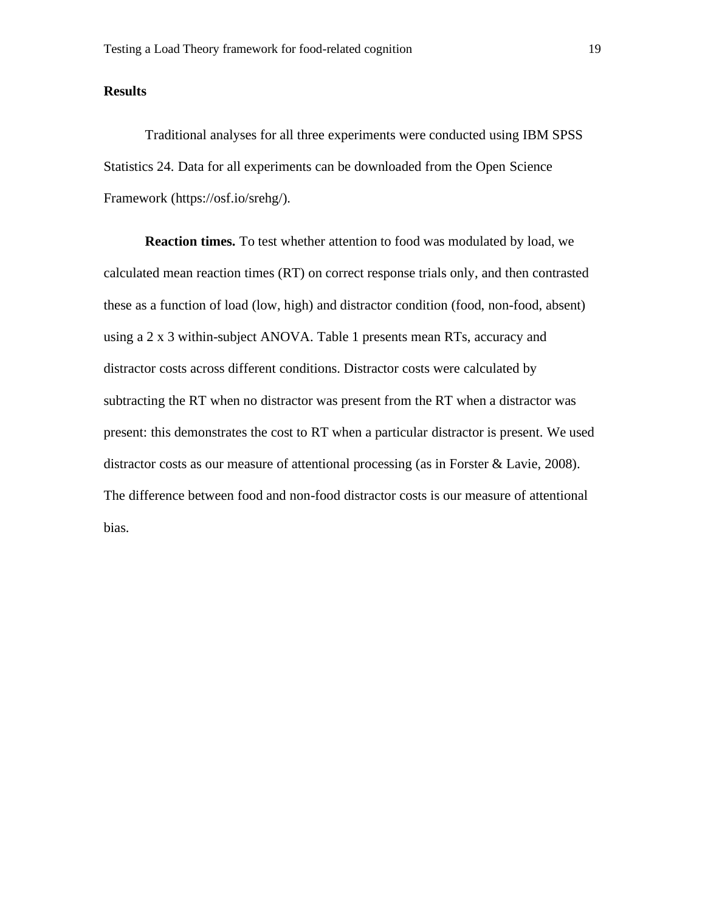## Results

Traditional analyses for all three experiments were conducted using IBM SPSS Statistics 24. Data for all experiments can be downloaded from the Open Science Framework (https://osf.io/srehg/).

**Reaction times.** To test whether attention to food was modulated by load, we calculated mean reaction times (RT) on correct response trials only, and then contrasted these as a function of load (low, high) and distractor condition (food, non-food, absent) using a 2 x 3 within-subject ANOVA. Table 1 presents mean RTs, accuracy and distractor costs across different conditions. Distractor costs were calculated by subtracting the RT when no distractor was present from the RT when a distractor was present: this demonstrates the cost to RT when a particular distractor is present. We used distractor costs as our measure of attentional processing (as in Forster & Lavie, 2008). The difference between food and non-food distractor costs is our measure of attentional bias.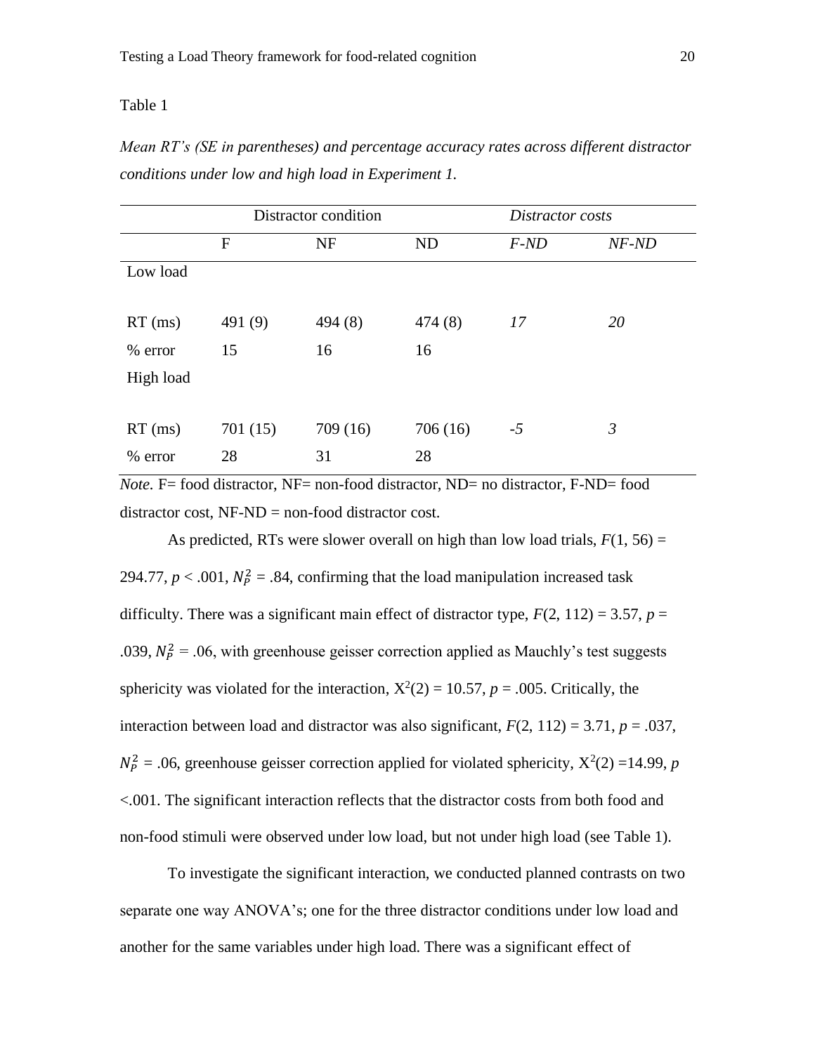Table 1

*Mean RT's (SE in parentheses) and percentage accuracy rates across different distractor conditions under low and high load in Experiment 1.*

| | Distractor condition | | | *Distractor costs* | |
|---|---|---|---|---|---|
| | F | NF | ND | *F-ND* | *NF-ND* |
| Low load | | | | | |
| RT (ms) | 491 (9) | 494 (8) | 474 (8) | *17* | *20* |
| % error | 15 | 16 | 16 | | |
| High load | | | | | |
| RT (ms) | 701 (15) | 709 (16) | 706 (16) | *-5* | *3* |
| % error | 28 | 31 | 28 | | |

*Note.* F= food distractor, NF= non-food distractor, ND= no distractor, F-ND= food distractor cost, NF-ND = non-food distractor cost.

As predicted, RTs were slower overall on high than low load trials, $F(1, 56) = 294.77$, $p < .001$, $N_P^2 = .84$, confirming that the load manipulation increased task difficulty. There was a significant main effect of distractor type, $F(2, 112) = 3.57$, $p = .039$, $N_P^2 = .06$, with greenhouse geisser correction applied as Mauchly's test suggests sphericity was violated for the interaction, $X^2(2) = 10.57$, $p = .005$. Critically, the interaction between load and distractor was also significant, $F(2, 112) = 3.71$, $p = .037$, $N_P^2 = .06$, greenhouse geisser correction applied for violated sphericity, $X^2(2) = 14.99$, $p < .001$. The significant interaction reflects that the distractor costs from both food and non-food stimuli were observed under low load, but not under high load (see Table 1).

To investigate the significant interaction, we conducted planned contrasts on two separate one way ANOVA's; one for the three distractor conditions under low load and another for the same variables under high load. There was a significant effect of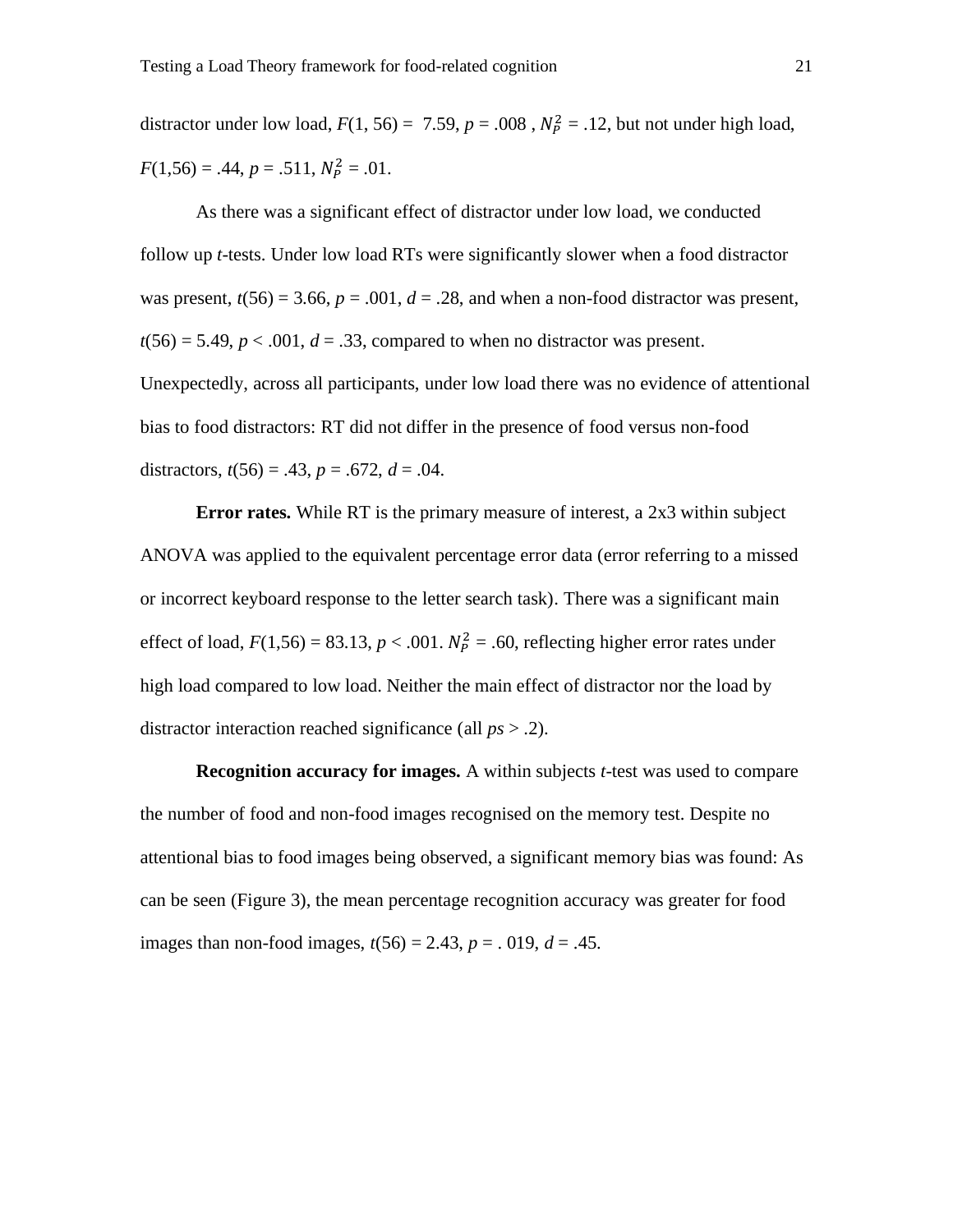distractor under low load, $F(1, 56) = 7.59$, $p = .008$ , $N_P^2 = .12$, but not under high load, $F(1,56) = .44$, $p = .511$, $N_P^2 = .01$.

As there was a significant effect of distractor under low load, we conducted follow up *t*-tests. Under low load RTs were significantly slower when a food distractor was present, $t(56) = 3.66$, $p = .001$, $d = .28$, and when a non-food distractor was present, $t(56) = 5.49$, $p < .001$, $d = .33$, compared to when no distractor was present. Unexpectedly, across all participants, under low load there was no evidence of attentional bias to food distractors: RT did not differ in the presence of food versus non-food distractors, $t(56) = .43$, $p = .672$, $d = .04$.

**Error rates.** While RT is the primary measure of interest, a 2x3 within subject ANOVA was applied to the equivalent percentage error data (error referring to a missed or incorrect keyboard response to the letter search task). There was a significant main effect of load, $F(1,56) = 83.13$, $p < .001$. $N_P^2 = .60$, reflecting higher error rates under high load compared to low load. Neither the main effect of distractor nor the load by distractor interaction reached significance (all *ps* > .2).

**Recognition accuracy for images.** A within subjects *t*-test was used to compare the number of food and non-food images recognised on the memory test. Despite no attentional bias to food images being observed, a significant memory bias was found: As can be seen (Figure 3), the mean percentage recognition accuracy was greater for food images than non-food images, $t(56) = 2.43$, $p = .019$, $d = .45$.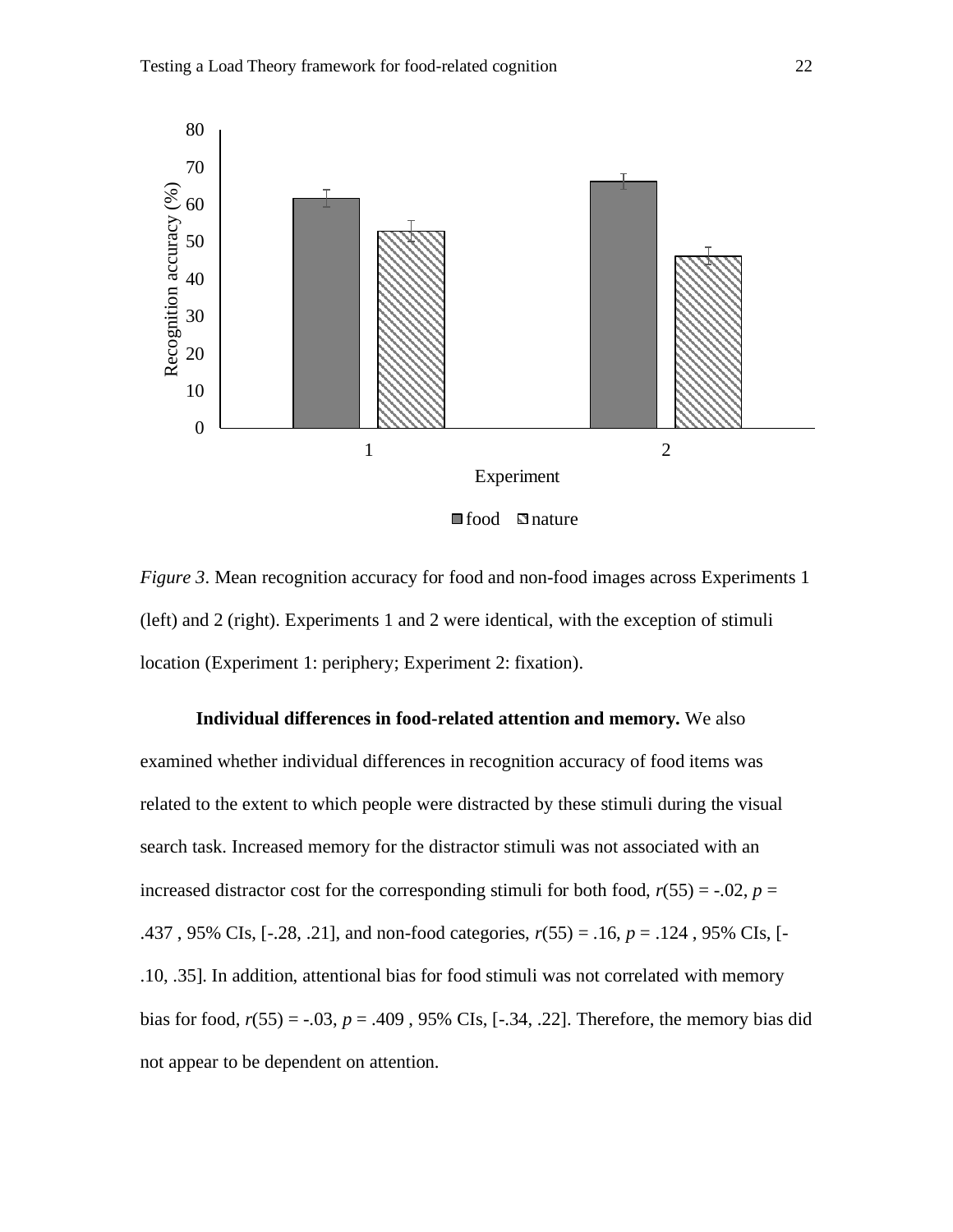80
70
60
50
40
30
20
10
0

Recognition accuracy (%)

1
2

Experiment

food nature

*Figure 3*. Mean recognition accuracy for food and non-food images across Experiments 1 (left) and 2 (right). Experiments 1 and 2 were identical, with the exception of stimuli location (Experiment 1: periphery; Experiment 2: fixation).

**Individual differences in food-related attention and memory.** We also examined whether individual differences in recognition accuracy of food items was related to the extent to which people were distracted by these stimuli during the visual search task. Increased memory for the distractor stimuli was not associated with an increased distractor cost for the corresponding stimuli for both food, $r(55) = -.02$, $p = .437$ , 95% CIs, [-.28, .21], and non-food categories, $r(55) = .16$, $p = .124$ , 95% CIs, [-.10, .35]. In addition, attentional bias for food stimuli was not correlated with memory bias for food, $r(55) = -.03$, $p = .409$ , 95% CIs, [-.34, .22]. Therefore, the memory bias did not appear to be dependent on attention.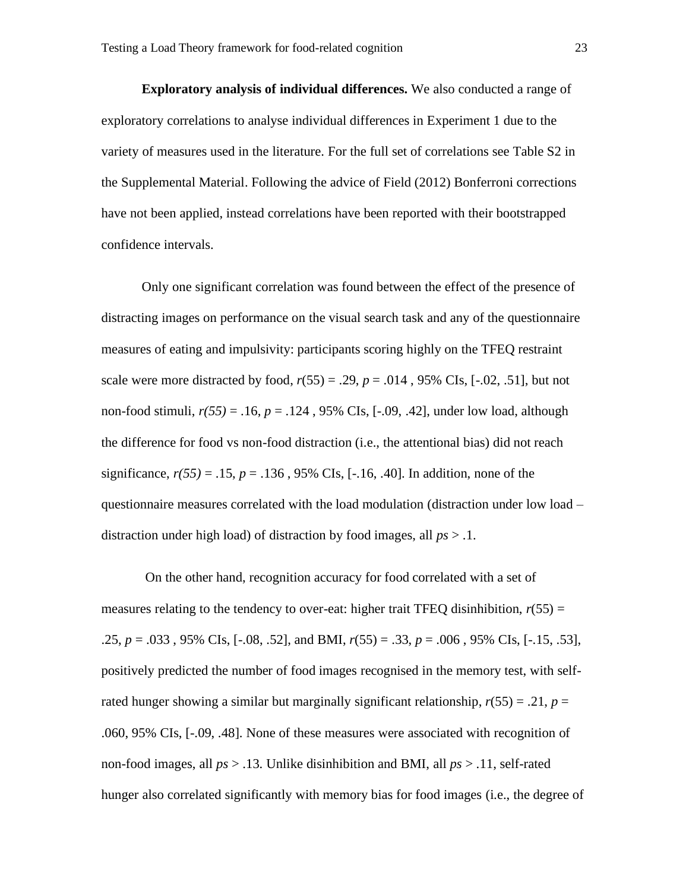**Exploratory analysis of individual differences.** We also conducted a range of exploratory correlations to analyse individual differences in Experiment 1 due to the variety of measures used in the literature. For the full set of correlations see Table S2 in the Supplemental Material. Following the advice of Field (2012) Bonferroni corrections have not been applied, instead correlations have been reported with their bootstrapped confidence intervals.

Only one significant correlation was found between the effect of the presence of distracting images on performance on the visual search task and any of the questionnaire measures of eating and impulsivity: participants scoring highly on the TFEQ restraint scale were more distracted by food, $r(55) = .29$, $p = .014$ , 95% CIs, [-.02, .51], but not non-food stimuli, $r(55) = .16$, $p = .124$ , 95% CIs, [-.09, .42], under low load, although the difference for food vs non-food distraction (i.e., the attentional bias) did not reach significance, $r(55) = .15$, $p = .136$ , 95% CIs, [-.16, .40]. In addition, none of the questionnaire measures correlated with the load modulation (distraction under low load – distraction under high load) of distraction by food images, all *ps* > .1.

On the other hand, recognition accuracy for food correlated with a set of measures relating to the tendency to over-eat: higher trait TFEQ disinhibition, $r(55) = .25$, $p = .033$ , 95% CIs, [-.08, .52], and BMI, $r(55) = .33$, $p = .006$ , 95% CIs, [-.15, .53], positively predicted the number of food images recognised in the memory test, with self-rated hunger showing a similar but marginally significant relationship, $r(55) = .21$, $p = .060$, 95% CIs, [-.09, .48]. None of these measures were associated with recognition of non-food images, all *ps* > .13. Unlike disinhibition and BMI, all *ps* > .11, self-rated hunger also correlated significantly with memory bias for food images (i.e., the degree of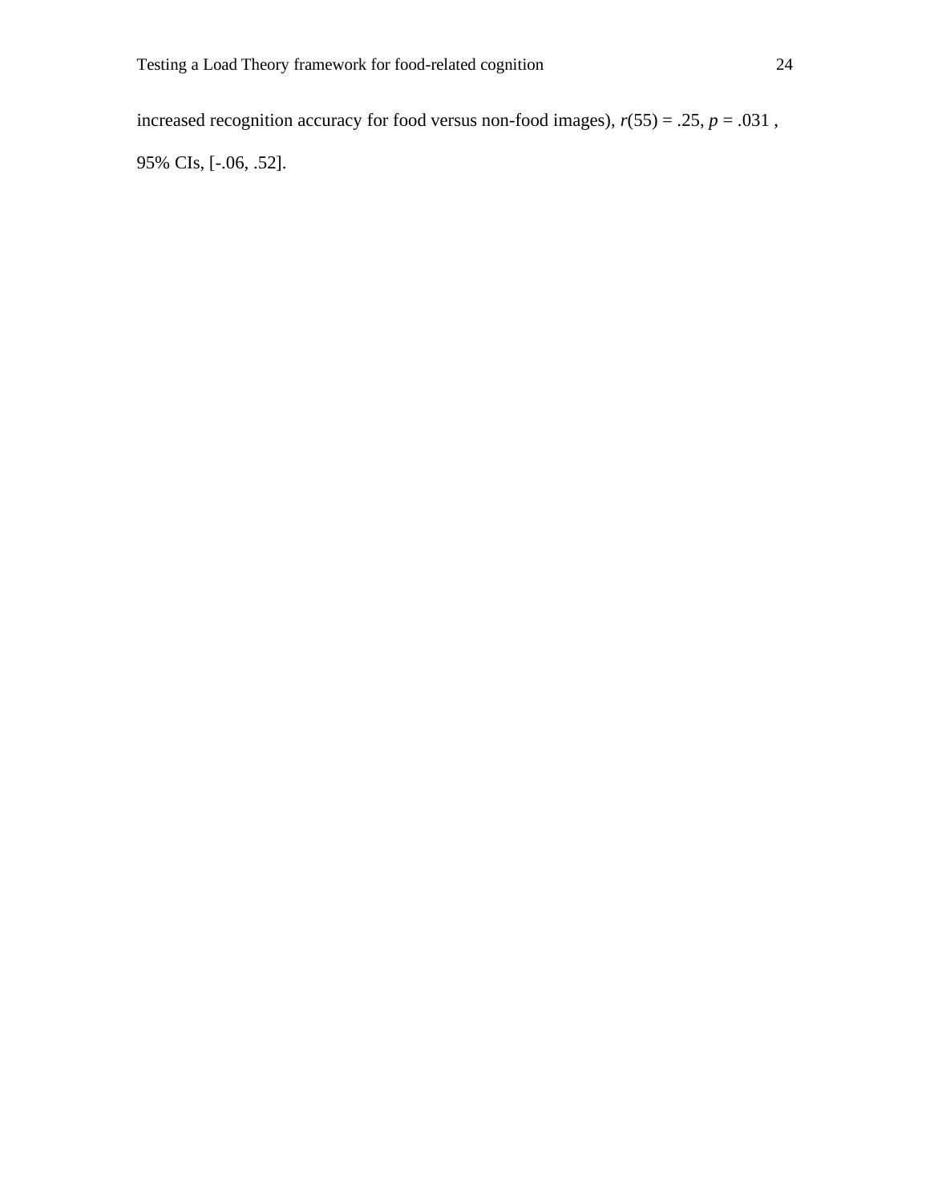increased recognition accuracy for food versus non-food images), $r(55) = .25$, $p = .031$ , 95% CIs, [-.06, .52].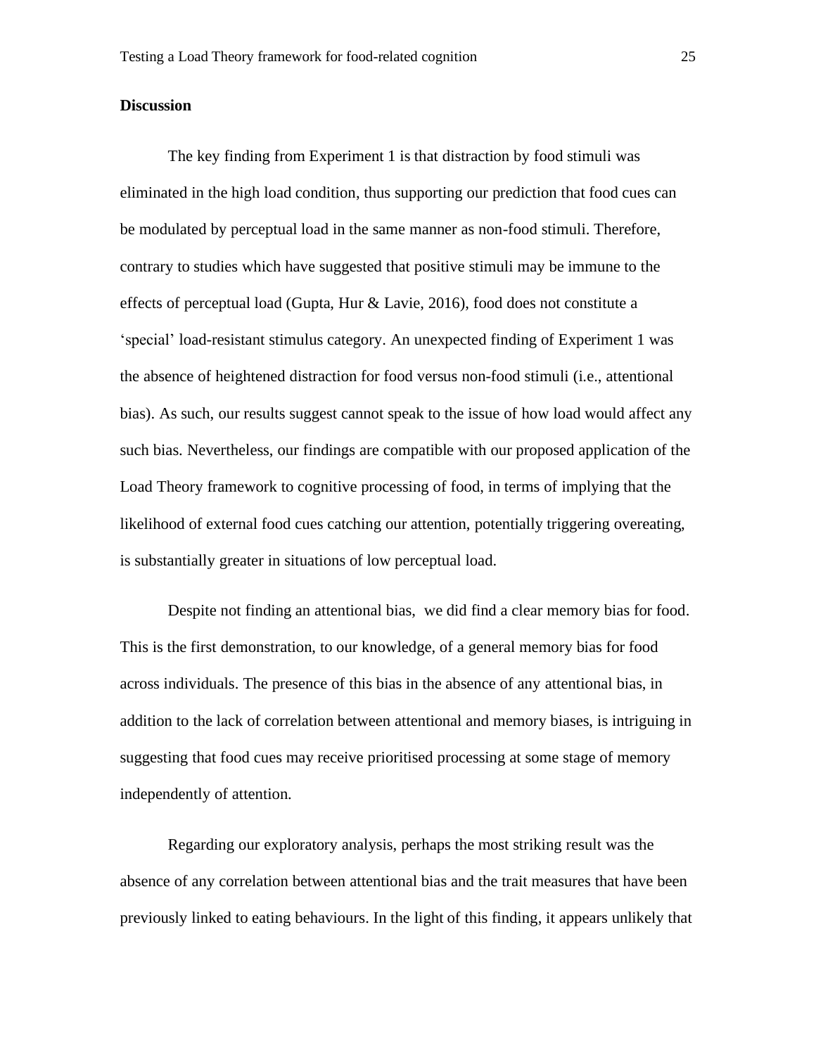**Discussion**

The key finding from Experiment 1 is that distraction by food stimuli was eliminated in the high load condition, thus supporting our prediction that food cues can be modulated by perceptual load in the same manner as non-food stimuli. Therefore, contrary to studies which have suggested that positive stimuli may be immune to the effects of perceptual load (Gupta, Hur & Lavie, 2016), food does not constitute a 'special' load-resistant stimulus category. An unexpected finding of Experiment 1 was the absence of heightened distraction for food versus non-food stimuli (i.e., attentional bias). As such, our results suggest cannot speak to the issue of how load would affect any such bias. Nevertheless, our findings are compatible with our proposed application of the Load Theory framework to cognitive processing of food, in terms of implying that the likelihood of external food cues catching our attention, potentially triggering overeating, is substantially greater in situations of low perceptual load.

Despite not finding an attentional bias, we did find a clear memory bias for food. This is the first demonstration, to our knowledge, of a general memory bias for food across individuals. The presence of this bias in the absence of any attentional bias, in addition to the lack of correlation between attentional and memory biases, is intriguing in suggesting that food cues may receive prioritised processing at some stage of memory independently of attention.

Regarding our exploratory analysis, perhaps the most striking result was the absence of any correlation between attentional bias and the trait measures that have been previously linked to eating behaviours. In the light of this finding, it appears unlikely that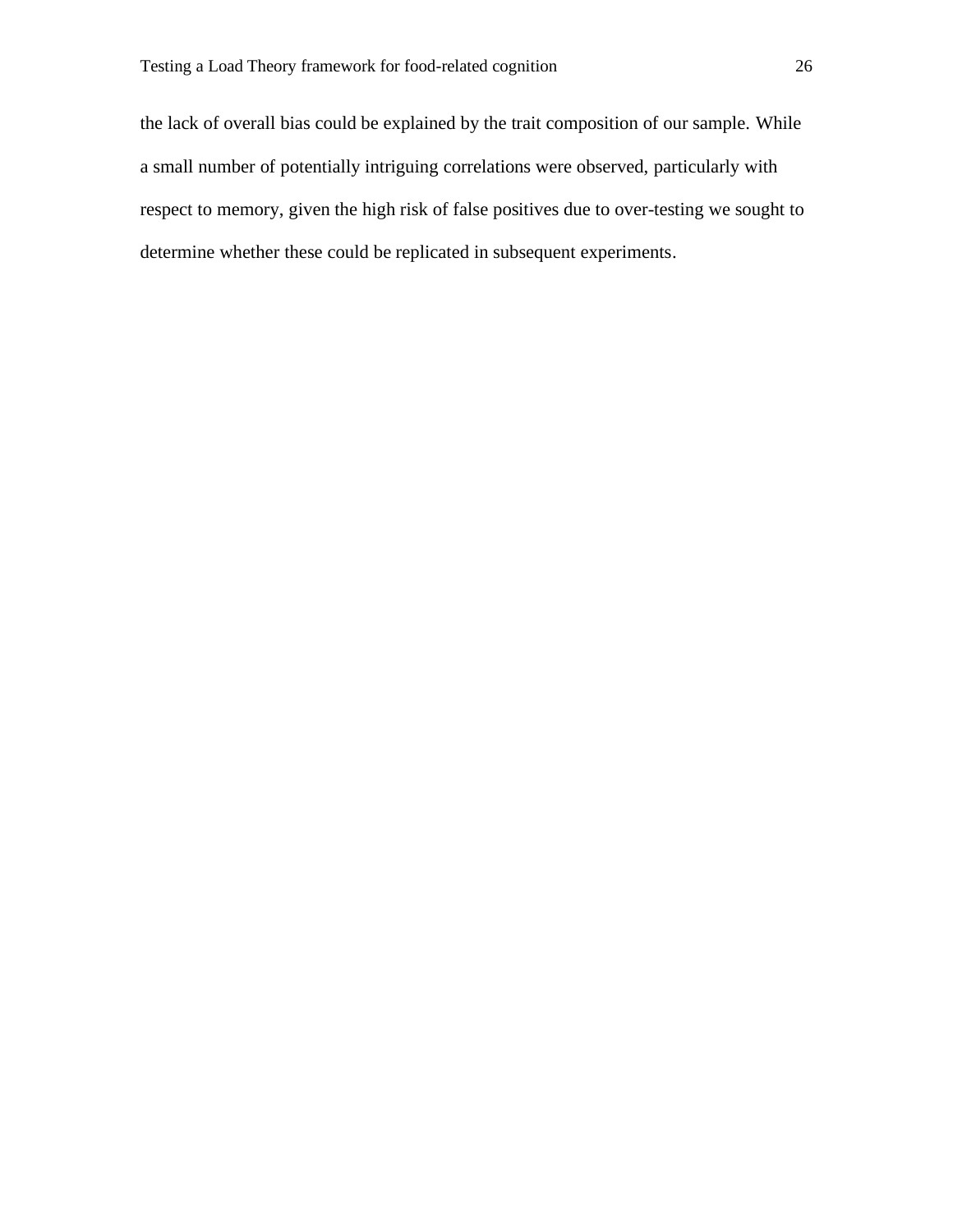the lack of overall bias could be explained by the trait composition of our sample. While a small number of potentially intriguing correlations were observed, particularly with respect to memory, given the high risk of false positives due to over-testing we sought to determine whether these could be replicated in subsequent experiments.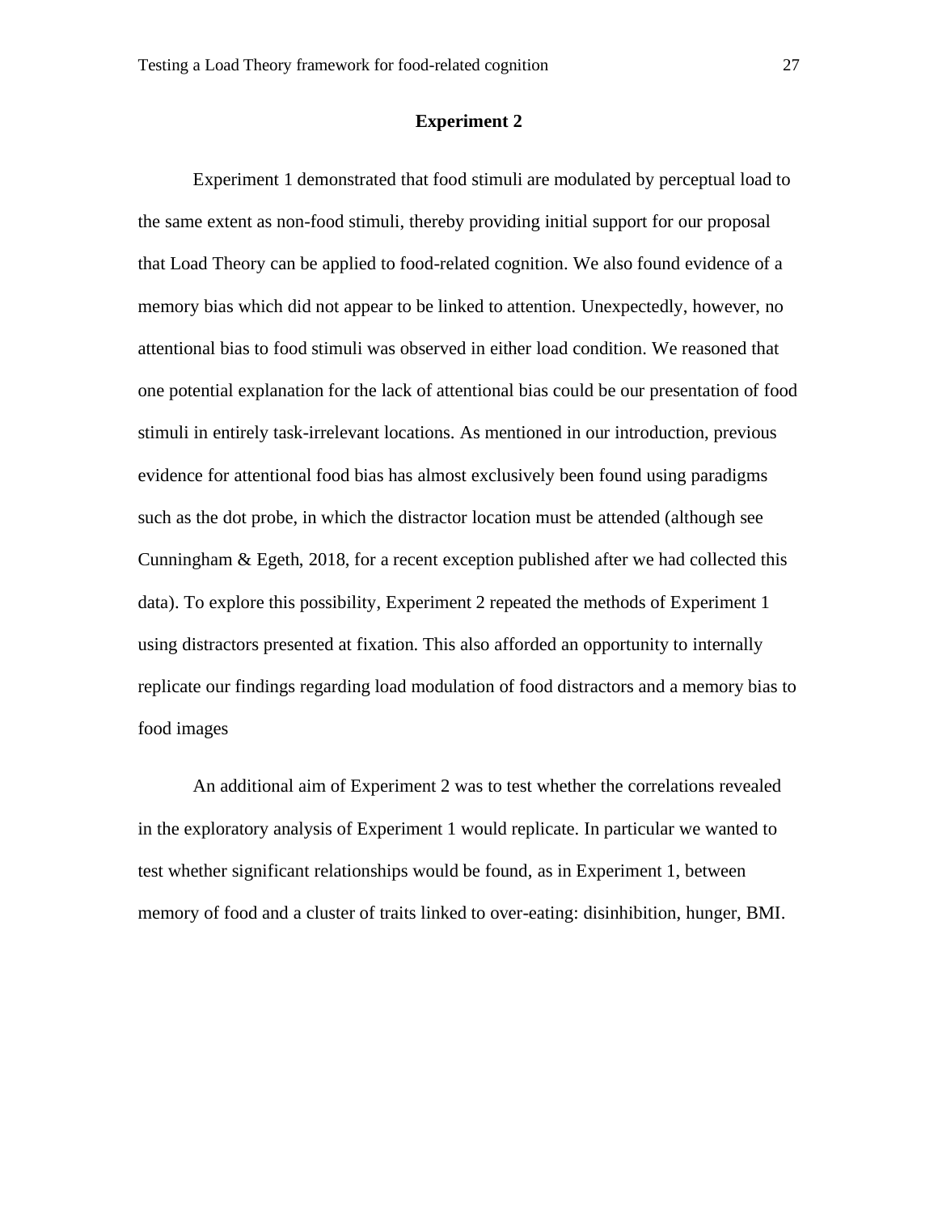## Experiment 2

Experiment 1 demonstrated that food stimuli are modulated by perceptual load to the same extent as non-food stimuli, thereby providing initial support for our proposal that Load Theory can be applied to food-related cognition. We also found evidence of a memory bias which did not appear to be linked to attention. Unexpectedly, however, no attentional bias to food stimuli was observed in either load condition. We reasoned that one potential explanation for the lack of attentional bias could be our presentation of food stimuli in entirely task-irrelevant locations. As mentioned in our introduction, previous evidence for attentional food bias has almost exclusively been found using paradigms such as the dot probe, in which the distractor location must be attended (although see Cunningham & Egeth, 2018, for a recent exception published after we had collected this data). To explore this possibility, Experiment 2 repeated the methods of Experiment 1 using distractors presented at fixation. This also afforded an opportunity to internally replicate our findings regarding load modulation of food distractors and a memory bias to food images

An additional aim of Experiment 2 was to test whether the correlations revealed in the exploratory analysis of Experiment 1 would replicate. In particular we wanted to test whether significant relationships would be found, as in Experiment 1, between memory of food and a cluster of traits linked to over-eating: disinhibition, hunger, BMI.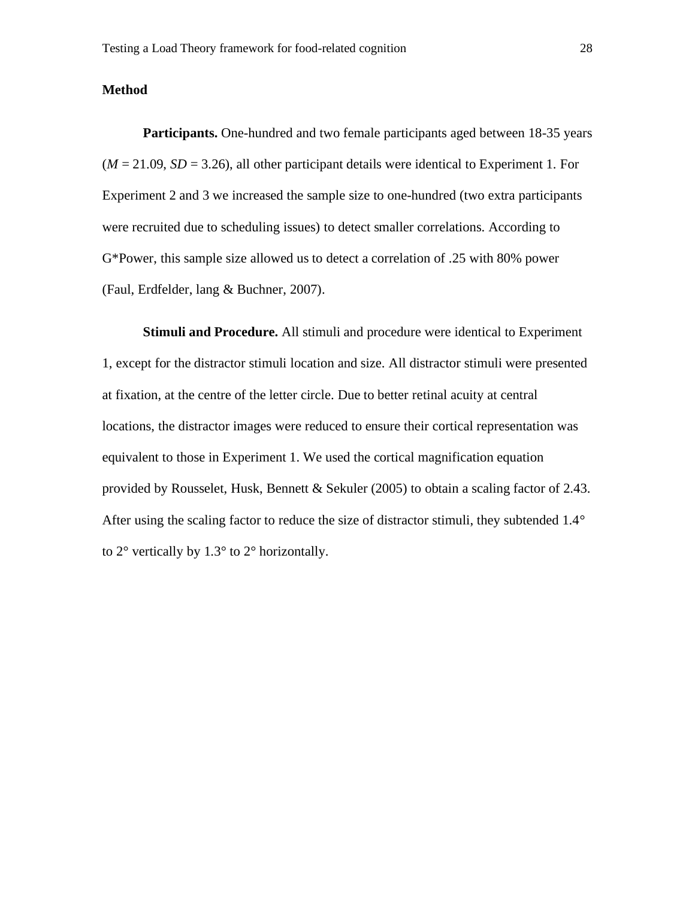## Method

**Participants.** One-hundred and two female participants aged between 18-35 years (*M* = 21.09, *SD* = 3.26), all other participant details were identical to Experiment 1. For Experiment 2 and 3 we increased the sample size to one-hundred (two extra participants were recruited due to scheduling issues) to detect smaller correlations. According to G*Power, this sample size allowed us to detect a correlation of .25 with 80% power (Faul, Erdfelder, lang & Buchner, 2007).

**Stimuli and Procedure.** All stimuli and procedure were identical to Experiment 1, except for the distractor stimuli location and size. All distractor stimuli were presented at fixation, at the centre of the letter circle. Due to better retinal acuity at central locations, the distractor images were reduced to ensure their cortical representation was equivalent to those in Experiment 1. We used the cortical magnification equation provided by Rousselet, Husk, Bennett & Sekuler (2005) to obtain a scaling factor of 2.43. After using the scaling factor to reduce the size of distractor stimuli, they subtended 1.4° to 2° vertically by 1.3° to 2° horizontally.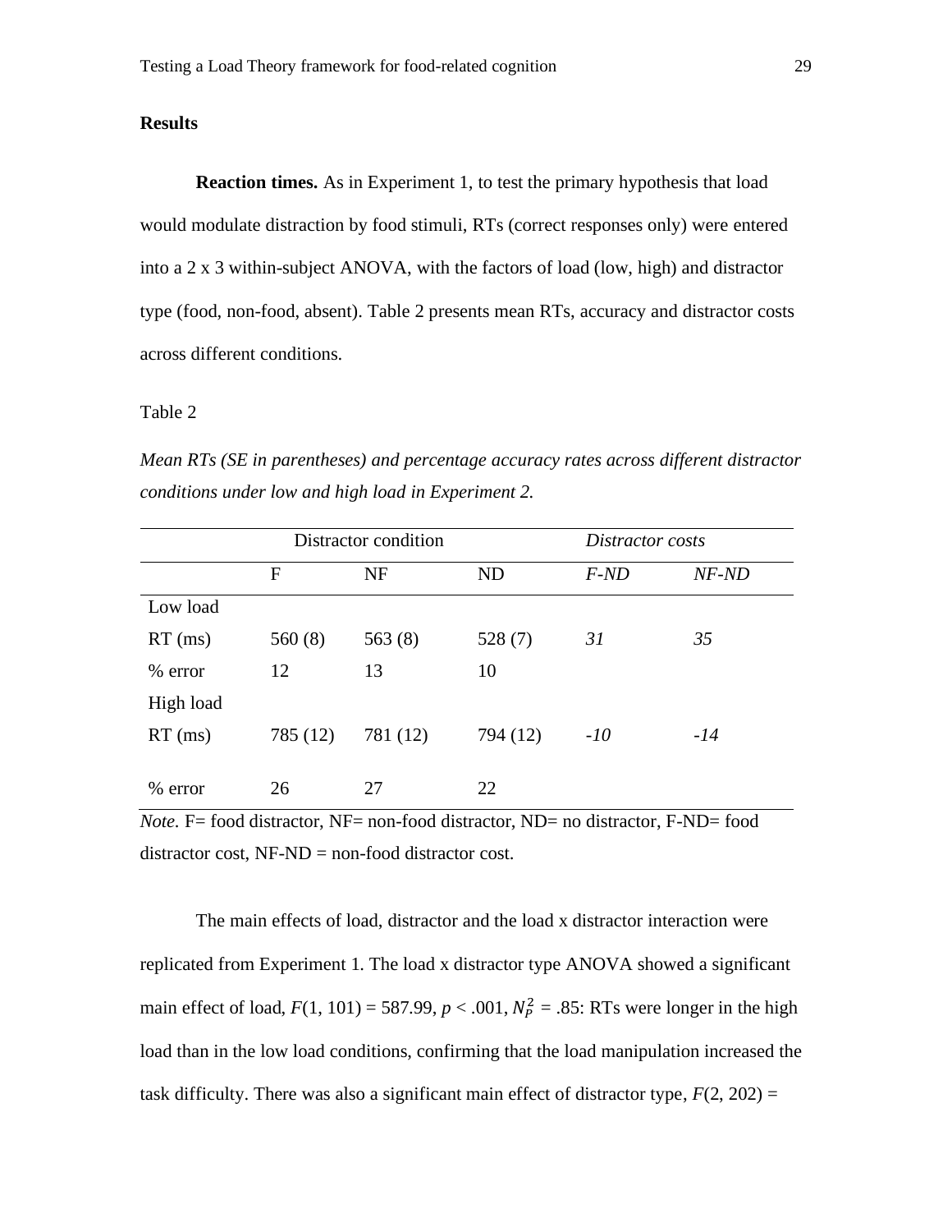## Results

**Reaction times.** As in Experiment 1, to test the primary hypothesis that load would modulate distraction by food stimuli, RTs (correct responses only) were entered into a 2 x 3 within-subject ANOVA, with the factors of load (low, high) and distractor type (food, non-food, absent). Table 2 presents mean RTs, accuracy and distractor costs across different conditions.

Table 2

*Mean RTs (SE in parentheses) and percentage accuracy rates across different distractor conditions under low and high load in Experiment 2.*

| | Distractor condition | | | *Distractor costs* | |
|---|---|---|---|---|---|
| | F | NF | ND | *F-ND* | *NF-ND* |
| Low load | | | | | |
| RT (ms) | 560 (8) | 563 (8) | 528 (7) | *31* | *35* |
| % error | 12 | 13 | 10 | | |
| High load | | | | | |
| RT (ms) | 785 (12) | 781 (12) | 794 (12) | *-10* | *-14* |
| % error | 26 | 27 | 22 | | |

*Note.* F= food distractor, NF= non-food distractor, ND= no distractor, F-ND= food distractor cost, NF-ND = non-food distractor cost.

The main effects of load, distractor and the load x distractor interaction were replicated from Experiment 1. The load x distractor type ANOVA showed a significant main effect of load, $F(1, 101) = 587.99$, $p < .001$, $N_P^2 = .85$: RTs were longer in the high load than in the low load conditions, confirming that the load manipulation increased the task difficulty. There was also a significant main effect of distractor type, $F(2, 202) =$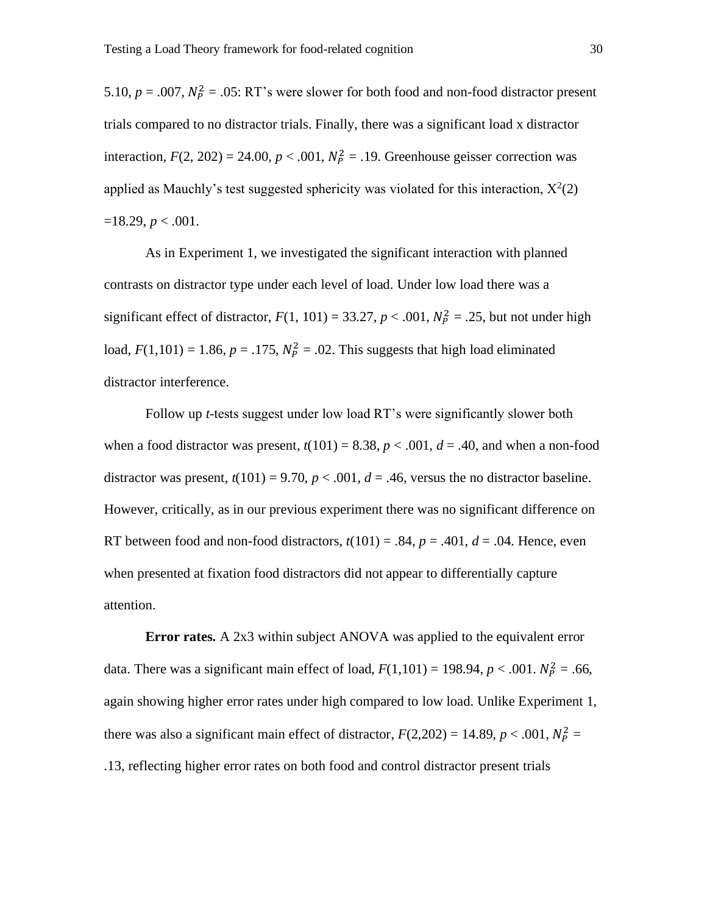5.10, $p$ = .007, $N_P^2$ = .05: RT's were slower for both food and non-food distractor present trials compared to no distractor trials. Finally, there was a significant load x distractor interaction, $F$(2, 202) = 24.00, $p$ < .001, $N_P^2$ = .19. Greenhouse geisser correction was applied as Mauchly's test suggested sphericity was violated for this interaction, $X^2(2)$ =18.29, $p$ < .001.

As in Experiment 1, we investigated the significant interaction with planned contrasts on distractor type under each level of load. Under low load there was a significant effect of distractor, $F$(1, 101) = 33.27, $p$ < .001, $N_P^2$ = .25, but not under high load, $F$(1,101) = 1.86, $p$ = .175, $N_P^2$ = .02. This suggests that high load eliminated distractor interference.

Follow up $t$-tests suggest under low load RT's were significantly slower both when a food distractor was present, $t$(101) = 8.38, $p$ < .001, $d$ = .40, and when a non-food distractor was present, $t$(101) = 9.70, $p$ < .001, $d$ = .46, versus the no distractor baseline. However, critically, as in our previous experiment there was no significant difference on RT between food and non-food distractors, $t$(101) = .84, $p$ = .401, $d$ = .04. Hence, even when presented at fixation food distractors did not appear to differentially capture attention.

**Error rates.** A 2x3 within subject ANOVA was applied to the equivalent error data. There was a significant main effect of load, $F$(1,101) = 198.94, $p$ < .001. $N_P^2$ = .66, again showing higher error rates under high compared to low load. Unlike Experiment 1, there was also a significant main effect of distractor, $F$(2,202) = 14.89, $p$ < .001, $N_P^2$ = .13, reflecting higher error rates on both food and control distractor present trials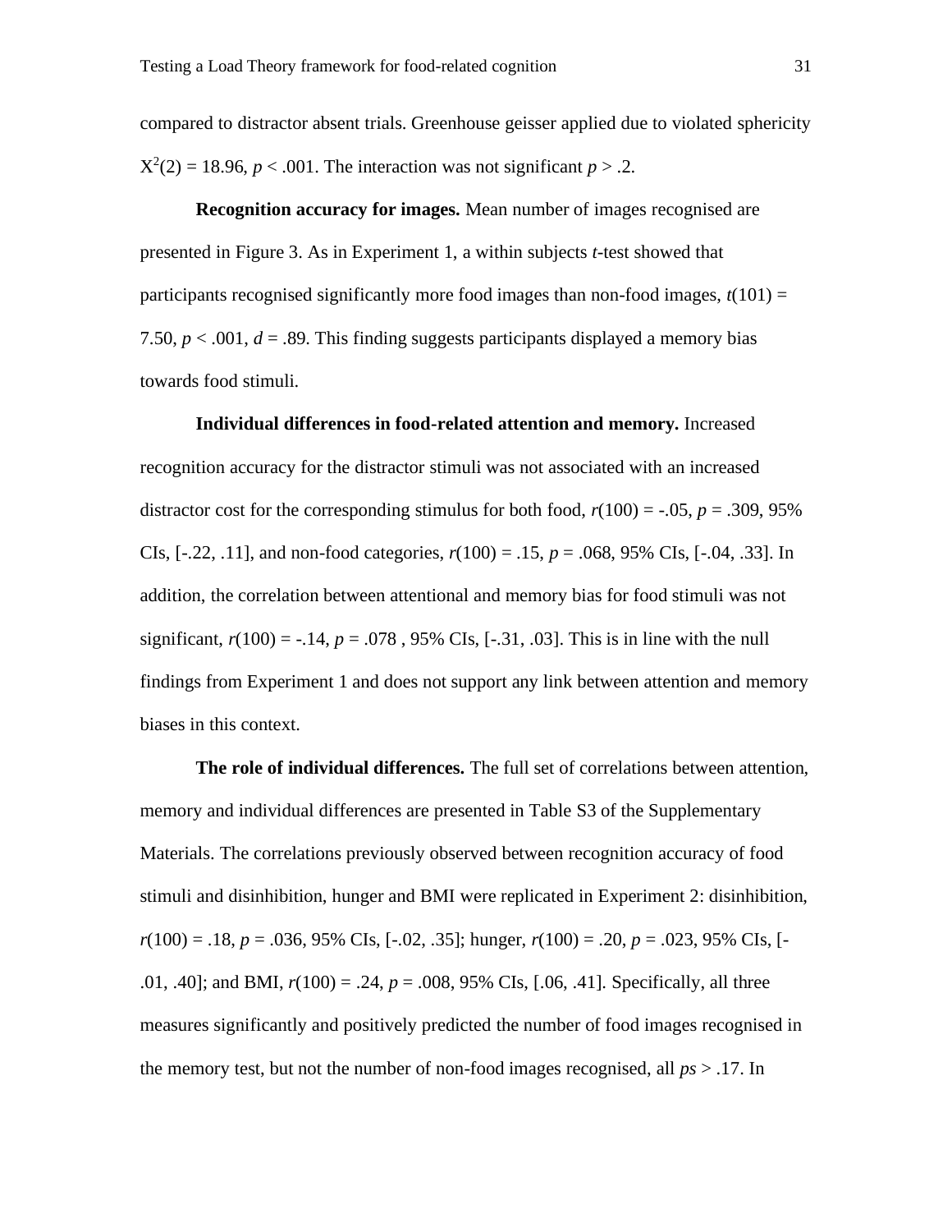compared to distractor absent trials. Greenhouse geisser applied due to violated sphericity $X^2(2) = 18.96$, $p < .001$. The interaction was not significant $p > .2$.

**Recognition accuracy for images.** Mean number of images recognised are presented in Figure 3. As in Experiment 1, a within subjects *t*-test showed that participants recognised significantly more food images than non-food images, $t(101) = 7.50$, $p < .001$, $d = .89$. This finding suggests participants displayed a memory bias towards food stimuli.

**Individual differences in food-related attention and memory.** Increased recognition accuracy for the distractor stimuli was not associated with an increased distractor cost for the corresponding stimulus for both food, $r(100) = -.05$, $p = .309$, 95% CIs, [-.22, .11], and non-food categories, $r(100) = .15$, $p = .068$, 95% CIs, [-.04, .33]. In addition, the correlation between attentional and memory bias for food stimuli was not significant, $r(100) = -.14$, $p = .078$ , 95% CIs, [-.31, .03]. This is in line with the null findings from Experiment 1 and does not support any link between attention and memory biases in this context.

**The role of individual differences.** The full set of correlations between attention, memory and individual differences are presented in Table S3 of the Supplementary Materials. The correlations previously observed between recognition accuracy of food stimuli and disinhibition, hunger and BMI were replicated in Experiment 2: disinhibition, $r(100) = .18$, $p = .036$, 95% CIs, [-.02, .35]; hunger, $r(100) = .20$, $p = .023$, 95% CIs, [-.01, .40]; and BMI, $r(100) = .24$, $p = .008$, 95% CIs, [.06, .41]. Specifically, all three measures significantly and positively predicted the number of food images recognised in the memory test, but not the number of non-food images recognised, all *ps* > .17. In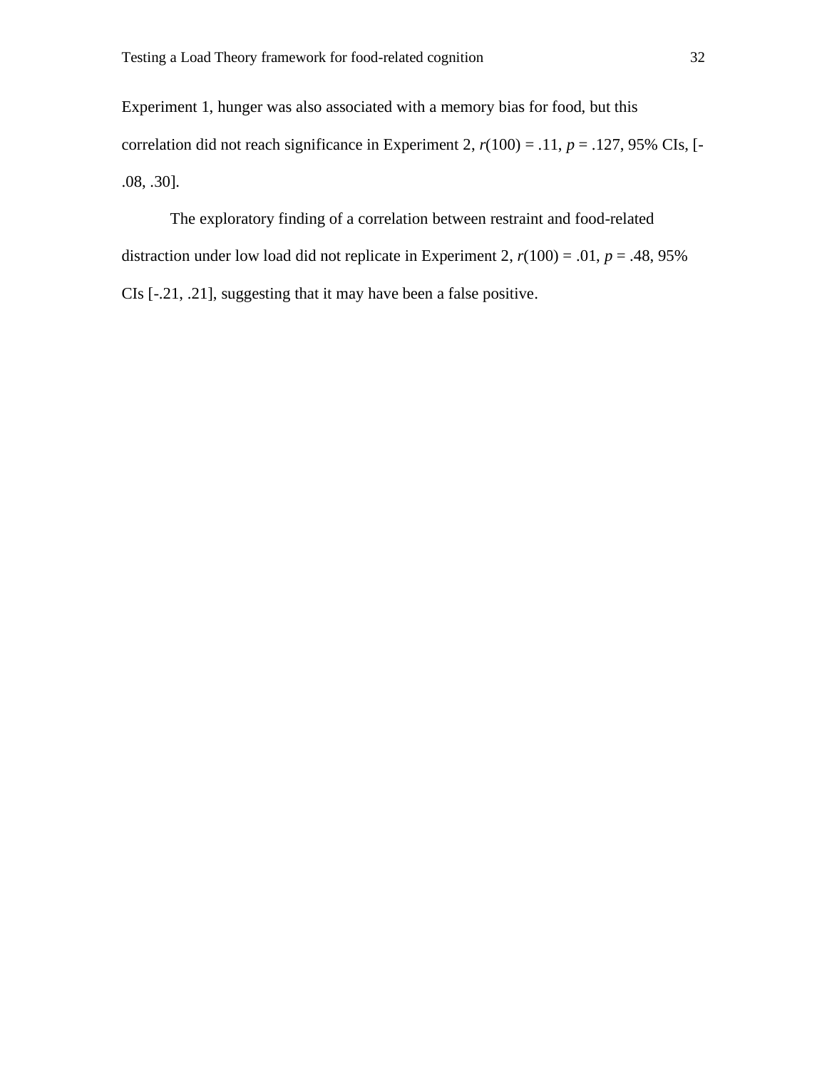Experiment 1, hunger was also associated with a memory bias for food, but this correlation did not reach significance in Experiment 2, $r(100) = .11$, $p = .127$, 95% CIs, [-.08, .30].

The exploratory finding of a correlation between restraint and food-related distraction under low load did not replicate in Experiment 2, $r(100) = .01$, $p = .48$, 95% CIs [-.21, .21], suggesting that it may have been a false positive.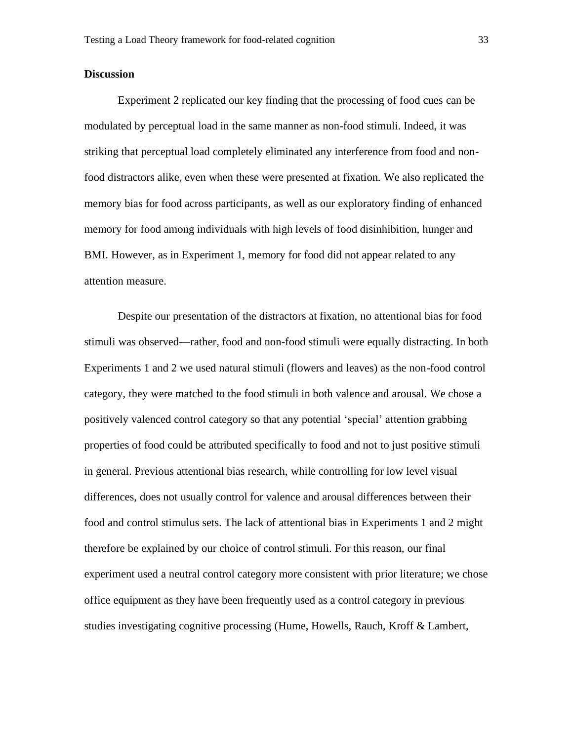## Discussion

Experiment 2 replicated our key finding that the processing of food cues can be modulated by perceptual load in the same manner as non-food stimuli. Indeed, it was striking that perceptual load completely eliminated any interference from food and non-food distractors alike, even when these were presented at fixation. We also replicated the memory bias for food across participants, as well as our exploratory finding of enhanced memory for food among individuals with high levels of food disinhibition, hunger and BMI. However, as in Experiment 1, memory for food did not appear related to any attention measure.

Despite our presentation of the distractors at fixation, no attentional bias for food stimuli was observed—rather, food and non-food stimuli were equally distracting. In both Experiments 1 and 2 we used natural stimuli (flowers and leaves) as the non-food control category, they were matched to the food stimuli in both valence and arousal. We chose a positively valenced control category so that any potential 'special' attention grabbing properties of food could be attributed specifically to food and not to just positive stimuli in general. Previous attentional bias research, while controlling for low level visual differences, does not usually control for valence and arousal differences between their food and control stimulus sets. The lack of attentional bias in Experiments 1 and 2 might therefore be explained by our choice of control stimuli. For this reason, our final experiment used a neutral control category more consistent with prior literature; we chose office equipment as they have been frequently used as a control category in previous studies investigating cognitive processing (Hume, Howells, Rauch, Kroff & Lambert,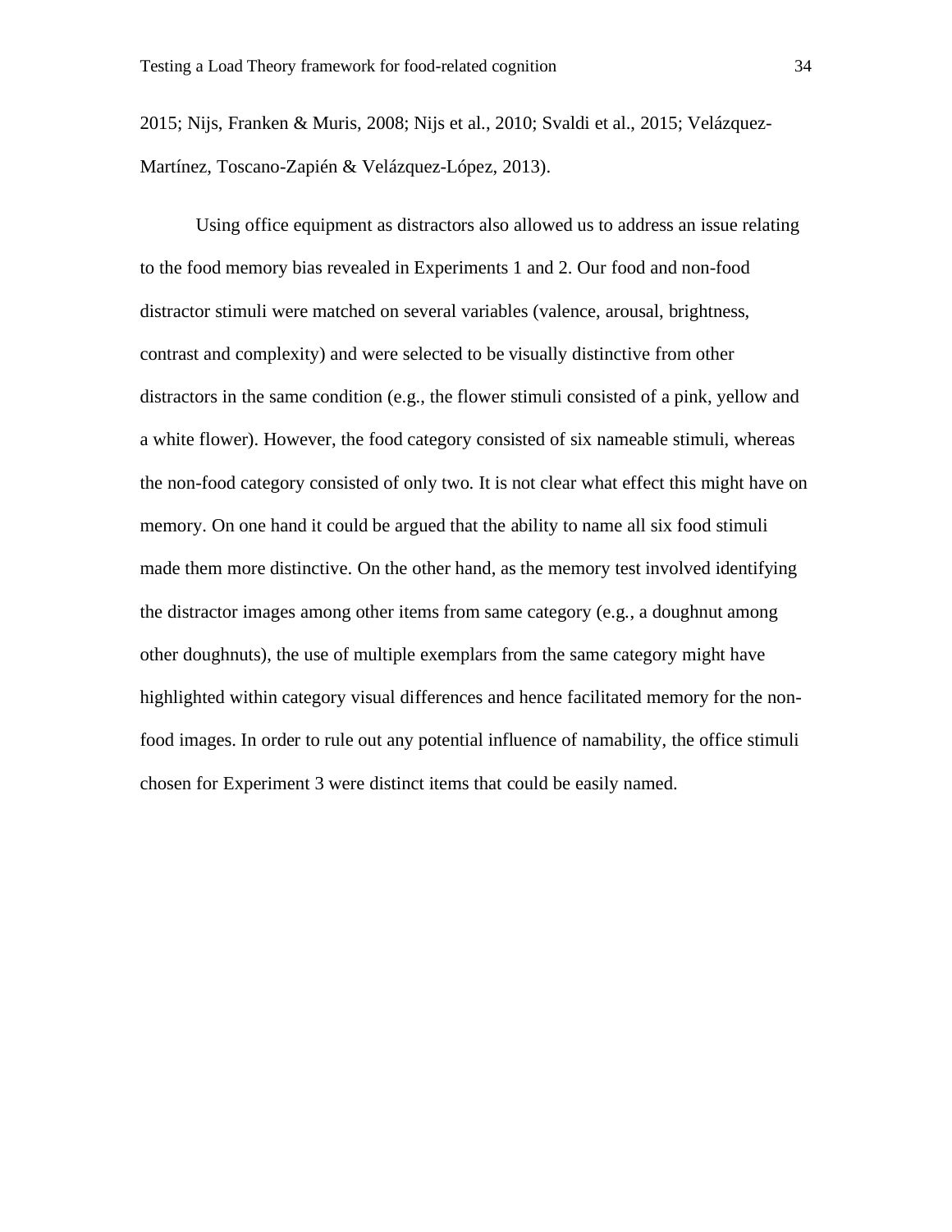2015; Nijs, Franken & Muris, 2008; Nijs et al., 2010; Svaldi et al., 2015; Velázquez-Martínez, Toscano-Zapién & Velázquez-López, 2013).

Using office equipment as distractors also allowed us to address an issue relating to the food memory bias revealed in Experiments 1 and 2. Our food and non-food distractor stimuli were matched on several variables (valence, arousal, brightness, contrast and complexity) and were selected to be visually distinctive from other distractors in the same condition (e.g., the flower stimuli consisted of a pink, yellow and a white flower). However, the food category consisted of six nameable stimuli, whereas the non-food category consisted of only two. It is not clear what effect this might have on memory. On one hand it could be argued that the ability to name all six food stimuli made them more distinctive. On the other hand, as the memory test involved identifying the distractor images among other items from same category (e.g., a doughnut among other doughnuts), the use of multiple exemplars from the same category might have highlighted within category visual differences and hence facilitated memory for the non-food images. In order to rule out any potential influence of namability, the office stimuli chosen for Experiment 3 were distinct items that could be easily named.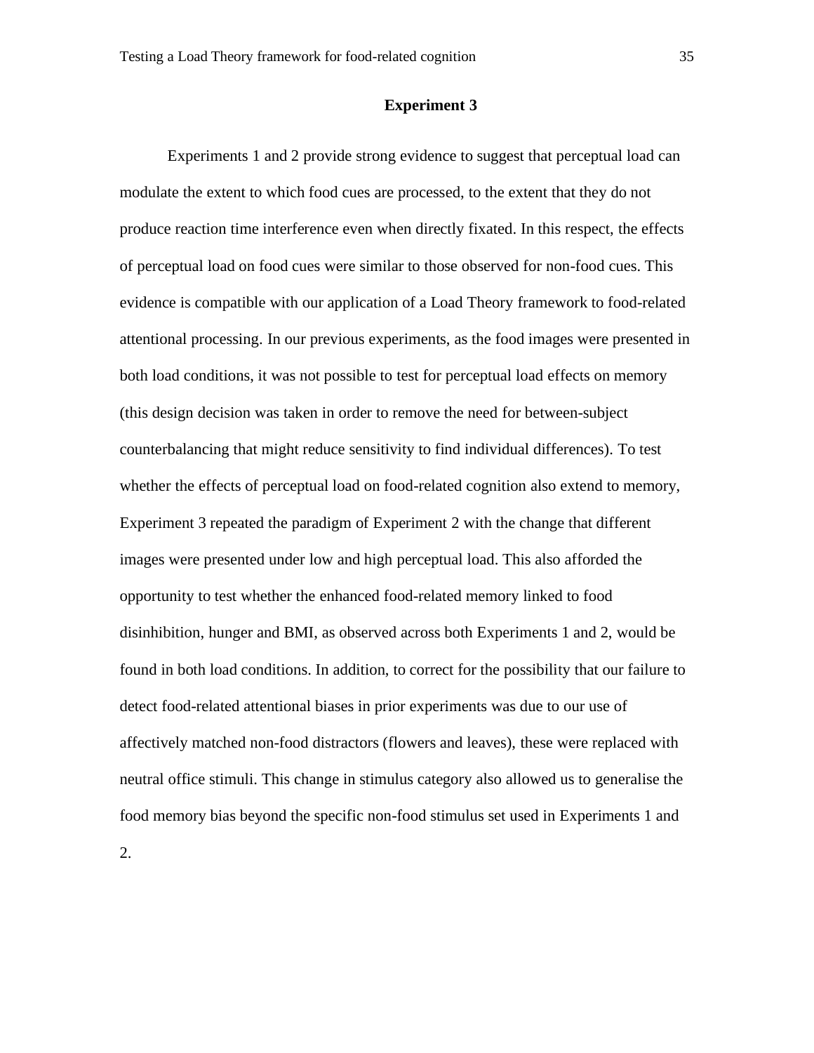## Experiment 3

Experiments 1 and 2 provide strong evidence to suggest that perceptual load can modulate the extent to which food cues are processed, to the extent that they do not produce reaction time interference even when directly fixated. In this respect, the effects of perceptual load on food cues were similar to those observed for non-food cues. This evidence is compatible with our application of a Load Theory framework to food-related attentional processing. In our previous experiments, as the food images were presented in both load conditions, it was not possible to test for perceptual load effects on memory (this design decision was taken in order to remove the need for between-subject counterbalancing that might reduce sensitivity to find individual differences). To test whether the effects of perceptual load on food-related cognition also extend to memory, Experiment 3 repeated the paradigm of Experiment 2 with the change that different images were presented under low and high perceptual load. This also afforded the opportunity to test whether the enhanced food-related memory linked to food disinhibition, hunger and BMI, as observed across both Experiments 1 and 2, would be found in both load conditions. In addition, to correct for the possibility that our failure to detect food-related attentional biases in prior experiments was due to our use of affectively matched non-food distractors (flowers and leaves), these were replaced with neutral office stimuli. This change in stimulus category also allowed us to generalise the food memory bias beyond the specific non-food stimulus set used in Experiments 1 and 2.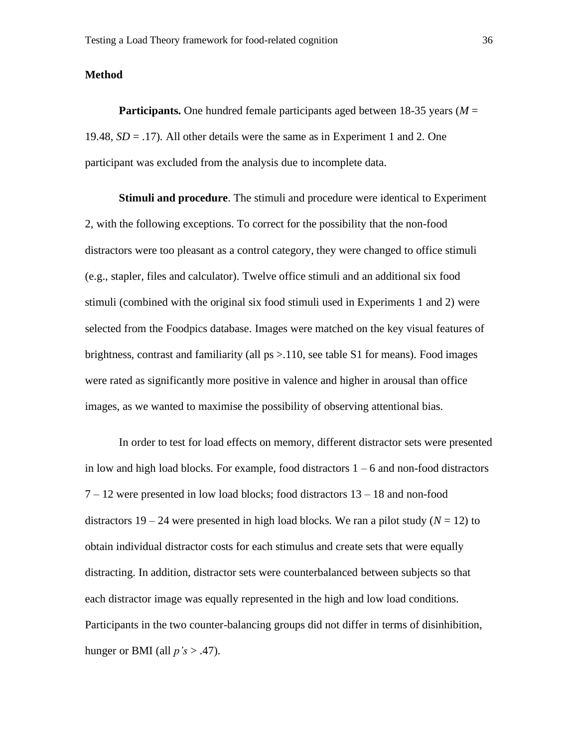## Method

**Participants.** One hundred female participants aged between 18-35 years (*M* = 19.48, *SD* = .17). All other details were the same as in Experiment 1 and 2. One participant was excluded from the analysis due to incomplete data.

**Stimuli and procedure**. The stimuli and procedure were identical to Experiment 2, with the following exceptions. To correct for the possibility that the non-food distractors were too pleasant as a control category, they were changed to office stimuli (e.g., stapler, files and calculator). Twelve office stimuli and an additional six food stimuli (combined with the original six food stimuli used in Experiments 1 and 2) were selected from the Foodpics database. Images were matched on the key visual features of brightness, contrast and familiarity (all ps >.110, see table S1 for means). Food images were rated as significantly more positive in valence and higher in arousal than office images, as we wanted to maximise the possibility of observing attentional bias.

In order to test for load effects on memory, different distractor sets were presented in low and high load blocks. For example, food distractors 1 – 6 and non-food distractors 7 – 12 were presented in low load blocks; food distractors 13 – 18 and non-food distractors 19 – 24 were presented in high load blocks. We ran a pilot study (*N* = 12) to obtain individual distractor costs for each stimulus and create sets that were equally distracting. In addition, distractor sets were counterbalanced between subjects so that each distractor image was equally represented in the high and low load conditions. Participants in the two counter-balancing groups did not differ in terms of disinhibition, hunger or BMI (all *p's* > .47).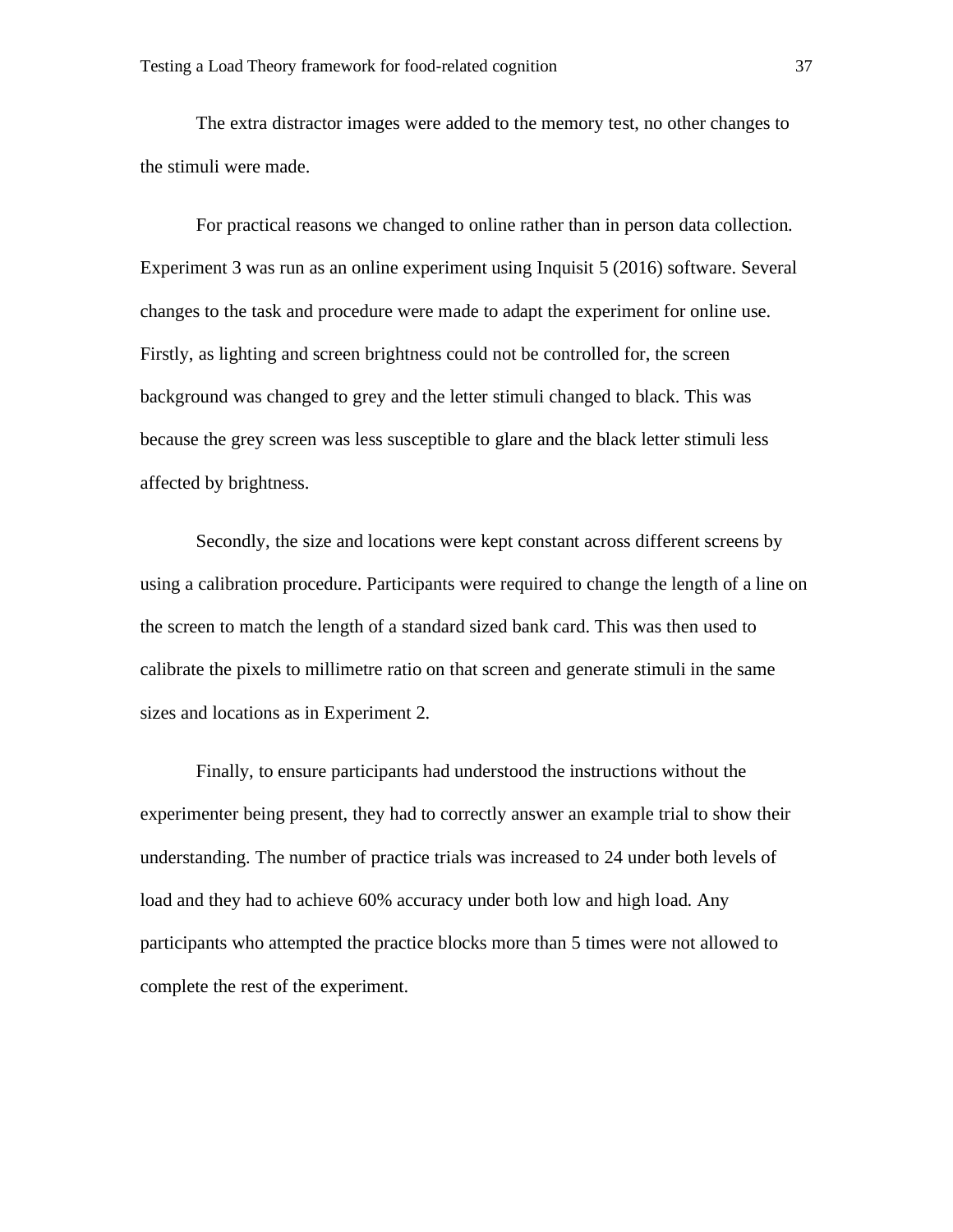The extra distractor images were added to the memory test, no other changes to the stimuli were made.

For practical reasons we changed to online rather than in person data collection. Experiment 3 was run as an online experiment using Inquisit 5 (2016) software. Several changes to the task and procedure were made to adapt the experiment for online use. Firstly, as lighting and screen brightness could not be controlled for, the screen background was changed to grey and the letter stimuli changed to black. This was because the grey screen was less susceptible to glare and the black letter stimuli less affected by brightness.

Secondly, the size and locations were kept constant across different screens by using a calibration procedure. Participants were required to change the length of a line on the screen to match the length of a standard sized bank card. This was then used to calibrate the pixels to millimetre ratio on that screen and generate stimuli in the same sizes and locations as in Experiment 2.

Finally, to ensure participants had understood the instructions without the experimenter being present, they had to correctly answer an example trial to show their understanding. The number of practice trials was increased to 24 under both levels of load and they had to achieve 60% accuracy under both low and high load. Any participants who attempted the practice blocks more than 5 times were not allowed to complete the rest of the experiment.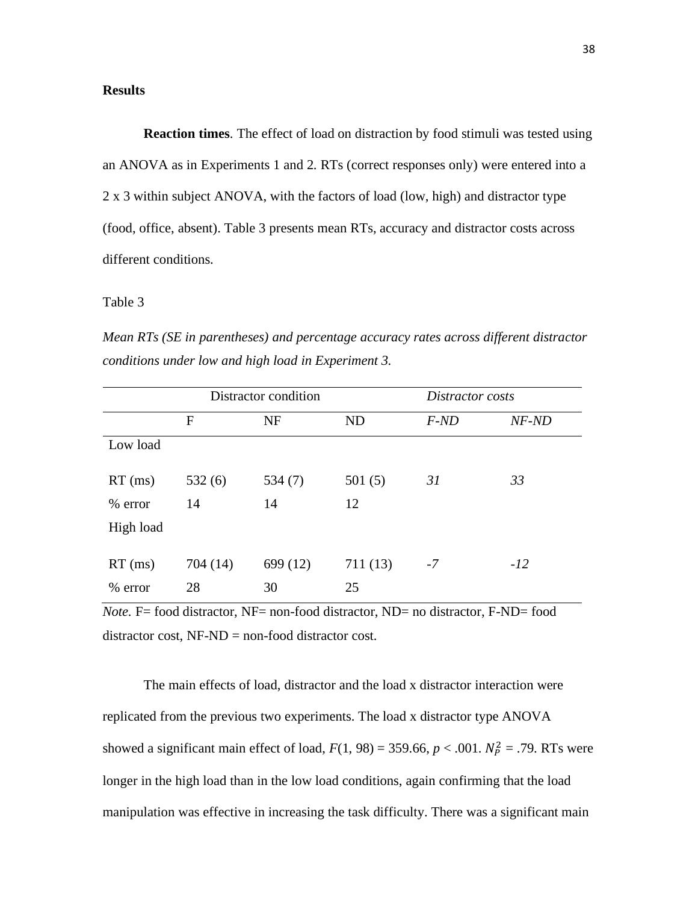**Results**

**Reaction times**. The effect of load on distraction by food stimuli was tested using an ANOVA as in Experiments 1 and 2. RTs (correct responses only) were entered into a 2 x 3 within subject ANOVA, with the factors of load (low, high) and distractor type (food, office, absent). Table 3 presents mean RTs, accuracy and distractor costs across different conditions.

Table 3

*Mean RTs (SE in parentheses) and percentage accuracy rates across different distractor conditions under low and high load in Experiment 3.*

| | Distractor condition | | | *Distractor costs* | |
|---|---|---|---|---|---|
| | F | NF | ND | *F-ND* | *NF-ND* |
| Low load | | | | | |
| RT (ms) | 532 (6) | 534 (7) | 501 (5) | *31* | *33* |
| % error | 14 | 14 | 12 | | |
| High load | | | | | |
| RT (ms) | 704 (14) | 699 (12) | 711 (13) | *-7* | *-12* |
| % error | 28 | 30 | 25 | | |

*Note.* F= food distractor, NF= non-food distractor, ND= no distractor, F-ND= food distractor cost, NF-ND = non-food distractor cost.

The main effects of load, distractor and the load x distractor interaction were replicated from the previous two experiments. The load x distractor type ANOVA showed a significant main effect of load, $F(1, 98) = 359.66$, $p < .001$. $N_P^2 = .79$. RTs were longer in the high load than in the low load conditions, again confirming that the load manipulation was effective in increasing the task difficulty. There was a significant main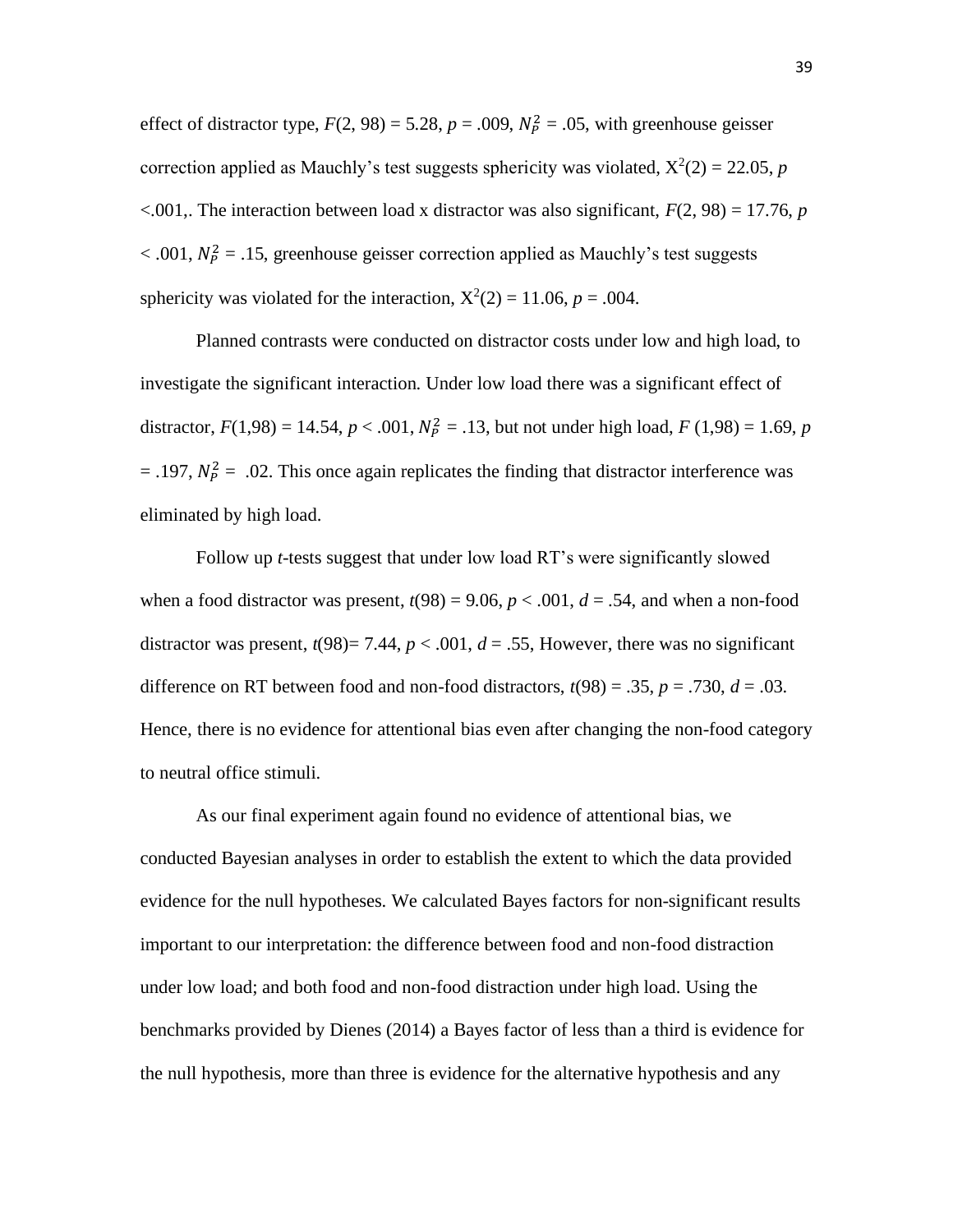effect of distractor type, $F(2, 98) = 5.28$, $p = .009$, $N_P^2 = .05$, with greenhouse geisser correction applied as Mauchly's test suggests sphericity was violated, $X^2(2) = 22.05$, $p$ <.001,. The interaction between load x distractor was also significant, $F(2, 98) = 17.76$, $p < .001$, $N_P^2 = .15$, greenhouse geisser correction applied as Mauchly's test suggests sphericity was violated for the interaction, $X^2(2) = 11.06$, $p = .004$.

Planned contrasts were conducted on distractor costs under low and high load, to investigate the significant interaction. Under low load there was a significant effect of distractor, $F(1,98) = 14.54$, $p < .001$, $N_P^2 = .13$, but not under high load, $F$ (1,98) = 1.69, $p = .197$, $N_P^2 = .02$. This once again replicates the finding that distractor interference was eliminated by high load.

Follow up *t*-tests suggest that under low load RT's were significantly slowed when a food distractor was present, $t(98) = 9.06$, $p < .001$, $d = .54$, and when a non-food distractor was present, $t(98)= 7.44$, $p < .001$, $d = .55$, However, there was no significant difference on RT between food and non-food distractors, $t(98) = .35$, $p = .730$, $d = .03$. Hence, there is no evidence for attentional bias even after changing the non-food category to neutral office stimuli.

As our final experiment again found no evidence of attentional bias, we conducted Bayesian analyses in order to establish the extent to which the data provided evidence for the null hypotheses. We calculated Bayes factors for non-significant results important to our interpretation: the difference between food and non-food distraction under low load; and both food and non-food distraction under high load. Using the benchmarks provided by Dienes (2014) a Bayes factor of less than a third is evidence for the null hypothesis, more than three is evidence for the alternative hypothesis and any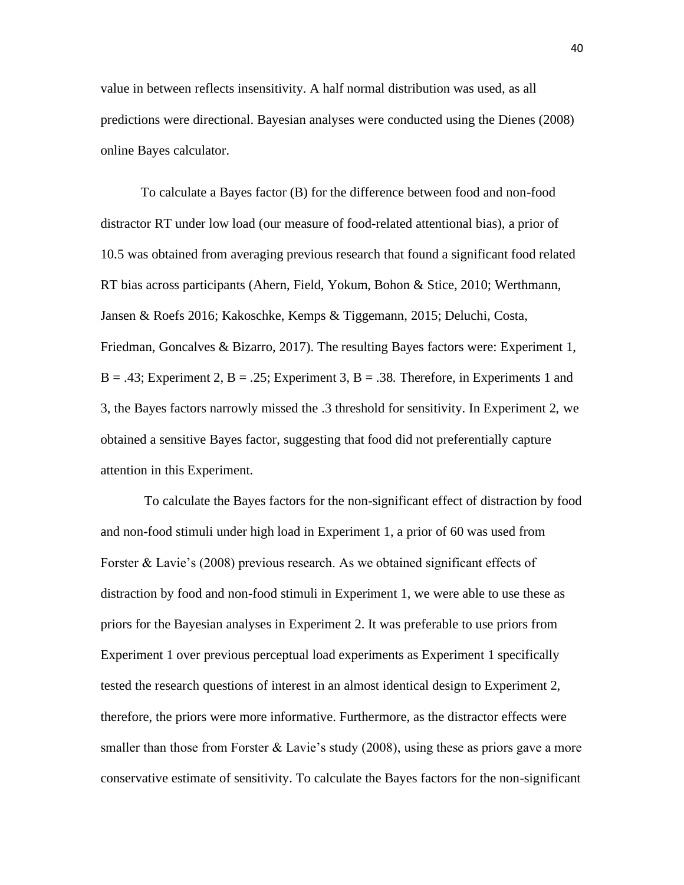value in between reflects insensitivity. A half normal distribution was used, as all predictions were directional. Bayesian analyses were conducted using the Dienes (2008) online Bayes calculator.

To calculate a Bayes factor (B) for the difference between food and non-food distractor RT under low load (our measure of food-related attentional bias), a prior of 10.5 was obtained from averaging previous research that found a significant food related RT bias across participants (Ahern, Field, Yokum, Bohon & Stice, 2010; Werthmann, Jansen & Roefs 2016; Kakoschke, Kemps & Tiggemann, 2015; Deluchi, Costa, Friedman, Goncalves & Bizarro, 2017). The resulting Bayes factors were: Experiment 1, B = .43; Experiment 2, B = .25; Experiment 3, B = .38. Therefore, in Experiments 1 and 3, the Bayes factors narrowly missed the .3 threshold for sensitivity. In Experiment 2, we obtained a sensitive Bayes factor, suggesting that food did not preferentially capture attention in this Experiment.

To calculate the Bayes factors for the non-significant effect of distraction by food and non-food stimuli under high load in Experiment 1, a prior of 60 was used from Forster & Lavie's (2008) previous research. As we obtained significant effects of distraction by food and non-food stimuli in Experiment 1, we were able to use these as priors for the Bayesian analyses in Experiment 2. It was preferable to use priors from Experiment 1 over previous perceptual load experiments as Experiment 1 specifically tested the research questions of interest in an almost identical design to Experiment 2, therefore, the priors were more informative. Furthermore, as the distractor effects were smaller than those from Forster & Lavie's study (2008), using these as priors gave a more conservative estimate of sensitivity. To calculate the Bayes factors for the non-significant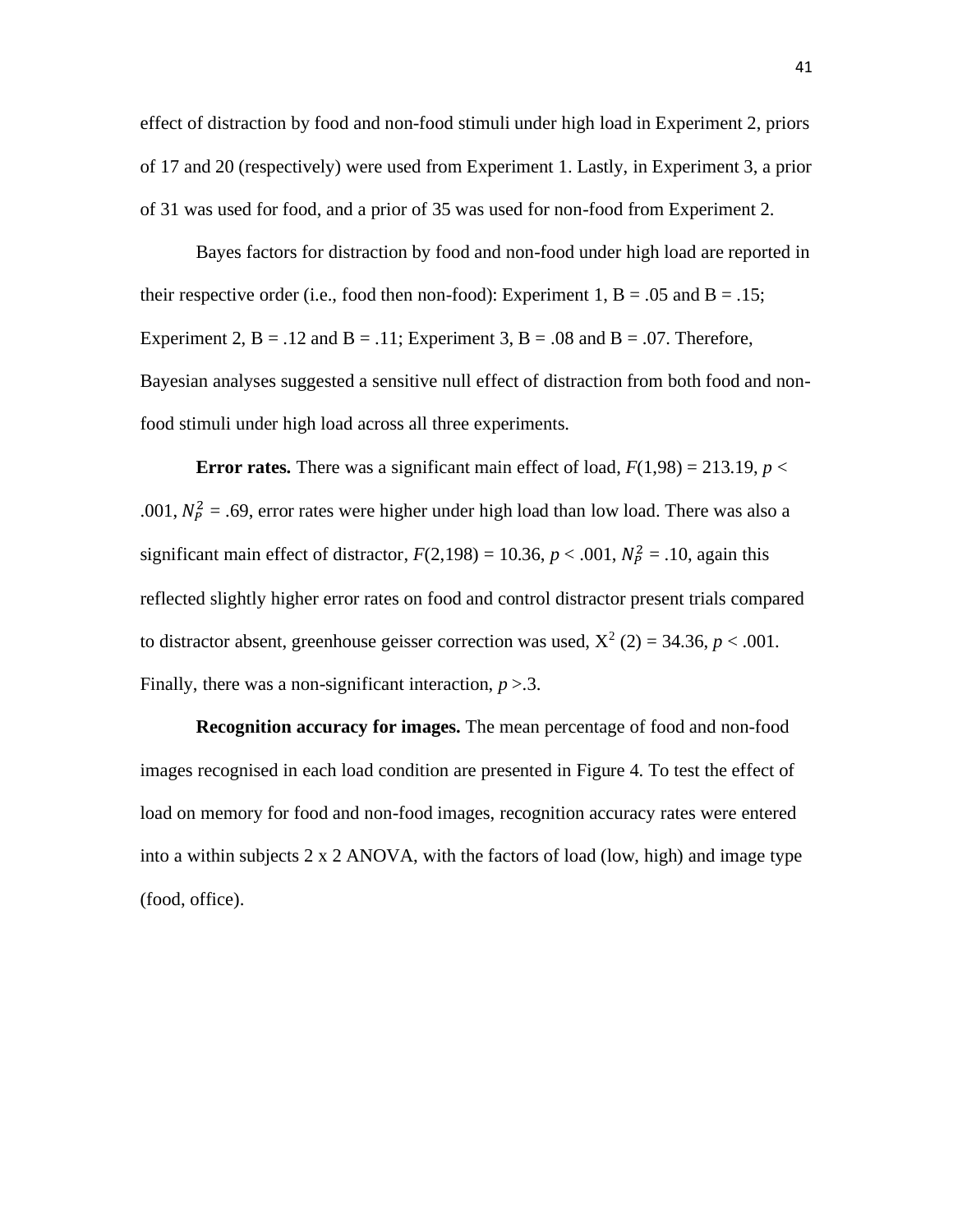effect of distraction by food and non-food stimuli under high load in Experiment 2, priors of 17 and 20 (respectively) were used from Experiment 1. Lastly, in Experiment 3, a prior of 31 was used for food, and a prior of 35 was used for non-food from Experiment 2.

Bayes factors for distraction by food and non-food under high load are reported in their respective order (i.e., food then non-food): Experiment 1, B = .05 and B = .15; Experiment 2, B = .12 and B = .11; Experiment 3, B = .08 and B = .07. Therefore, Bayesian analyses suggested a sensitive null effect of distraction from both food and non-food stimuli under high load across all three experiments.

**Error rates.** There was a significant main effect of load, $F(1,98) = 213.19$, $p < .001$, $N_P^2 = .69$, error rates were higher under high load than low load. There was also a significant main effect of distractor, $F(2,198) = 10.36$, $p < .001$, $N_P^2 = .10$, again this reflected slightly higher error rates on food and control distractor present trials compared to distractor absent, greenhouse geisser correction was used, $X^2\ (2) = 34.36$, $p < .001$. Finally, there was a non-significant interaction, $p > .3$.

**Recognition accuracy for images.** The mean percentage of food and non-food images recognised in each load condition are presented in Figure 4. To test the effect of load on memory for food and non-food images, recognition accuracy rates were entered into a within subjects 2 x 2 ANOVA, with the factors of load (low, high) and image type (food, office).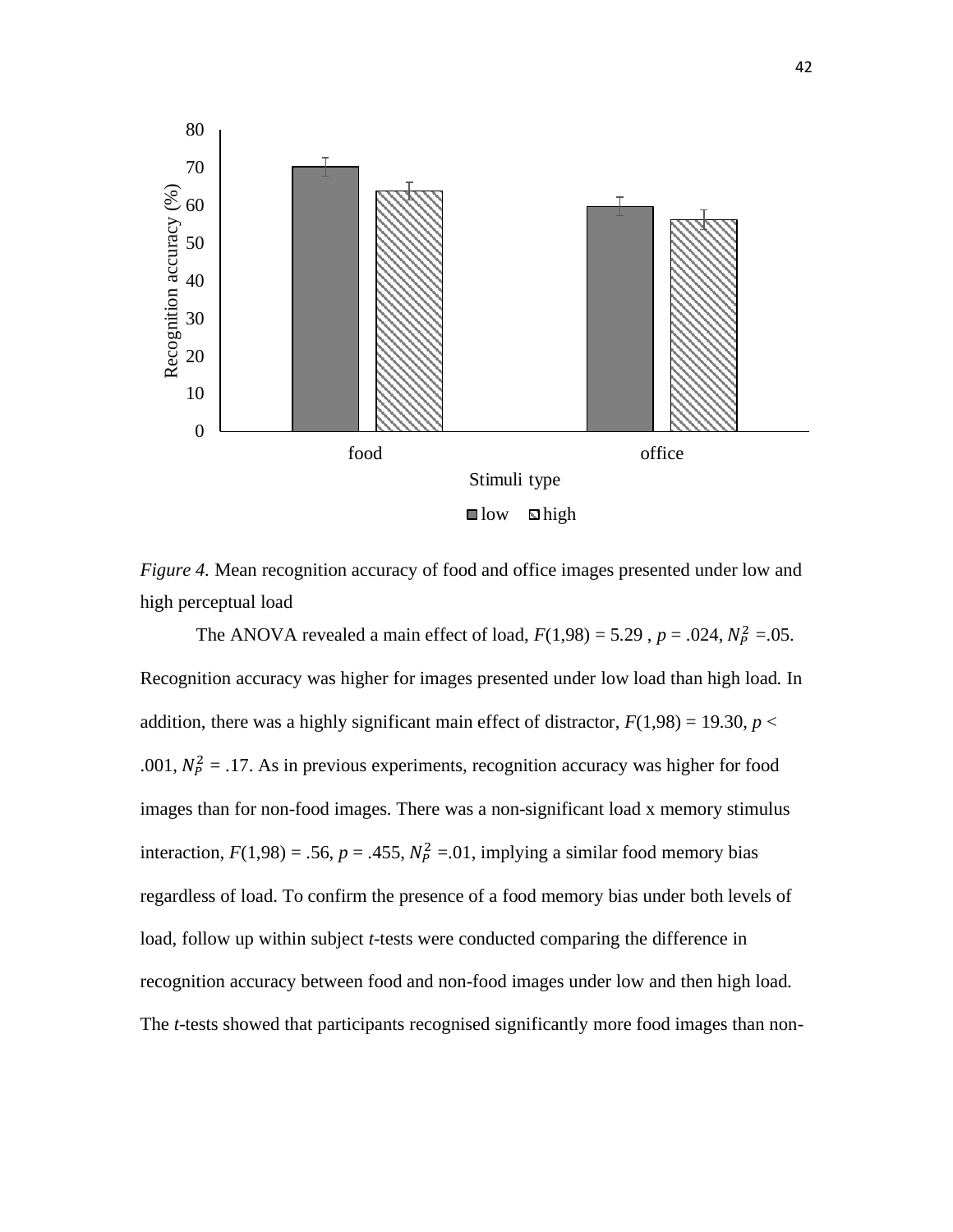80
70
60
50
40
30
20
10
0

Recognition accuracy (%)

food
office

Stimuli type

low  high

*Figure 4.* Mean recognition accuracy of food and office images presented under low and high perceptual load

The ANOVA revealed a main effect of load, $F(1,98) = 5.29$ , $p = .024$, $N_P^2 = .05$. Recognition accuracy was higher for images presented under low load than high load. In addition, there was a highly significant main effect of distractor, $F(1,98) = 19.30$, $p < .001$, $N_P^2 = .17$. As in previous experiments, recognition accuracy was higher for food images than for non-food images. There was a non-significant load x memory stimulus interaction, $F(1,98) = .56$, $p = .455$, $N_P^2 = .01$, implying a similar food memory bias regardless of load. To confirm the presence of a food memory bias under both levels of load, follow up within subject *t*-tests were conducted comparing the difference in recognition accuracy between food and non-food images under low and then high load. The *t*-tests showed that participants recognised significantly more food images than non-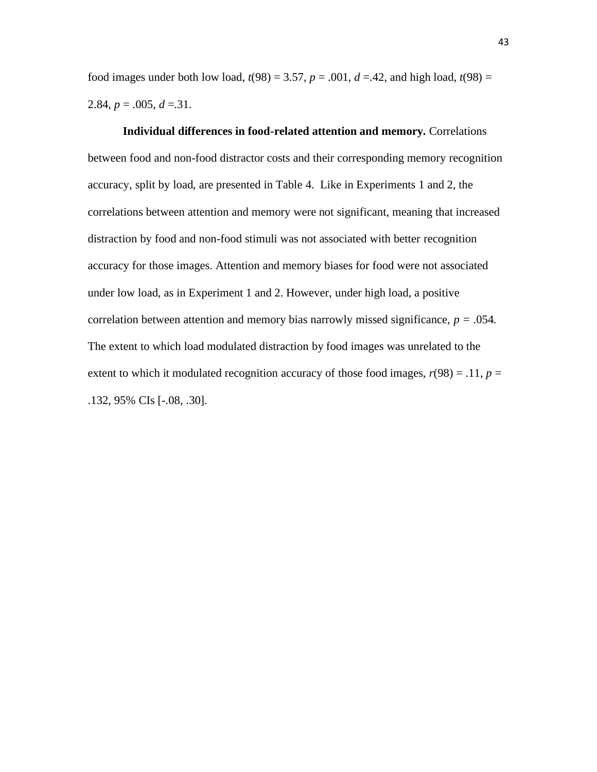food images under both low load, $t(98) = 3.57$, $p = .001$, $d = .42$, and high load, $t(98) = 2.84$, $p = .005$, $d = .31$.

**Individual differences in food-related attention and memory.** Correlations between food and non-food distractor costs and their corresponding memory recognition accuracy, split by load, are presented in Table 4. Like in Experiments 1 and 2, the correlations between attention and memory were not significant, meaning that increased distraction by food and non-food stimuli was not associated with better recognition accuracy for those images. Attention and memory biases for food were not associated under low load, as in Experiment 1 and 2. However, under high load, a positive correlation between attention and memory bias narrowly missed significance, $p = .054$. The extent to which load modulated distraction by food images was unrelated to the extent to which it modulated recognition accuracy of those food images, $r(98) = .11$, $p = .132$, 95% CIs [-.08, .30].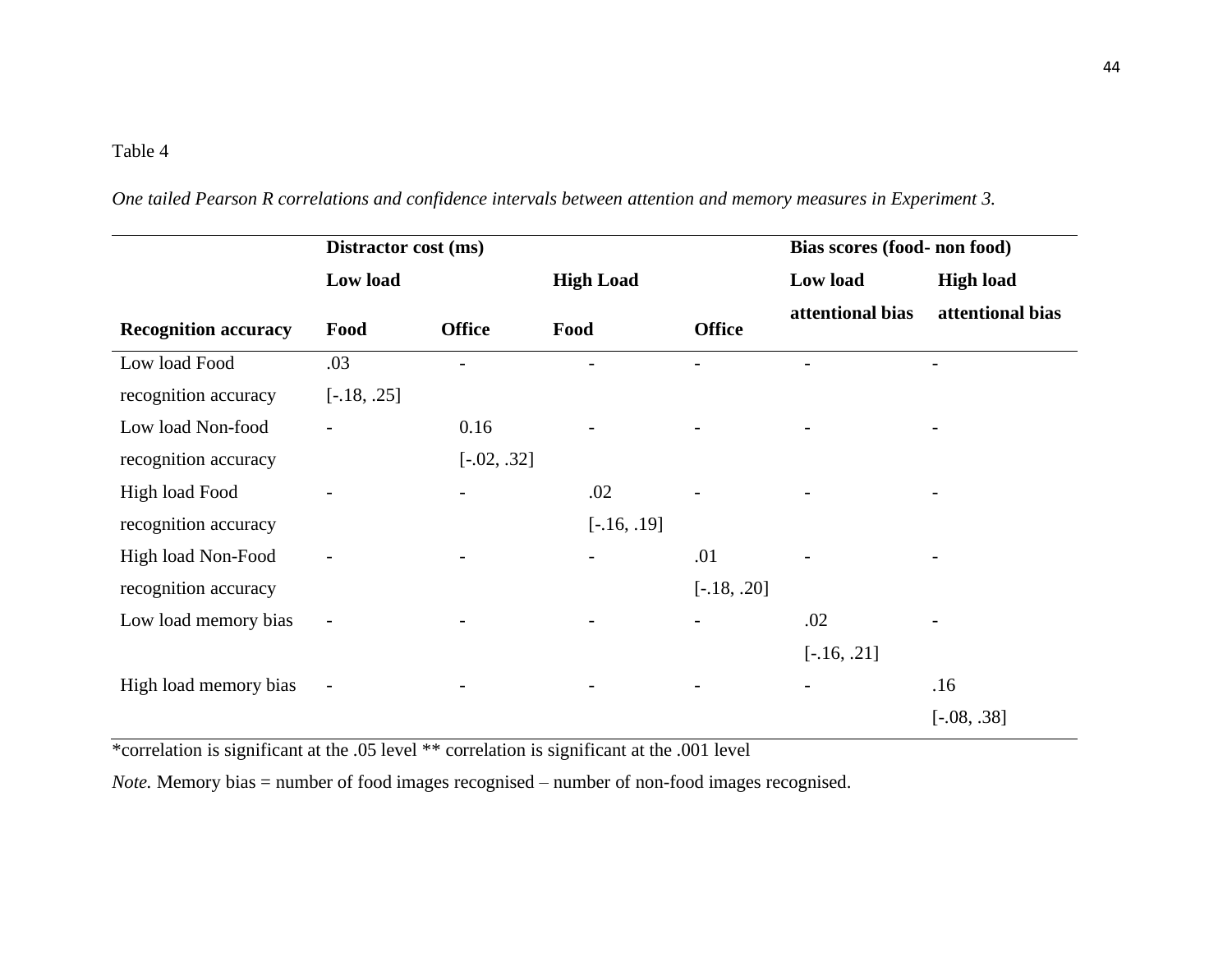Table 4

*One tailed Pearson R correlations and confidence intervals between attention and memory measures in Experiment 3.*

| | **Distractor cost (ms)** | | | | **Bias scores (food- non food)** | |
|---|---|---|---|---|---|---|
| | **Low load** | | **High Load** | | **Low load** | **High load** |
| **Recognition accuracy** | **Food** | **Office** | **Food** | **Office** | **attentional bias** | **attentional bias** |
| Low load Food recognition accuracy | .03 [-.18, .25] | - | - | - | - | - |
| Low load Non-food recognition accuracy | - | 0.16 [-.02, .32] | - | - | - | - |
| High load Food recognition accuracy | - | - | .02 [-.16, .19] | - | - | - |
| High load Non-Food recognition accuracy | - | - | - | .01 [-.18, .20] | - | - |
| Low load memory bias | - | - | - | - | .02 [-.16, .21] | - |
| High load memory bias | - | - | - | - | - | .16 [-.08, .38] |

*correlation is significant at the .05 level ** correlation is significant at the .001 level

*Note.* Memory bias = number of food images recognised – number of non-food images recognised.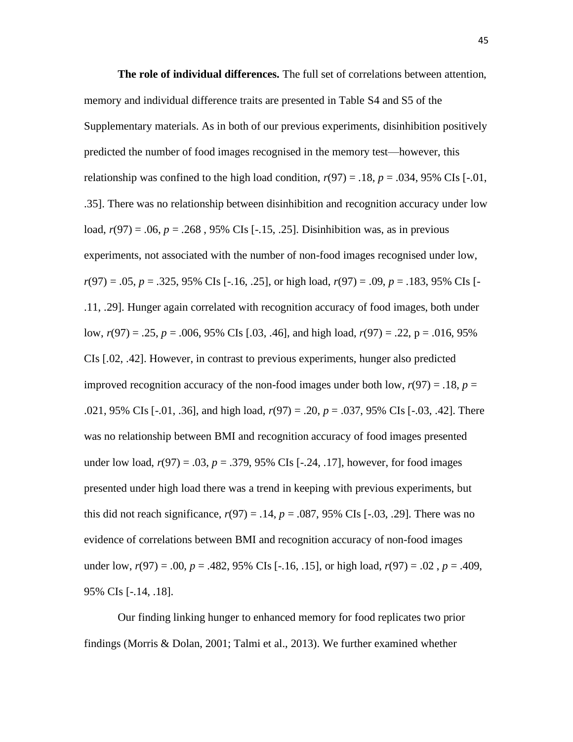**The role of individual differences.** The full set of correlations between attention, memory and individual difference traits are presented in Table S4 and S5 of the Supplementary materials. As in both of our previous experiments, disinhibition positively predicted the number of food images recognised in the memory test—however, this relationship was confined to the high load condition, $r(97) = .18$, $p = .034$, 95% CIs [-.01, .35]. There was no relationship between disinhibition and recognition accuracy under low load, $r(97) = .06$, $p = .268$ , 95% CIs [-.15, .25]. Disinhibition was, as in previous experiments, not associated with the number of non-food images recognised under low, $r(97) = .05$, $p = .325$, 95% CIs [-.16, .25], or high load, $r(97) = .09$, $p = .183$, 95% CIs [-.11, .29]. Hunger again correlated with recognition accuracy of food images, both under low, $r(97) = .25$, $p = .006$, 95% CIs [.03, .46], and high load, $r(97) = .22$, p = .016, 95% CIs [.02, .42]. However, in contrast to previous experiments, hunger also predicted improved recognition accuracy of the non-food images under both low, $r(97) = .18$, $p = .021$, 95% CIs [-.01, .36], and high load, $r(97) = .20$, $p = .037$, 95% CIs [-.03, .42]. There was no relationship between BMI and recognition accuracy of food images presented under low load, $r(97) = .03$, $p = .379$, 95% CIs [-.24, .17], however, for food images presented under high load there was a trend in keeping with previous experiments, but this did not reach significance, $r(97) = .14$, $p = .087$, 95% CIs [-.03, .29]. There was no evidence of correlations between BMI and recognition accuracy of non-food images under low, $r(97) = .00$, $p = .482$, 95% CIs [-.16, .15], or high load, $r(97) = .02$ , $p = .409$, 95% CIs [-.14, .18].

Our finding linking hunger to enhanced memory for food replicates two prior findings (Morris & Dolan, 2001; Talmi et al., 2013). We further examined whether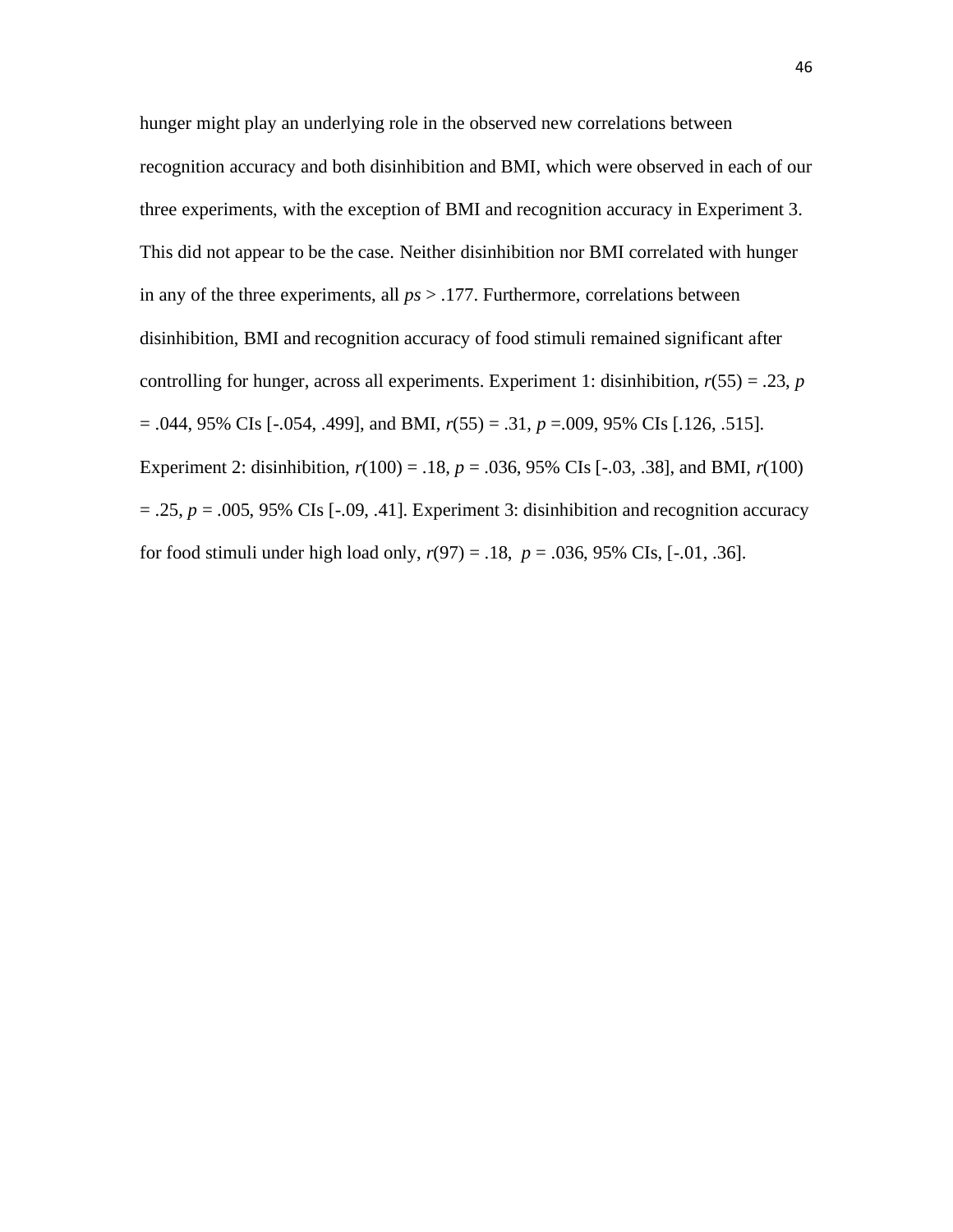hunger might play an underlying role in the observed new correlations between recognition accuracy and both disinhibition and BMI, which were observed in each of our three experiments, with the exception of BMI and recognition accuracy in Experiment 3. This did not appear to be the case. Neither disinhibition nor BMI correlated with hunger in any of the three experiments, all $ps > .177$. Furthermore, correlations between disinhibition, BMI and recognition accuracy of food stimuli remained significant after controlling for hunger, across all experiments. Experiment 1: disinhibition, $r(55) = .23$, $p = .044$, 95% CIs [-.054, .499], and BMI, $r(55) = .31$, $p = .009$, 95% CIs [.126, .515]. Experiment 2: disinhibition, $r(100) = .18$, $p = .036$, 95% CIs [-.03, .38], and BMI, $r(100) = .25$, $p = .005$, 95% CIs [-.09, .41]. Experiment 3: disinhibition and recognition accuracy for food stimuli under high load only, $r(97) = .18$, $p = .036$, 95% CIs, [-.01, .36].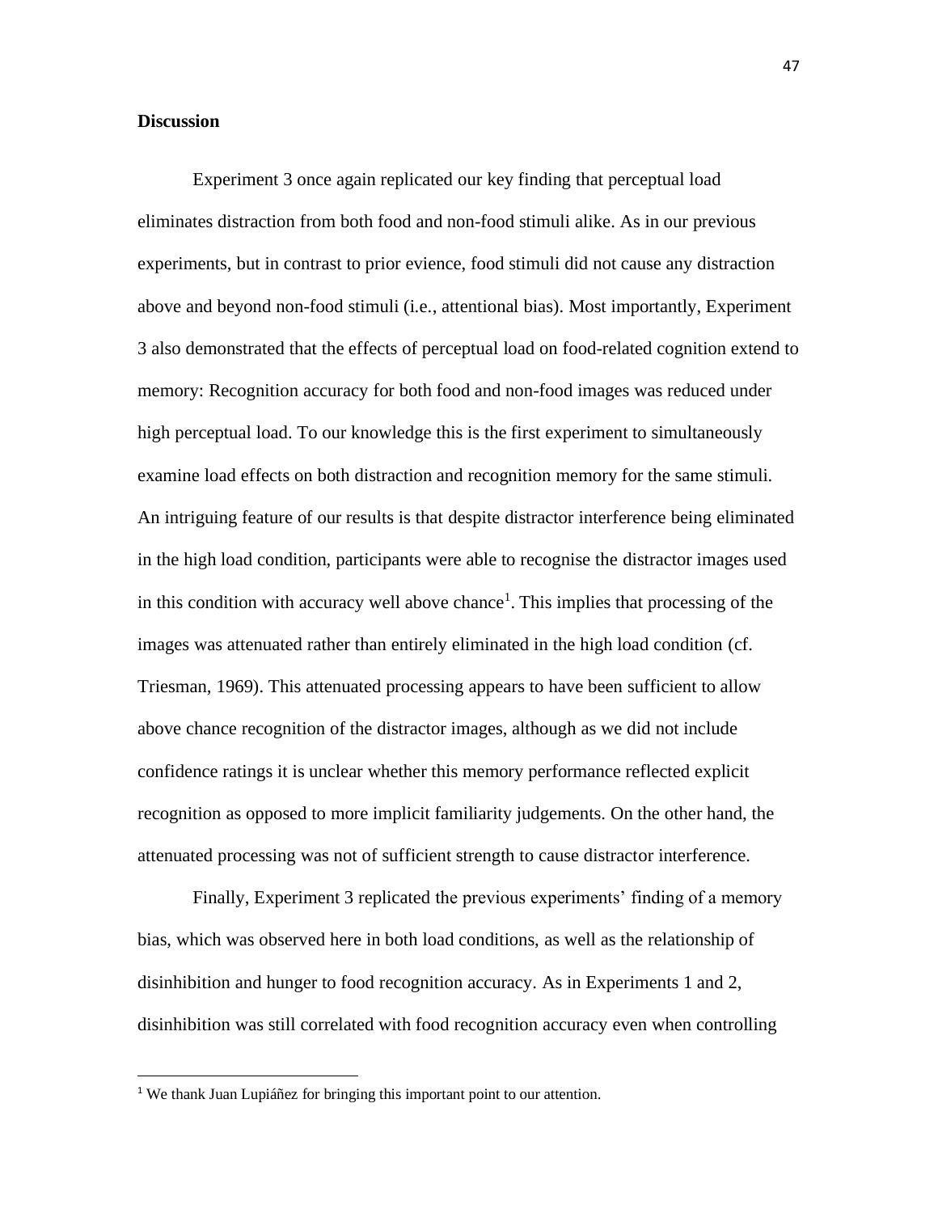**Discussion**

Experiment 3 once again replicated our key finding that perceptual load eliminates distraction from both food and non-food stimuli alike. As in our previous experiments, but in contrast to prior evience, food stimuli did not cause any distraction above and beyond non-food stimuli (i.e., attentional bias). Most importantly, Experiment 3 also demonstrated that the effects of perceptual load on food-related cognition extend to memory: Recognition accuracy for both food and non-food images was reduced under high perceptual load. To our knowledge this is the first experiment to simultaneously examine load effects on both distraction and recognition memory for the same stimuli. An intriguing feature of our results is that despite distractor interference being eliminated in the high load condition, participants were able to recognise the distractor images used in this condition with accuracy well above chance[1]. This implies that processing of the images was attenuated rather than entirely eliminated in the high load condition (cf. Triesman, 1969). This attenuated processing appears to have been sufficient to allow above chance recognition of the distractor images, although as we did not include confidence ratings it is unclear whether this memory performance reflected explicit recognition as opposed to more implicit familiarity judgements. On the other hand, the attenuated processing was not of sufficient strength to cause distractor interference.

Finally, Experiment 3 replicated the previous experiments' finding of a memory bias, which was observed here in both load conditions, as well as the relationship of disinhibition and hunger to food recognition accuracy. As in Experiments 1 and 2, disinhibition was still correlated with food recognition accuracy even when controlling

[1] We thank Juan Lupiáñez for bringing this important point to our attention.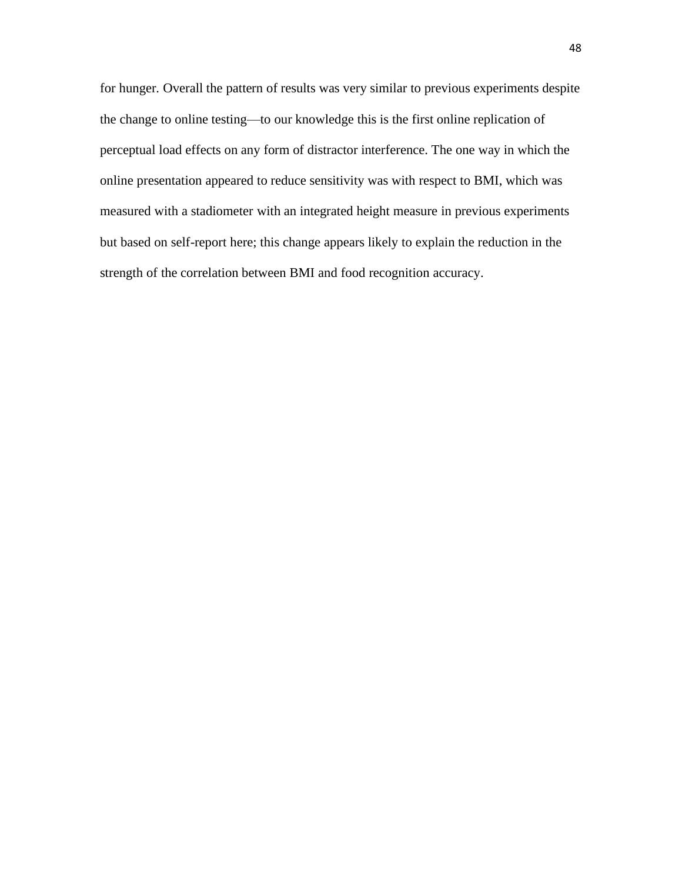for hunger. Overall the pattern of results was very similar to previous experiments despite the change to online testing—to our knowledge this is the first online replication of perceptual load effects on any form of distractor interference. The one way in which the online presentation appeared to reduce sensitivity was with respect to BMI, which was measured with a stadiometer with an integrated height measure in previous experiments but based on self-report here; this change appears likely to explain the reduction in the strength of the correlation between BMI and food recognition accuracy.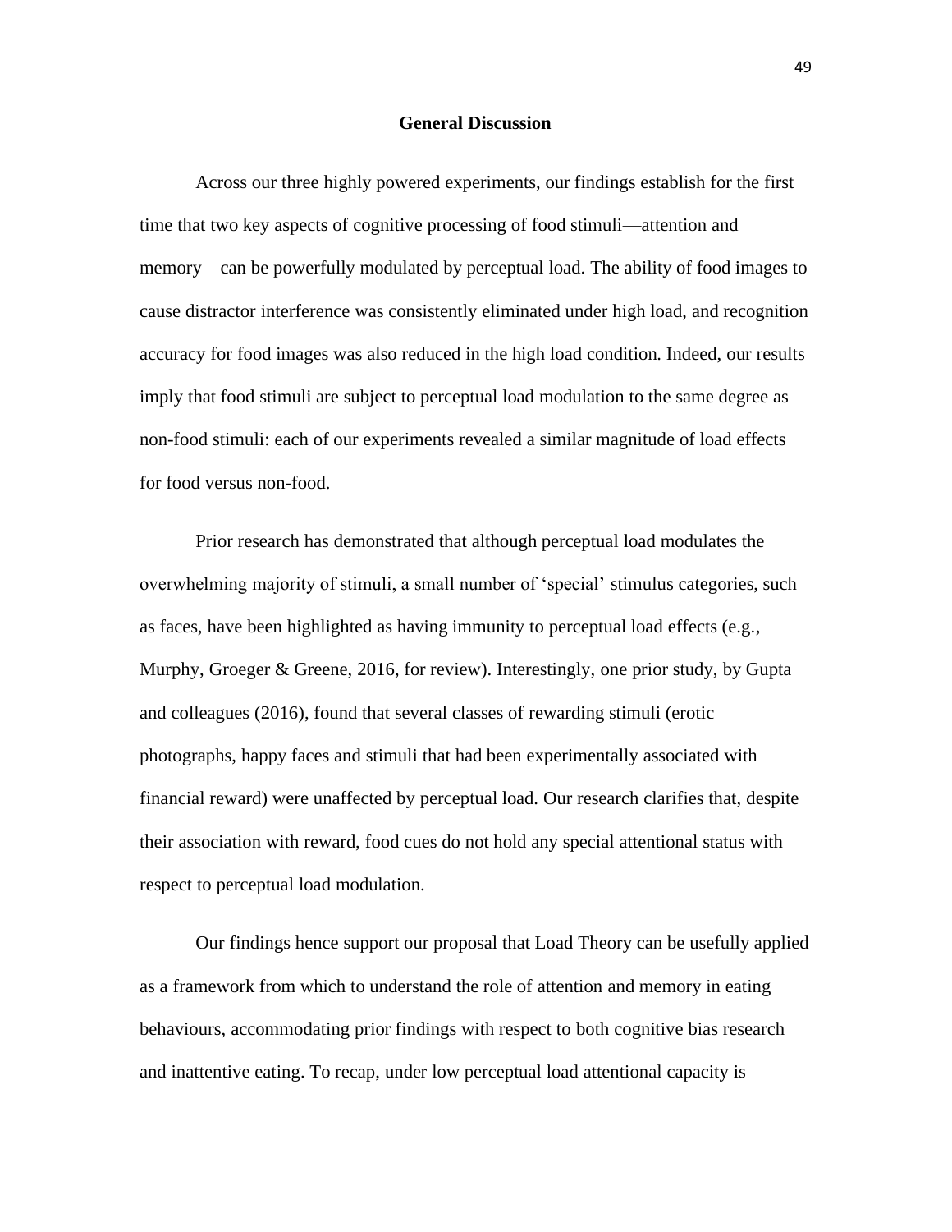## General Discussion

Across our three highly powered experiments, our findings establish for the first time that two key aspects of cognitive processing of food stimuli—attention and memory—can be powerfully modulated by perceptual load. The ability of food images to cause distractor interference was consistently eliminated under high load, and recognition accuracy for food images was also reduced in the high load condition. Indeed, our results imply that food stimuli are subject to perceptual load modulation to the same degree as non-food stimuli: each of our experiments revealed a similar magnitude of load effects for food versus non-food.

Prior research has demonstrated that although perceptual load modulates the overwhelming majority of stimuli, a small number of 'special' stimulus categories, such as faces, have been highlighted as having immunity to perceptual load effects (e.g., Murphy, Groeger & Greene, 2016, for review). Interestingly, one prior study, by Gupta and colleagues (2016), found that several classes of rewarding stimuli (erotic photographs, happy faces and stimuli that had been experimentally associated with financial reward) were unaffected by perceptual load. Our research clarifies that, despite their association with reward, food cues do not hold any special attentional status with respect to perceptual load modulation.

Our findings hence support our proposal that Load Theory can be usefully applied as a framework from which to understand the role of attention and memory in eating behaviours, accommodating prior findings with respect to both cognitive bias research and inattentive eating. To recap, under low perceptual load attentional capacity is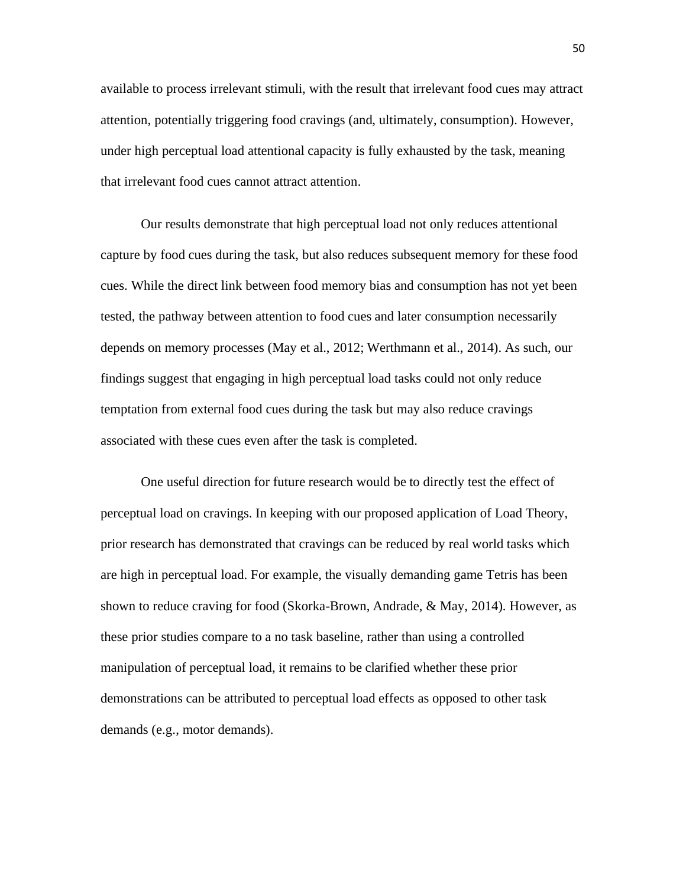available to process irrelevant stimuli, with the result that irrelevant food cues may attract attention, potentially triggering food cravings (and, ultimately, consumption). However, under high perceptual load attentional capacity is fully exhausted by the task, meaning that irrelevant food cues cannot attract attention.

Our results demonstrate that high perceptual load not only reduces attentional capture by food cues during the task, but also reduces subsequent memory for these food cues. While the direct link between food memory bias and consumption has not yet been tested, the pathway between attention to food cues and later consumption necessarily depends on memory processes (May et al., 2012; Werthmann et al., 2014). As such, our findings suggest that engaging in high perceptual load tasks could not only reduce temptation from external food cues during the task but may also reduce cravings associated with these cues even after the task is completed.

One useful direction for future research would be to directly test the effect of perceptual load on cravings. In keeping with our proposed application of Load Theory, prior research has demonstrated that cravings can be reduced by real world tasks which are high in perceptual load. For example, the visually demanding game Tetris has been shown to reduce craving for food (Skorka-Brown, Andrade, & May, 2014). However, as these prior studies compare to a no task baseline, rather than using a controlled manipulation of perceptual load, it remains to be clarified whether these prior demonstrations can be attributed to perceptual load effects as opposed to other task demands (e.g., motor demands).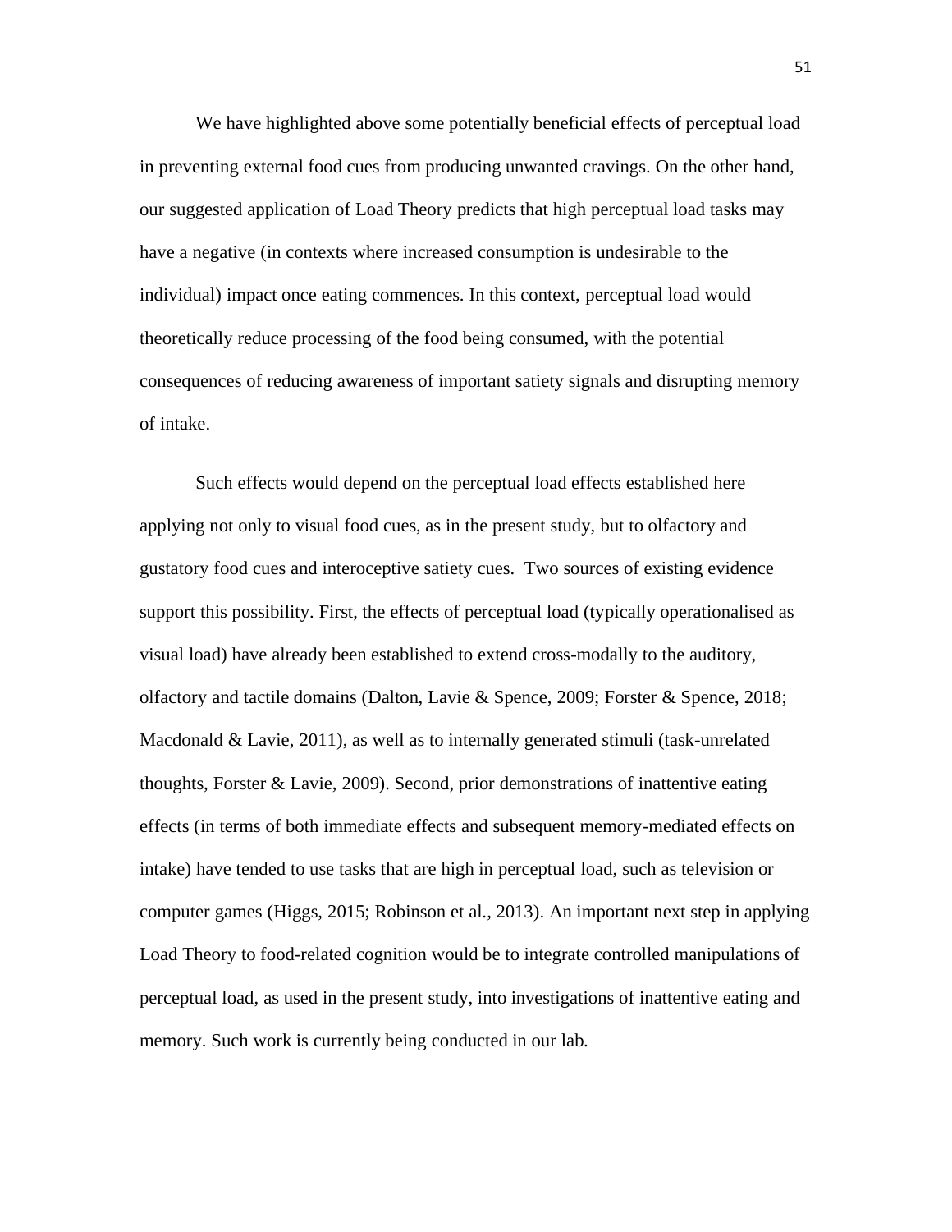We have highlighted above some potentially beneficial effects of perceptual load in preventing external food cues from producing unwanted cravings. On the other hand, our suggested application of Load Theory predicts that high perceptual load tasks may have a negative (in contexts where increased consumption is undesirable to the individual) impact once eating commences. In this context, perceptual load would theoretically reduce processing of the food being consumed, with the potential consequences of reducing awareness of important satiety signals and disrupting memory of intake.

Such effects would depend on the perceptual load effects established here applying not only to visual food cues, as in the present study, but to olfactory and gustatory food cues and interoceptive satiety cues. Two sources of existing evidence support this possibility. First, the effects of perceptual load (typically operationalised as visual load) have already been established to extend cross-modally to the auditory, olfactory and tactile domains (Dalton, Lavie & Spence, 2009; Forster & Spence, 2018; Macdonald & Lavie, 2011), as well as to internally generated stimuli (task-unrelated thoughts, Forster & Lavie, 2009). Second, prior demonstrations of inattentive eating effects (in terms of both immediate effects and subsequent memory-mediated effects on intake) have tended to use tasks that are high in perceptual load, such as television or computer games (Higgs, 2015; Robinson et al., 2013). An important next step in applying Load Theory to food-related cognition would be to integrate controlled manipulations of perceptual load, as used in the present study, into investigations of inattentive eating and memory. Such work is currently being conducted in our lab.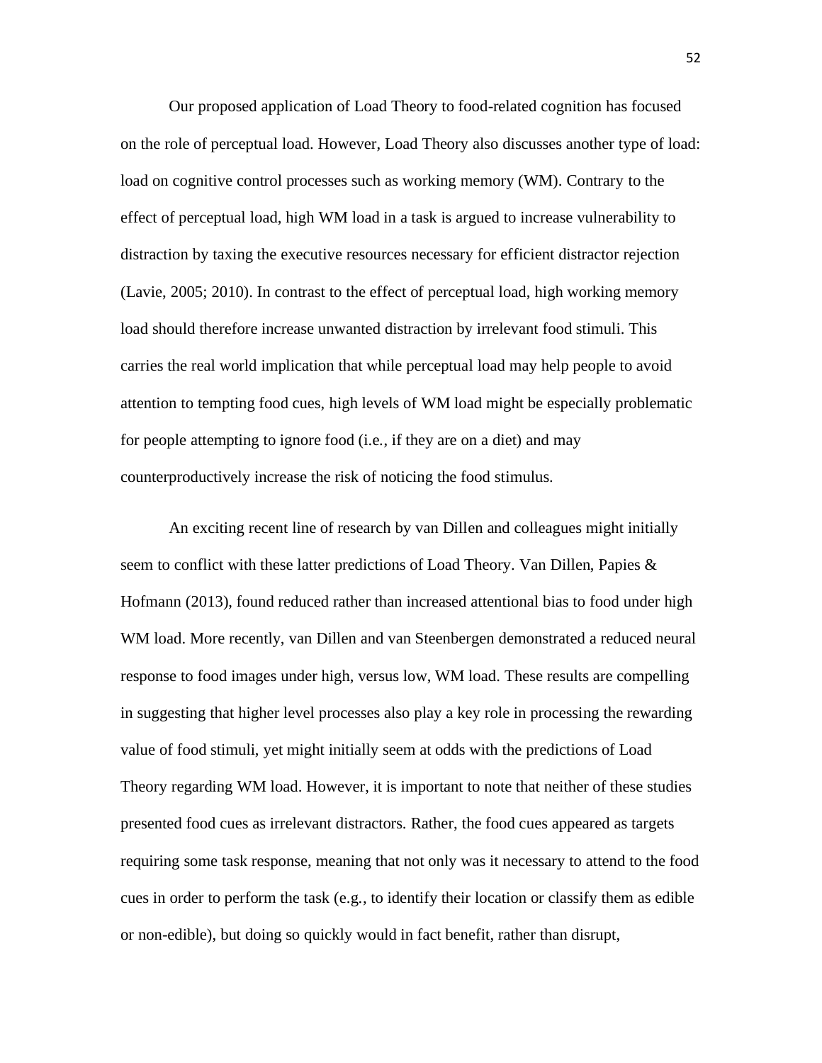Our proposed application of Load Theory to food-related cognition has focused on the role of perceptual load. However, Load Theory also discusses another type of load: load on cognitive control processes such as working memory (WM). Contrary to the effect of perceptual load, high WM load in a task is argued to increase vulnerability to distraction by taxing the executive resources necessary for efficient distractor rejection (Lavie, 2005; 2010). In contrast to the effect of perceptual load, high working memory load should therefore increase unwanted distraction by irrelevant food stimuli. This carries the real world implication that while perceptual load may help people to avoid attention to tempting food cues, high levels of WM load might be especially problematic for people attempting to ignore food (i.e., if they are on a diet) and may counterproductively increase the risk of noticing the food stimulus.

An exciting recent line of research by van Dillen and colleagues might initially seem to conflict with these latter predictions of Load Theory. Van Dillen, Papies & Hofmann (2013), found reduced rather than increased attentional bias to food under high WM load. More recently, van Dillen and van Steenbergen demonstrated a reduced neural response to food images under high, versus low, WM load. These results are compelling in suggesting that higher level processes also play a key role in processing the rewarding value of food stimuli, yet might initially seem at odds with the predictions of Load Theory regarding WM load. However, it is important to note that neither of these studies presented food cues as irrelevant distractors. Rather, the food cues appeared as targets requiring some task response, meaning that not only was it necessary to attend to the food cues in order to perform the task (e.g., to identify their location or classify them as edible or non-edible), but doing so quickly would in fact benefit, rather than disrupt,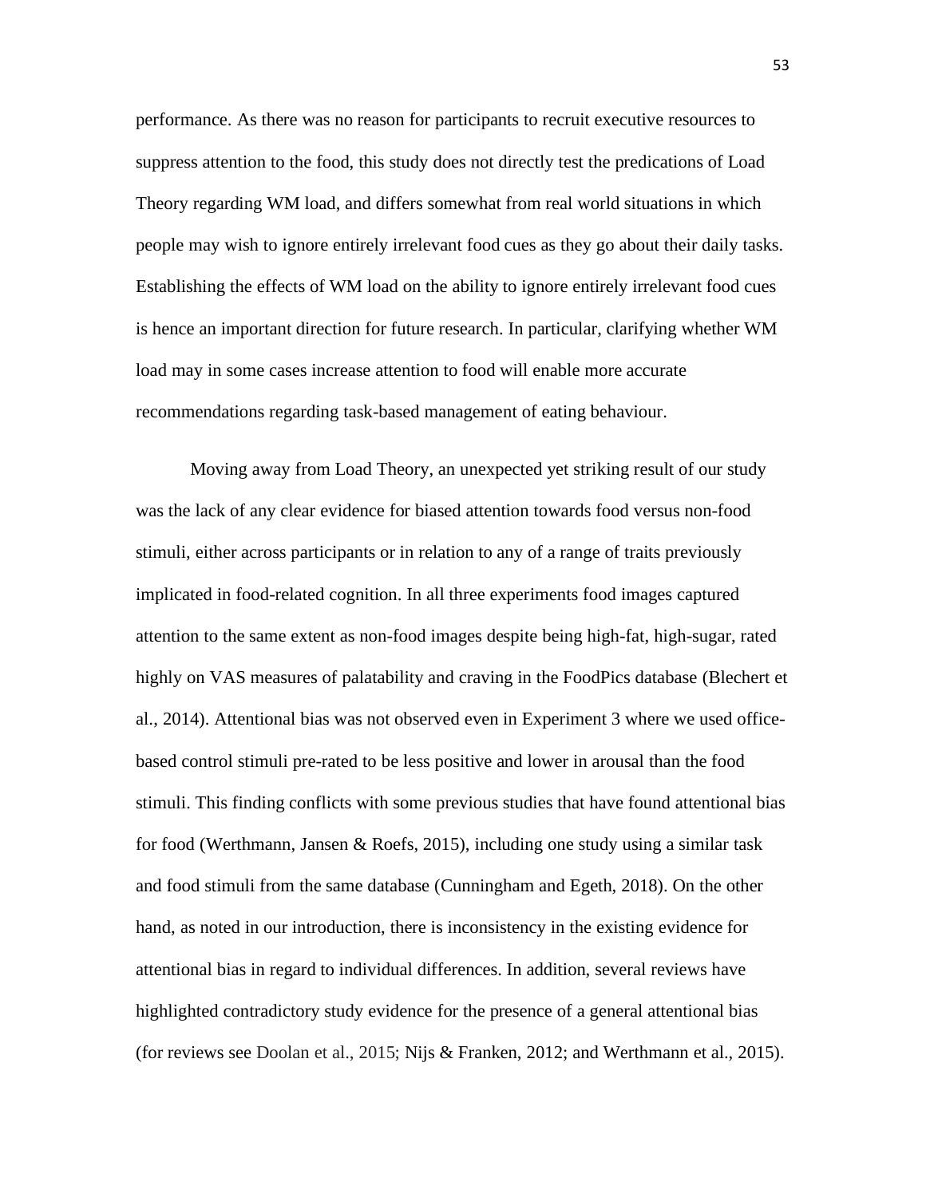performance. As there was no reason for participants to recruit executive resources to suppress attention to the food, this study does not directly test the predications of Load Theory regarding WM load, and differs somewhat from real world situations in which people may wish to ignore entirely irrelevant food cues as they go about their daily tasks. Establishing the effects of WM load on the ability to ignore entirely irrelevant food cues is hence an important direction for future research. In particular, clarifying whether WM load may in some cases increase attention to food will enable more accurate recommendations regarding task-based management of eating behaviour.

Moving away from Load Theory, an unexpected yet striking result of our study was the lack of any clear evidence for biased attention towards food versus non-food stimuli, either across participants or in relation to any of a range of traits previously implicated in food-related cognition. In all three experiments food images captured attention to the same extent as non-food images despite being high-fat, high-sugar, rated highly on VAS measures of palatability and craving in the FoodPics database (Blechert et al., 2014). Attentional bias was not observed even in Experiment 3 where we used office-based control stimuli pre-rated to be less positive and lower in arousal than the food stimuli. This finding conflicts with some previous studies that have found attentional bias for food (Werthmann, Jansen & Roefs, 2015), including one study using a similar task and food stimuli from the same database (Cunningham and Egeth, 2018). On the other hand, as noted in our introduction, there is inconsistency in the existing evidence for attentional bias in regard to individual differences. In addition, several reviews have highlighted contradictory study evidence for the presence of a general attentional bias (for reviews see Doolan et al., 2015; Nijs & Franken, 2012; and Werthmann et al., 2015).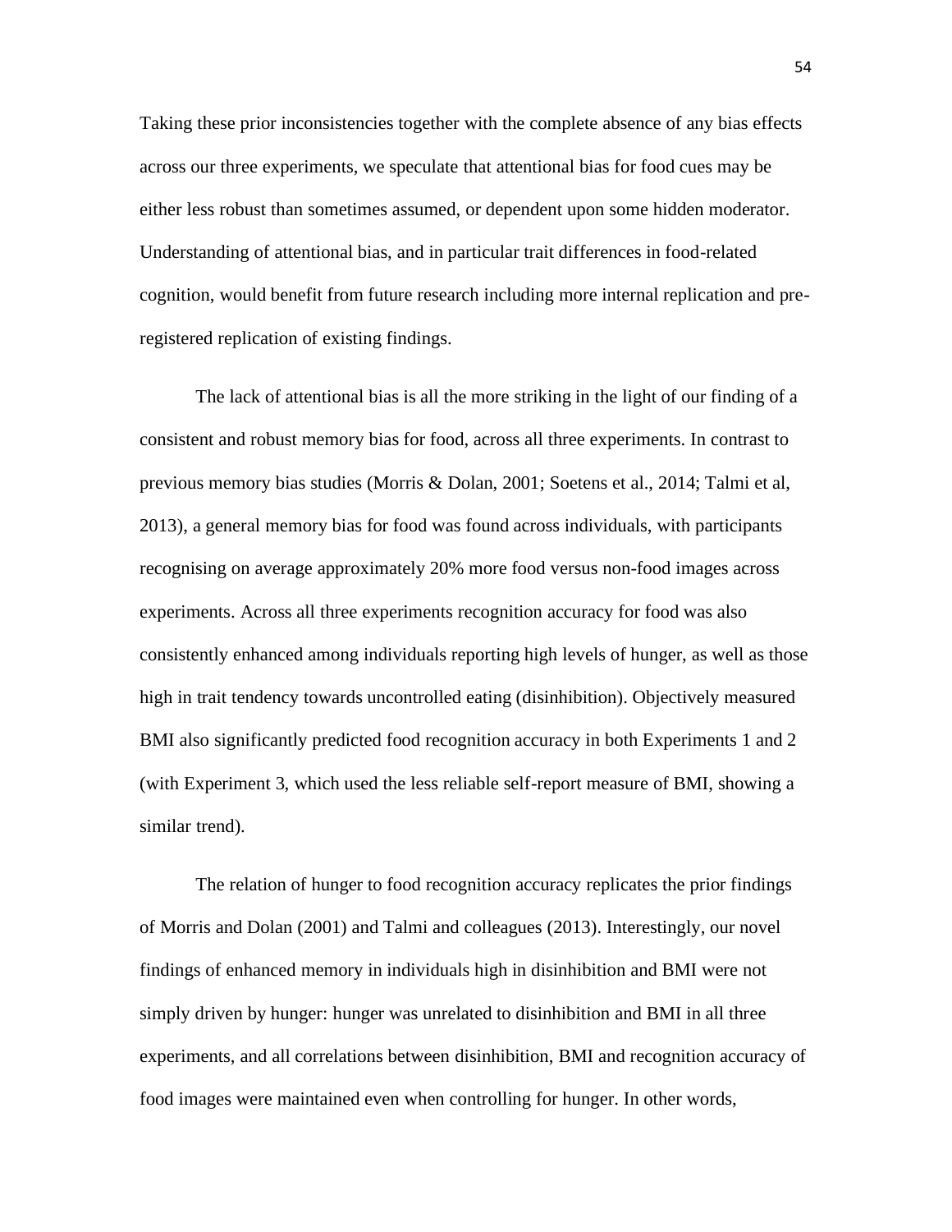Taking these prior inconsistencies together with the complete absence of any bias effects across our three experiments, we speculate that attentional bias for food cues may be either less robust than sometimes assumed, or dependent upon some hidden moderator. Understanding of attentional bias, and in particular trait differences in food-related cognition, would benefit from future research including more internal replication and pre-registered replication of existing findings.

The lack of attentional bias is all the more striking in the light of our finding of a consistent and robust memory bias for food, across all three experiments. In contrast to previous memory bias studies (Morris & Dolan, 2001; Soetens et al., 2014; Talmi et al, 2013), a general memory bias for food was found across individuals, with participants recognising on average approximately 20% more food versus non-food images across experiments. Across all three experiments recognition accuracy for food was also consistently enhanced among individuals reporting high levels of hunger, as well as those high in trait tendency towards uncontrolled eating (disinhibition). Objectively measured BMI also significantly predicted food recognition accuracy in both Experiments 1 and 2 (with Experiment 3, which used the less reliable self-report measure of BMI, showing a similar trend).

The relation of hunger to food recognition accuracy replicates the prior findings of Morris and Dolan (2001) and Talmi and colleagues (2013). Interestingly, our novel findings of enhanced memory in individuals high in disinhibition and BMI were not simply driven by hunger: hunger was unrelated to disinhibition and BMI in all three experiments, and all correlations between disinhibition, BMI and recognition accuracy of food images were maintained even when controlling for hunger. In other words,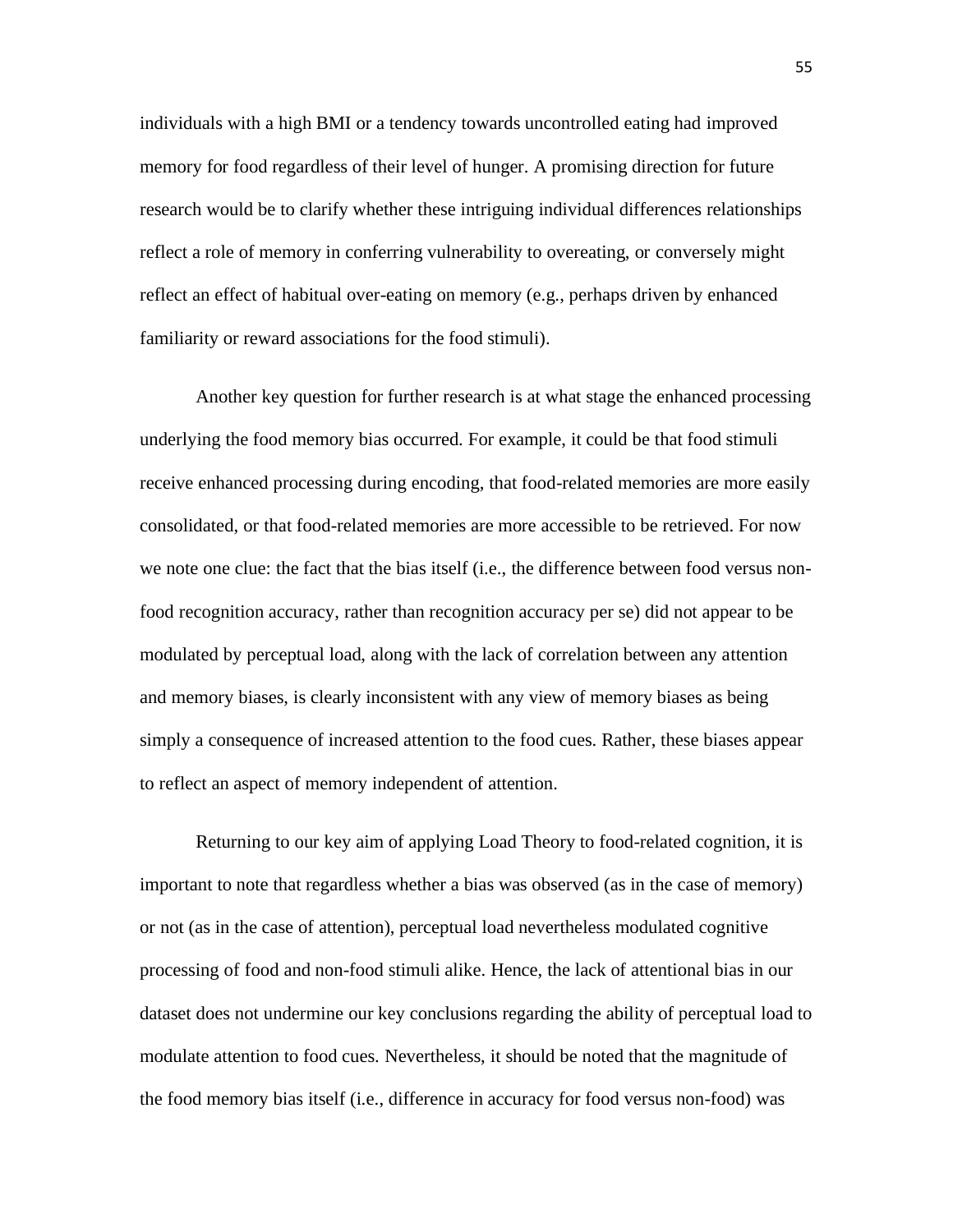individuals with a high BMI or a tendency towards uncontrolled eating had improved memory for food regardless of their level of hunger. A promising direction for future research would be to clarify whether these intriguing individual differences relationships reflect a role of memory in conferring vulnerability to overeating, or conversely might reflect an effect of habitual over-eating on memory (e.g., perhaps driven by enhanced familiarity or reward associations for the food stimuli).

Another key question for further research is at what stage the enhanced processing underlying the food memory bias occurred. For example, it could be that food stimuli receive enhanced processing during encoding, that food-related memories are more easily consolidated, or that food-related memories are more accessible to be retrieved. For now we note one clue: the fact that the bias itself (i.e., the difference between food versus non-food recognition accuracy, rather than recognition accuracy per se) did not appear to be modulated by perceptual load, along with the lack of correlation between any attention and memory biases, is clearly inconsistent with any view of memory biases as being simply a consequence of increased attention to the food cues. Rather, these biases appear to reflect an aspect of memory independent of attention.

Returning to our key aim of applying Load Theory to food-related cognition, it is important to note that regardless whether a bias was observed (as in the case of memory) or not (as in the case of attention), perceptual load nevertheless modulated cognitive processing of food and non-food stimuli alike. Hence, the lack of attentional bias in our dataset does not undermine our key conclusions regarding the ability of perceptual load to modulate attention to food cues. Nevertheless, it should be noted that the magnitude of the food memory bias itself (i.e., difference in accuracy for food versus non-food) was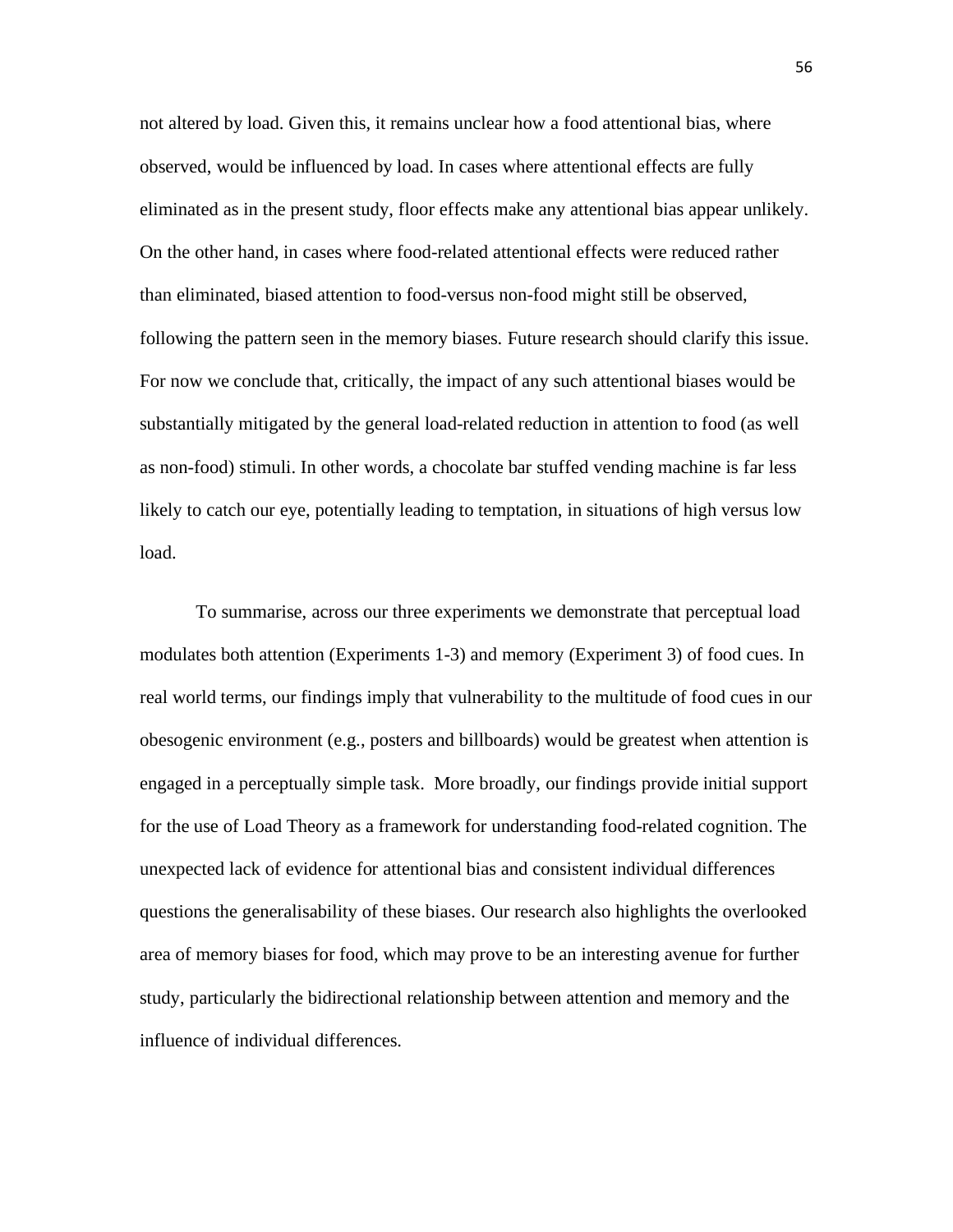not altered by load. Given this, it remains unclear how a food attentional bias, where observed, would be influenced by load. In cases where attentional effects are fully eliminated as in the present study, floor effects make any attentional bias appear unlikely. On the other hand, in cases where food-related attentional effects were reduced rather than eliminated, biased attention to food-versus non-food might still be observed, following the pattern seen in the memory biases. Future research should clarify this issue. For now we conclude that, critically, the impact of any such attentional biases would be substantially mitigated by the general load-related reduction in attention to food (as well as non-food) stimuli. In other words, a chocolate bar stuffed vending machine is far less likely to catch our eye, potentially leading to temptation, in situations of high versus low load.

To summarise, across our three experiments we demonstrate that perceptual load modulates both attention (Experiments 1-3) and memory (Experiment 3) of food cues. In real world terms, our findings imply that vulnerability to the multitude of food cues in our obesogenic environment (e.g., posters and billboards) would be greatest when attention is engaged in a perceptually simple task. More broadly, our findings provide initial support for the use of Load Theory as a framework for understanding food-related cognition. The unexpected lack of evidence for attentional bias and consistent individual differences questions the generalisability of these biases. Our research also highlights the overlooked area of memory biases for food, which may prove to be an interesting avenue for further study, particularly the bidirectional relationship between attention and memory and the influence of individual differences.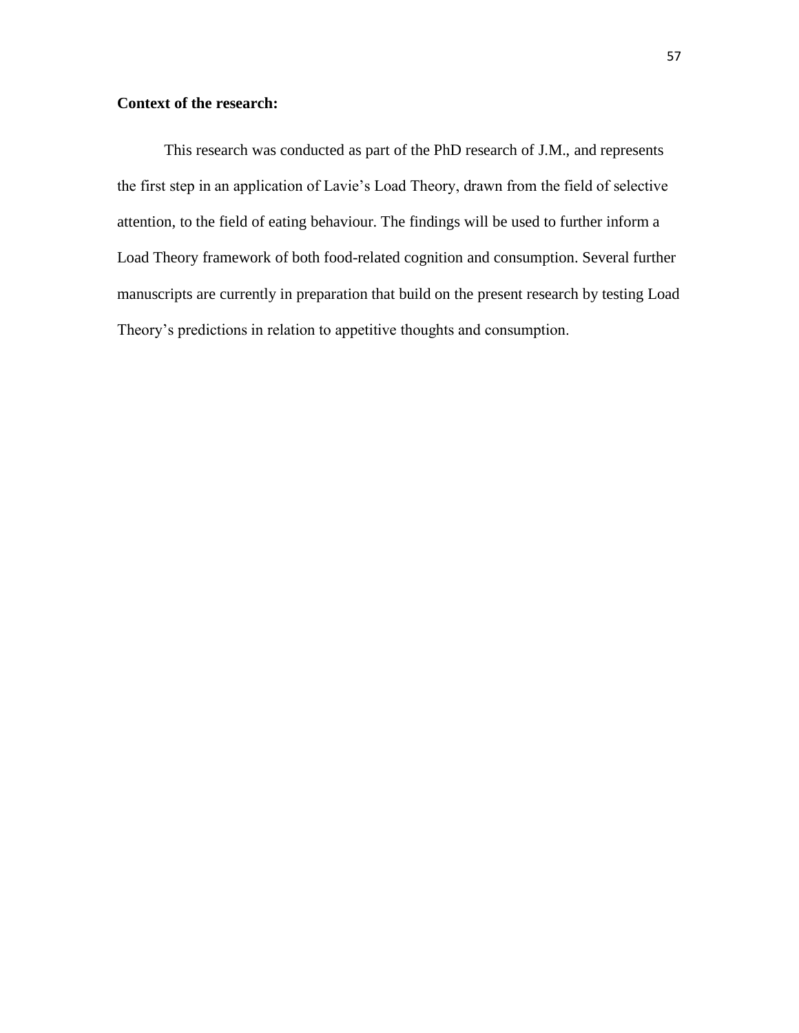**Context of the research:**

This research was conducted as part of the PhD research of J.M., and represents the first step in an application of Lavie's Load Theory, drawn from the field of selective attention, to the field of eating behaviour. The findings will be used to further inform a Load Theory framework of both food-related cognition and consumption. Several further manuscripts are currently in preparation that build on the present research by testing Load Theory's predictions in relation to appetitive thoughts and consumption.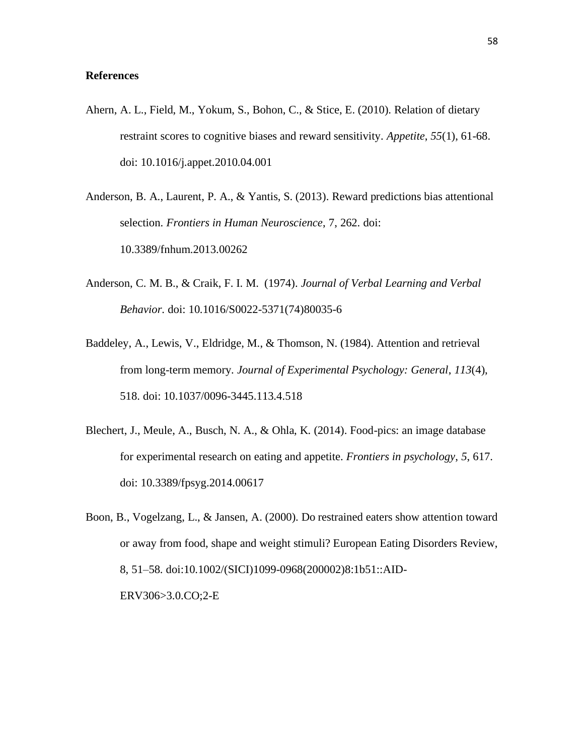**References**

Ahern, A. L., Field, M., Yokum, S., Bohon, C., & Stice, E. (2010). Relation of dietary restraint scores to cognitive biases and reward sensitivity. *Appetite*, *55*(1), 61-68. doi: 10.1016/j.appet.2010.04.001

Anderson, B. A., Laurent, P. A., & Yantis, S. (2013). Reward predictions bias attentional selection. *Frontiers in Human Neuroscience*, 7, 262. doi: 10.3389/fnhum.2013.00262

Anderson, C. M. B., & Craik, F. I. M. (1974). *Journal of Verbal Learning and Verbal Behavior*. doi: 10.1016/S0022-5371(74)80035-6

Baddeley, A., Lewis, V., Eldridge, M., & Thomson, N. (1984). Attention and retrieval from long-term memory. *Journal of Experimental Psychology: General*, *113*(4), 518. doi: 10.1037/0096-3445.113.4.518

Blechert, J., Meule, A., Busch, N. A., & Ohla, K. (2014). Food-pics: an image database for experimental research on eating and appetite. *Frontiers in psychology*, *5*, 617. doi: 10.3389/fpsyg.2014.00617

Boon, B., Vogelzang, L., & Jansen, A. (2000). Do restrained eaters show attention toward or away from food, shape and weight stimuli? European Eating Disorders Review, 8, 51–58. doi:10.1002/(SICI)1099-0968(200002)8:1b51::AID-ERV306>3.0.CO;2-E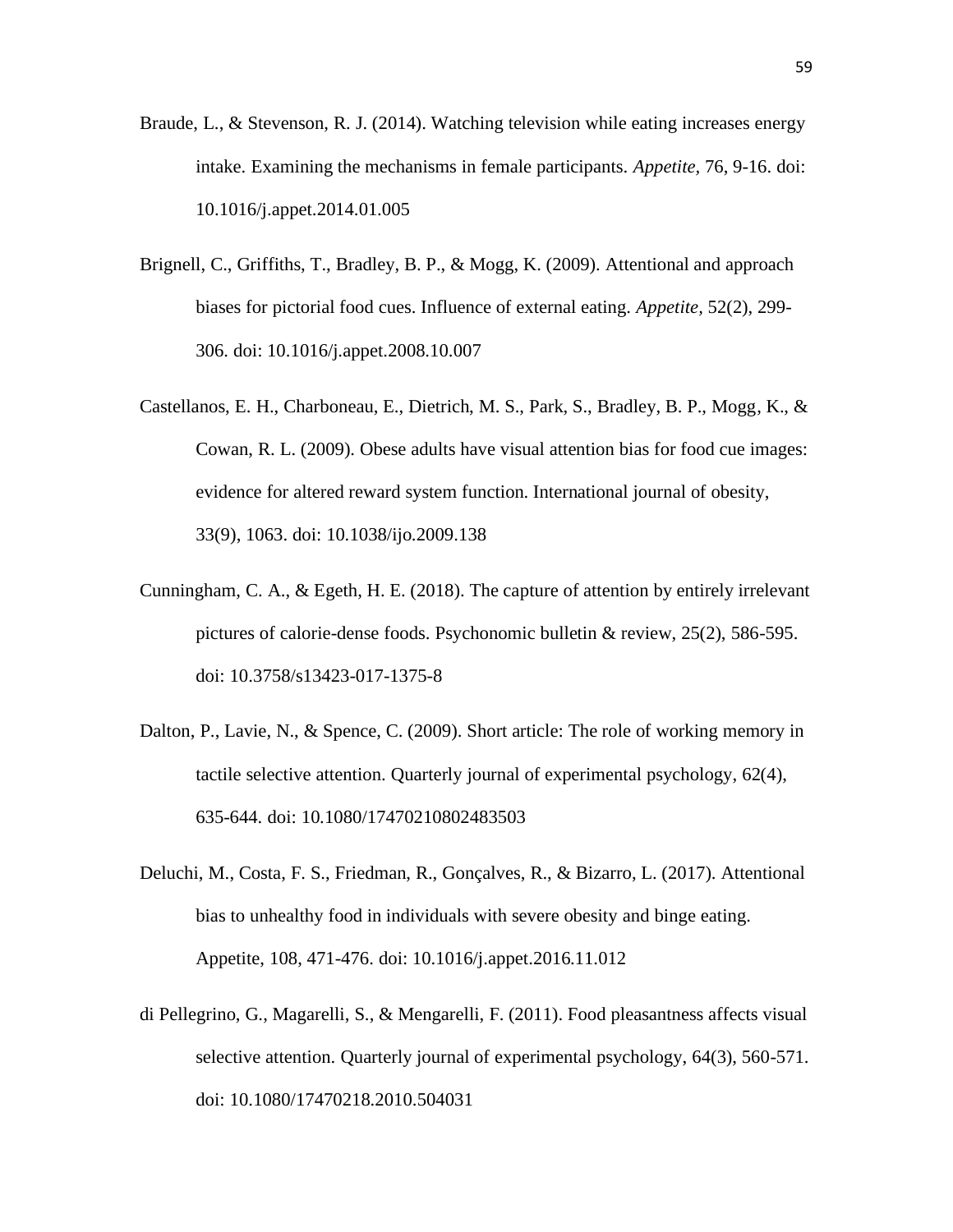Braude, L., & Stevenson, R. J. (2014). Watching television while eating increases energy intake. Examining the mechanisms in female participants. *Appetite,* 76, 9-16. doi: 10.1016/j.appet.2014.01.005

Brignell, C., Griffiths, T., Bradley, B. P., & Mogg, K. (2009). Attentional and approach biases for pictorial food cues. Influence of external eating. *Appetite,* 52(2), 299-306. doi: 10.1016/j.appet.2008.10.007

Castellanos, E. H., Charboneau, E., Dietrich, M. S., Park, S., Bradley, B. P., Mogg, K., & Cowan, R. L. (2009). Obese adults have visual attention bias for food cue images: evidence for altered reward system function. International journal of obesity, 33(9), 1063. doi: 10.1038/ijo.2009.138

Cunningham, C. A., & Egeth, H. E. (2018). The capture of attention by entirely irrelevant pictures of calorie-dense foods. Psychonomic bulletin & review, 25(2), 586-595. doi: 10.3758/s13423-017-1375-8

Dalton, P., Lavie, N., & Spence, C. (2009). Short article: The role of working memory in tactile selective attention. Quarterly journal of experimental psychology, 62(4), 635-644. doi: 10.1080/17470210802483503

Deluchi, M., Costa, F. S., Friedman, R., Gonçalves, R., & Bizarro, L. (2017). Attentional bias to unhealthy food in individuals with severe obesity and binge eating. Appetite, 108, 471-476. doi: 10.1016/j.appet.2016.11.012

di Pellegrino, G., Magarelli, S., & Mengarelli, F. (2011). Food pleasantness affects visual selective attention. Quarterly journal of experimental psychology, 64(3), 560-571. doi: 10.1080/17470218.2010.504031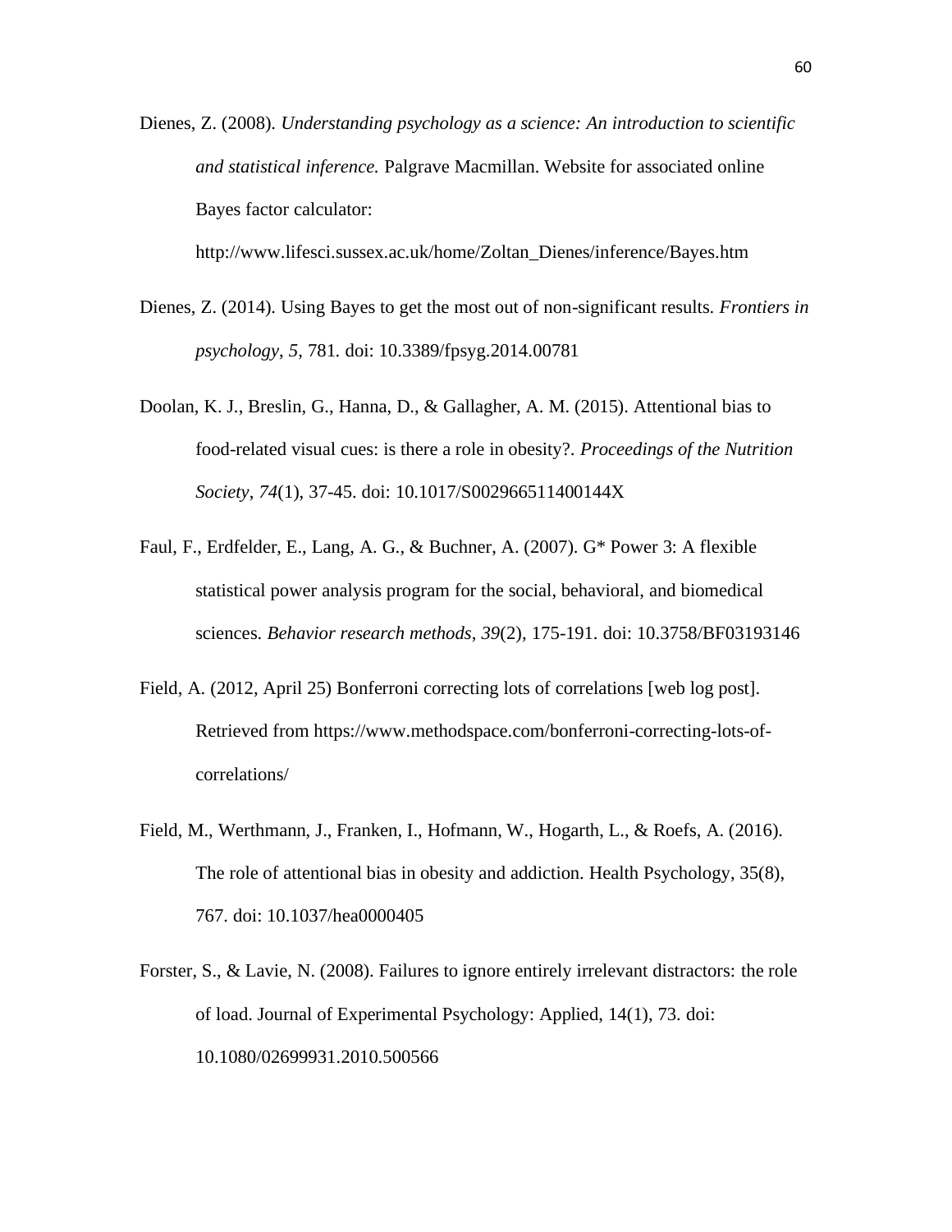Dienes, Z. (2008). *Understanding psychology as a science: An introduction to scientific and statistical inference.* Palgrave Macmillan. Website for associated online Bayes factor calculator: http://www.lifesci.sussex.ac.uk/home/Zoltan_Dienes/inference/Bayes.htm

Dienes, Z. (2014). Using Bayes to get the most out of non-significant results. *Frontiers in psychology*, *5*, 781. doi: 10.3389/fpsyg.2014.00781

Doolan, K. J., Breslin, G., Hanna, D., & Gallagher, A. M. (2015). Attentional bias to food-related visual cues: is there a role in obesity?. *Proceedings of the Nutrition Society*, *74*(1), 37-45. doi: 10.1017/S002966511400144X

Faul, F., Erdfelder, E., Lang, A. G., & Buchner, A. (2007). G* Power 3: A flexible statistical power analysis program for the social, behavioral, and biomedical sciences. *Behavior research methods*, *39*(2), 175-191. doi: 10.3758/BF03193146

Field, A. (2012, April 25) Bonferroni correcting lots of correlations [web log post]. Retrieved from https://www.methodspace.com/bonferroni-correcting-lots-of-correlations/

Field, M., Werthmann, J., Franken, I., Hofmann, W., Hogarth, L., & Roefs, A. (2016). The role of attentional bias in obesity and addiction. Health Psychology, 35(8), 767. doi: 10.1037/hea0000405

Forster, S., & Lavie, N. (2008). Failures to ignore entirely irrelevant distractors: the role of load. Journal of Experimental Psychology: Applied, 14(1), 73. doi: 10.1080/02699931.2010.500566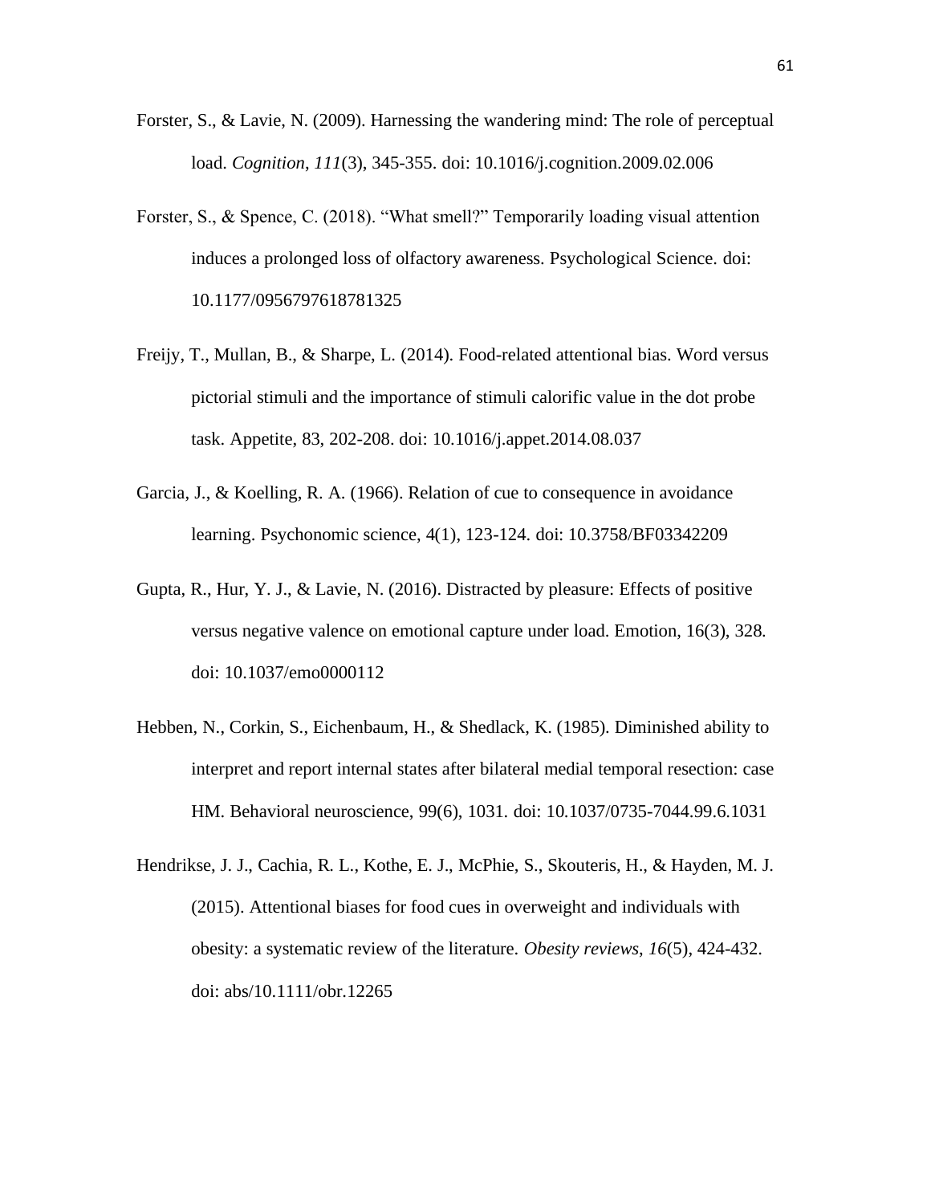Forster, S., & Lavie, N. (2009). Harnessing the wandering mind: The role of perceptual load. *Cognition*, *111*(3), 345-355. doi: 10.1016/j.cognition.2009.02.006

Forster, S., & Spence, C. (2018). "What smell?" Temporarily loading visual attention induces a prolonged loss of olfactory awareness. Psychological Science. doi: 10.1177/0956797618781325

Freijy, T., Mullan, B., & Sharpe, L. (2014). Food-related attentional bias. Word versus pictorial stimuli and the importance of stimuli calorific value in the dot probe task. Appetite, 83, 202-208. doi: 10.1016/j.appet.2014.08.037

Garcia, J., & Koelling, R. A. (1966). Relation of cue to consequence in avoidance learning. Psychonomic science, 4(1), 123-124. doi: 10.3758/BF03342209

Gupta, R., Hur, Y. J., & Lavie, N. (2016). Distracted by pleasure: Effects of positive versus negative valence on emotional capture under load. Emotion, 16(3), 328. doi: 10.1037/emo0000112

Hebben, N., Corkin, S., Eichenbaum, H., & Shedlack, K. (1985). Diminished ability to interpret and report internal states after bilateral medial temporal resection: case HM. Behavioral neuroscience, 99(6), 1031. doi: 10.1037/0735-7044.99.6.1031

Hendrikse, J. J., Cachia, R. L., Kothe, E. J., McPhie, S., Skouteris, H., & Hayden, M. J. (2015). Attentional biases for food cues in overweight and individuals with obesity: a systematic review of the literature. *Obesity reviews*, *16*(5), 424-432. doi: abs/10.1111/obr.12265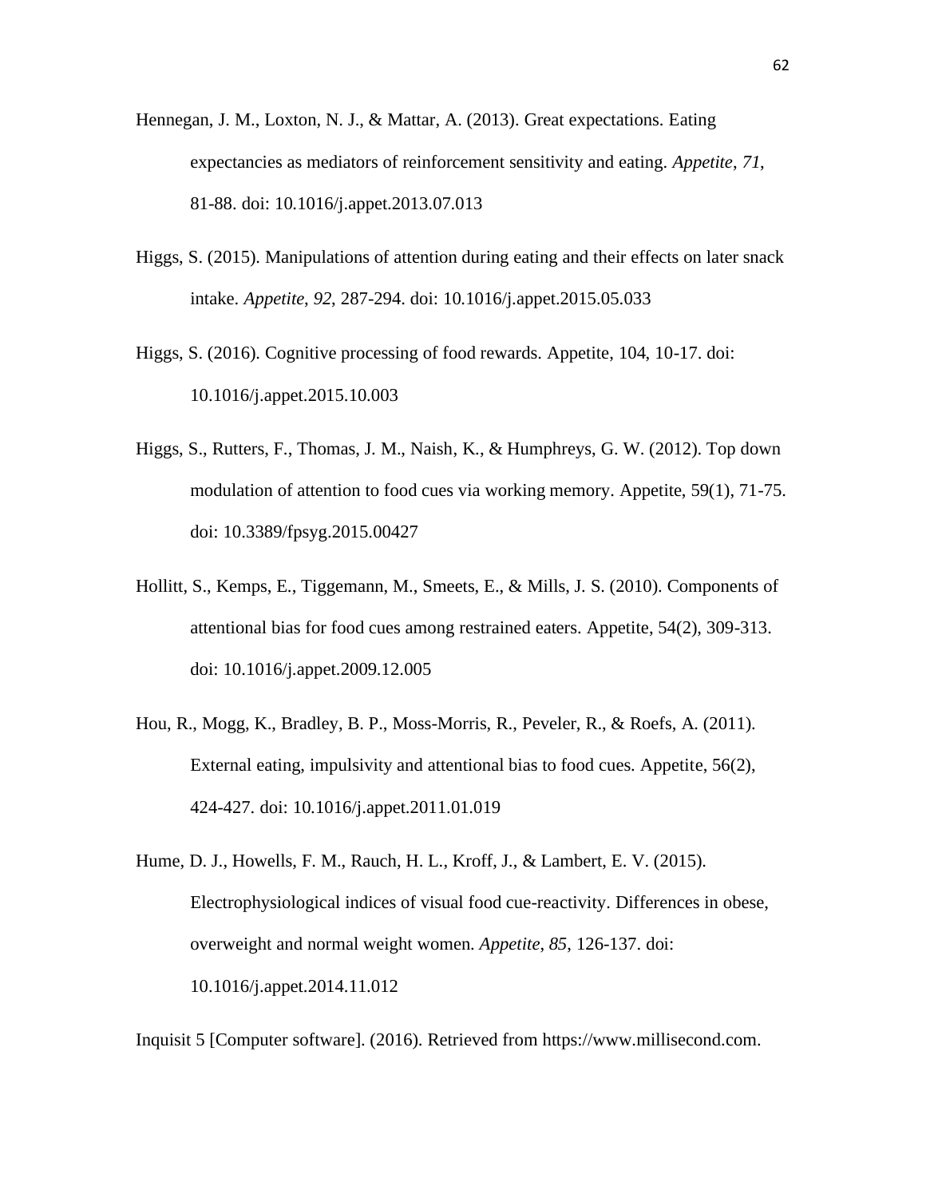Hennegan, J. M., Loxton, N. J., & Mattar, A. (2013). Great expectations. Eating expectancies as mediators of reinforcement sensitivity and eating. *Appetite*, *71*, 81-88. doi: 10.1016/j.appet.2013.07.013

Higgs, S. (2015). Manipulations of attention during eating and their effects on later snack intake. *Appetite*, *92*, 287-294. doi: 10.1016/j.appet.2015.05.033

Higgs, S. (2016). Cognitive processing of food rewards. Appetite, 104, 10-17. doi: 10.1016/j.appet.2015.10.003

Higgs, S., Rutters, F., Thomas, J. M., Naish, K., & Humphreys, G. W. (2012). Top down modulation of attention to food cues via working memory. Appetite, 59(1), 71-75. doi: 10.3389/fpsyg.2015.00427

Hollitt, S., Kemps, E., Tiggemann, M., Smeets, E., & Mills, J. S. (2010). Components of attentional bias for food cues among restrained eaters. Appetite, 54(2), 309-313. doi: 10.1016/j.appet.2009.12.005

Hou, R., Mogg, K., Bradley, B. P., Moss-Morris, R., Peveler, R., & Roefs, A. (2011). External eating, impulsivity and attentional bias to food cues. Appetite, 56(2), 424-427. doi: 10.1016/j.appet.2011.01.019

Hume, D. J., Howells, F. M., Rauch, H. L., Kroff, J., & Lambert, E. V. (2015). Electrophysiological indices of visual food cue-reactivity. Differences in obese, overweight and normal weight women. *Appetite*, *85*, 126-137. doi: 10.1016/j.appet.2014.11.012

Inquisit 5 [Computer software]. (2016). Retrieved from https://www.millisecond.com.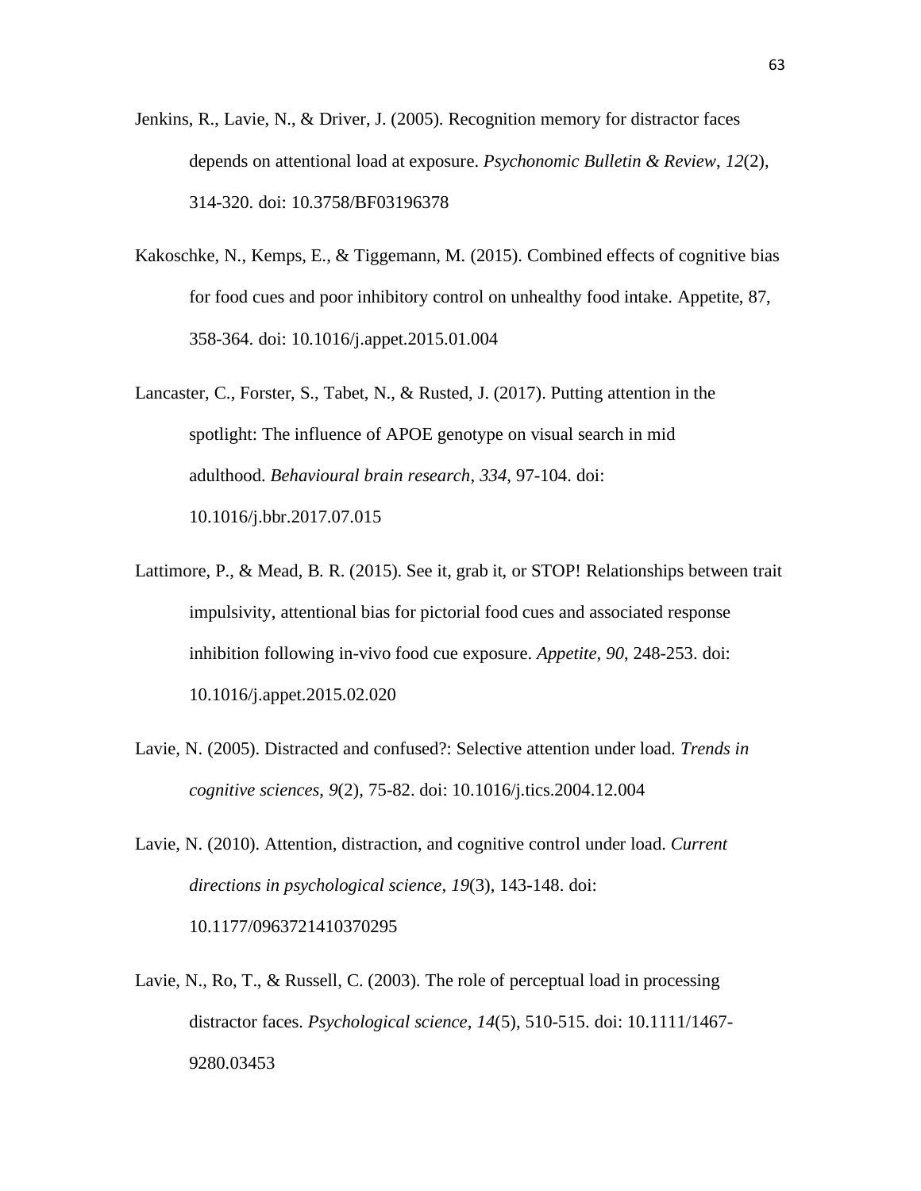Jenkins, R., Lavie, N., & Driver, J. (2005). Recognition memory for distractor faces depends on attentional load at exposure. *Psychonomic Bulletin & Review*, *12*(2), 314-320. doi: 10.3758/BF03196378

Kakoschke, N., Kemps, E., & Tiggemann, M. (2015). Combined effects of cognitive bias for food cues and poor inhibitory control on unhealthy food intake. Appetite, 87, 358-364. doi: 10.1016/j.appet.2015.01.004

Lancaster, C., Forster, S., Tabet, N., & Rusted, J. (2017). Putting attention in the spotlight: The influence of APOE genotype on visual search in mid adulthood. *Behavioural brain research*, *334*, 97-104. doi: 10.1016/j.bbr.2017.07.015

Lattimore, P., & Mead, B. R. (2015). See it, grab it, or STOP! Relationships between trait impulsivity, attentional bias for pictorial food cues and associated response inhibition following in-vivo food cue exposure. *Appetite*, *90*, 248-253. doi: 10.1016/j.appet.2015.02.020

Lavie, N. (2005). Distracted and confused?: Selective attention under load. *Trends in cognitive sciences*, *9*(2), 75-82. doi: 10.1016/j.tics.2004.12.004

Lavie, N. (2010). Attention, distraction, and cognitive control under load. *Current directions in psychological science*, *19*(3), 143-148. doi: 10.1177/0963721410370295

Lavie, N., Ro, T., & Russell, C. (2003). The role of perceptual load in processing distractor faces. *Psychological science*, *14*(5), 510-515. doi: 10.1111/1467-9280.03453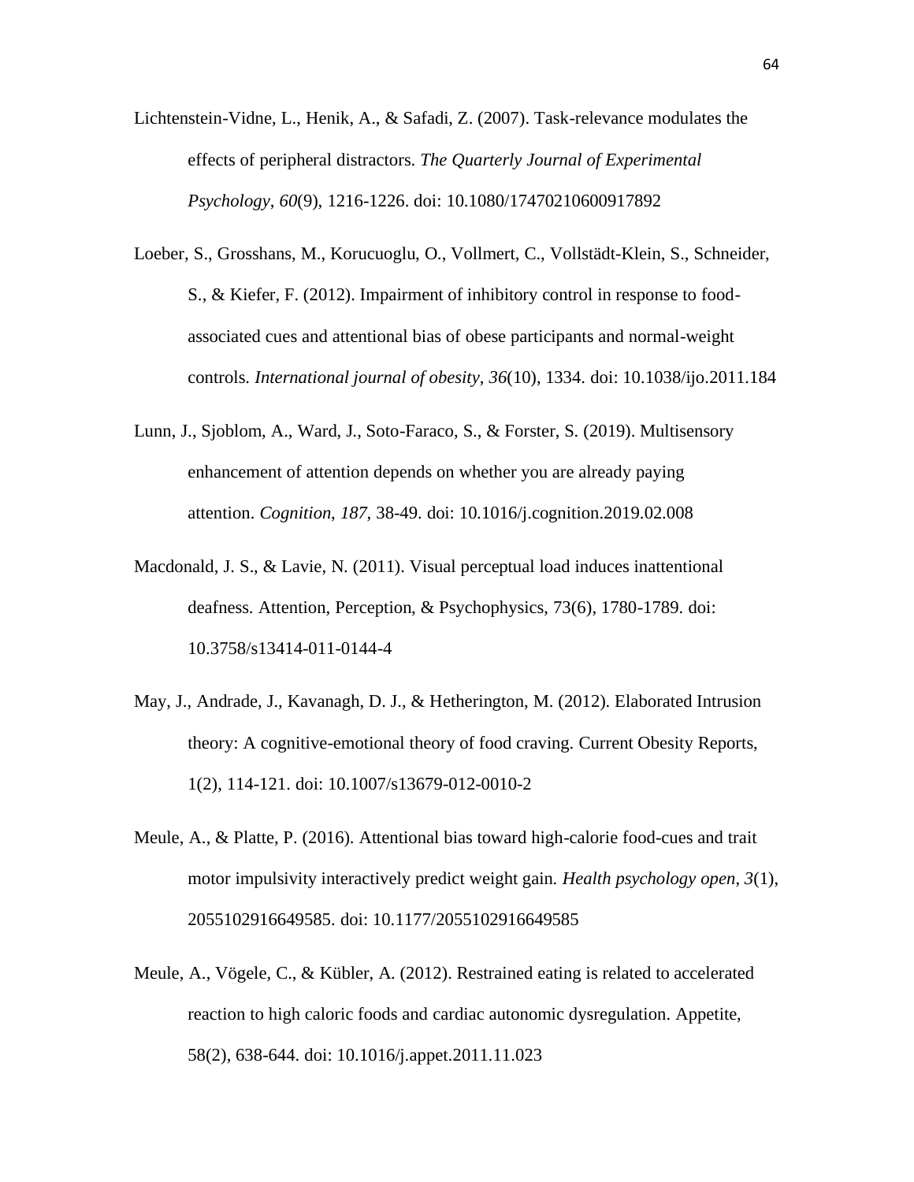Lichtenstein-Vidne, L., Henik, A., & Safadi, Z. (2007). Task-relevance modulates the effects of peripheral distractors. *The Quarterly Journal of Experimental Psychology*, *60*(9), 1216-1226. doi: 10.1080/17470210600917892

Loeber, S., Grosshans, M., Korucuoglu, O., Vollmert, C., Vollstädt-Klein, S., Schneider, S., & Kiefer, F. (2012). Impairment of inhibitory control in response to food-associated cues and attentional bias of obese participants and normal-weight controls. *International journal of obesity*, *36*(10), 1334. doi: 10.1038/ijo.2011.184

Lunn, J., Sjoblom, A., Ward, J., Soto-Faraco, S., & Forster, S. (2019). Multisensory enhancement of attention depends on whether you are already paying attention. *Cognition*, *187*, 38-49. doi: 10.1016/j.cognition.2019.02.008

Macdonald, J. S., & Lavie, N. (2011). Visual perceptual load induces inattentional deafness. Attention, Perception, & Psychophysics, 73(6), 1780-1789. doi: 10.3758/s13414-011-0144-4

May, J., Andrade, J., Kavanagh, D. J., & Hetherington, M. (2012). Elaborated Intrusion theory: A cognitive-emotional theory of food craving. Current Obesity Reports, 1(2), 114-121. doi: 10.1007/s13679-012-0010-2

Meule, A., & Platte, P. (2016). Attentional bias toward high-calorie food-cues and trait motor impulsivity interactively predict weight gain. *Health psychology open*, *3*(1), 2055102916649585. doi: 10.1177/2055102916649585

Meule, A., Vögele, C., & Kübler, A. (2012). Restrained eating is related to accelerated reaction to high caloric foods and cardiac autonomic dysregulation. Appetite, 58(2), 638-644. doi: 10.1016/j.appet.2011.11.023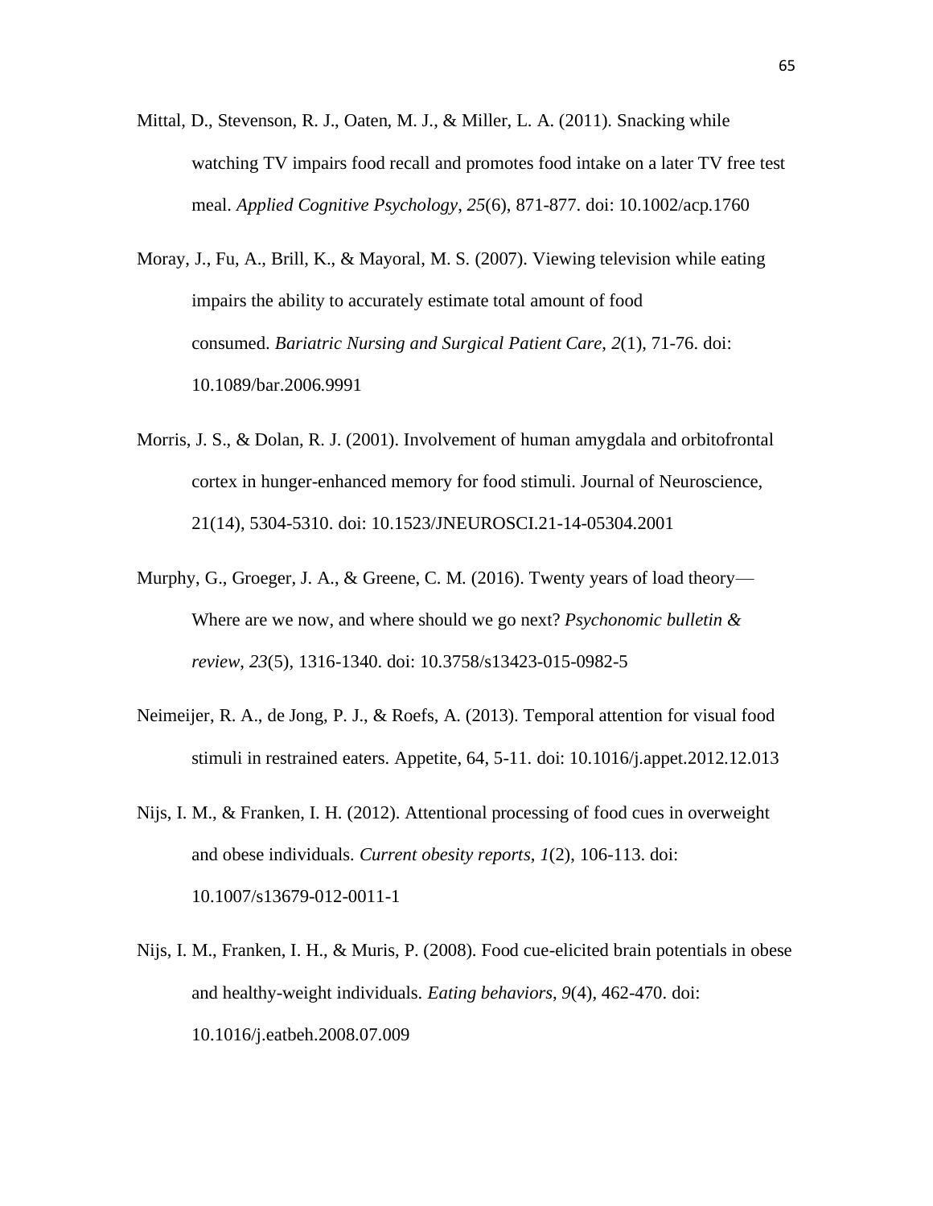Mittal, D., Stevenson, R. J., Oaten, M. J., & Miller, L. A. (2011). Snacking while watching TV impairs food recall and promotes food intake on a later TV free test meal. *Applied Cognitive Psychology*, *25*(6), 871-877. doi: 10.1002/acp.1760

Moray, J., Fu, A., Brill, K., & Mayoral, M. S. (2007). Viewing television while eating impairs the ability to accurately estimate total amount of food consumed. *Bariatric Nursing and Surgical Patient Care*, *2*(1), 71-76. doi: 10.1089/bar.2006.9991

Morris, J. S., & Dolan, R. J. (2001). Involvement of human amygdala and orbitofrontal cortex in hunger-enhanced memory for food stimuli. Journal of Neuroscience, 21(14), 5304-5310. doi: 10.1523/JNEUROSCI.21-14-05304.2001

Murphy, G., Groeger, J. A., & Greene, C. M. (2016). Twenty years of load theory—Where are we now, and where should we go next? *Psychonomic bulletin & review*, *23*(5), 1316-1340. doi: 10.3758/s13423-015-0982-5

Neimeijer, R. A., de Jong, P. J., & Roefs, A. (2013). Temporal attention for visual food stimuli in restrained eaters. Appetite, 64, 5-11. doi: 10.1016/j.appet.2012.12.013

Nijs, I. M., & Franken, I. H. (2012). Attentional processing of food cues in overweight and obese individuals. *Current obesity reports*, *1*(2), 106-113. doi: 10.1007/s13679-012-0011-1

Nijs, I. M., Franken, I. H., & Muris, P. (2008). Food cue-elicited brain potentials in obese and healthy-weight individuals. *Eating behaviors*, *9*(4), 462-470. doi: 10.1016/j.eatbeh.2008.07.009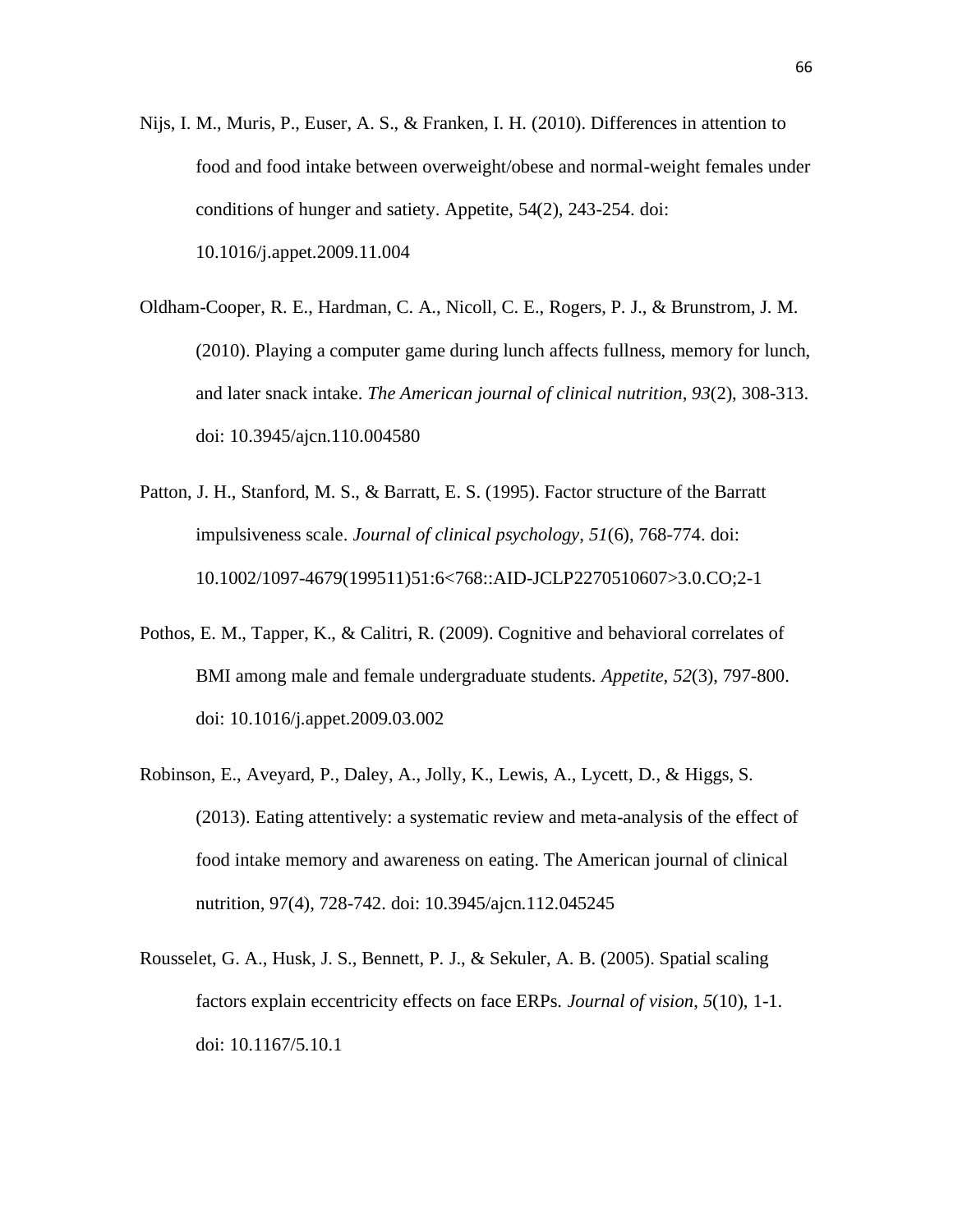Nijs, I. M., Muris, P., Euser, A. S., & Franken, I. H. (2010). Differences in attention to food and food intake between overweight/obese and normal-weight females under conditions of hunger and satiety. Appetite, 54(2), 243-254. doi: 10.1016/j.appet.2009.11.004

Oldham-Cooper, R. E., Hardman, C. A., Nicoll, C. E., Rogers, P. J., & Brunstrom, J. M. (2010). Playing a computer game during lunch affects fullness, memory for lunch, and later snack intake. *The American journal of clinical nutrition*, *93*(2), 308-313. doi: 10.3945/ajcn.110.004580

Patton, J. H., Stanford, M. S., & Barratt, E. S. (1995). Factor structure of the Barratt impulsiveness scale. *Journal of clinical psychology*, *51*(6), 768-774. doi: 10.1002/1097-4679(199511)51:6<768::AID-JCLP2270510607>3.0.CO;2-1

Pothos, E. M., Tapper, K., & Calitri, R. (2009). Cognitive and behavioral correlates of BMI among male and female undergraduate students. *Appetite*, *52*(3), 797-800. doi: 10.1016/j.appet.2009.03.002

Robinson, E., Aveyard, P., Daley, A., Jolly, K., Lewis, A., Lycett, D., & Higgs, S. (2013). Eating attentively: a systematic review and meta-analysis of the effect of food intake memory and awareness on eating. The American journal of clinical nutrition, 97(4), 728-742. doi: 10.3945/ajcn.112.045245

Rousselet, G. A., Husk, J. S., Bennett, P. J., & Sekuler, A. B. (2005). Spatial scaling factors explain eccentricity effects on face ERPs. *Journal of vision*, *5*(10), 1-1. doi: 10.1167/5.10.1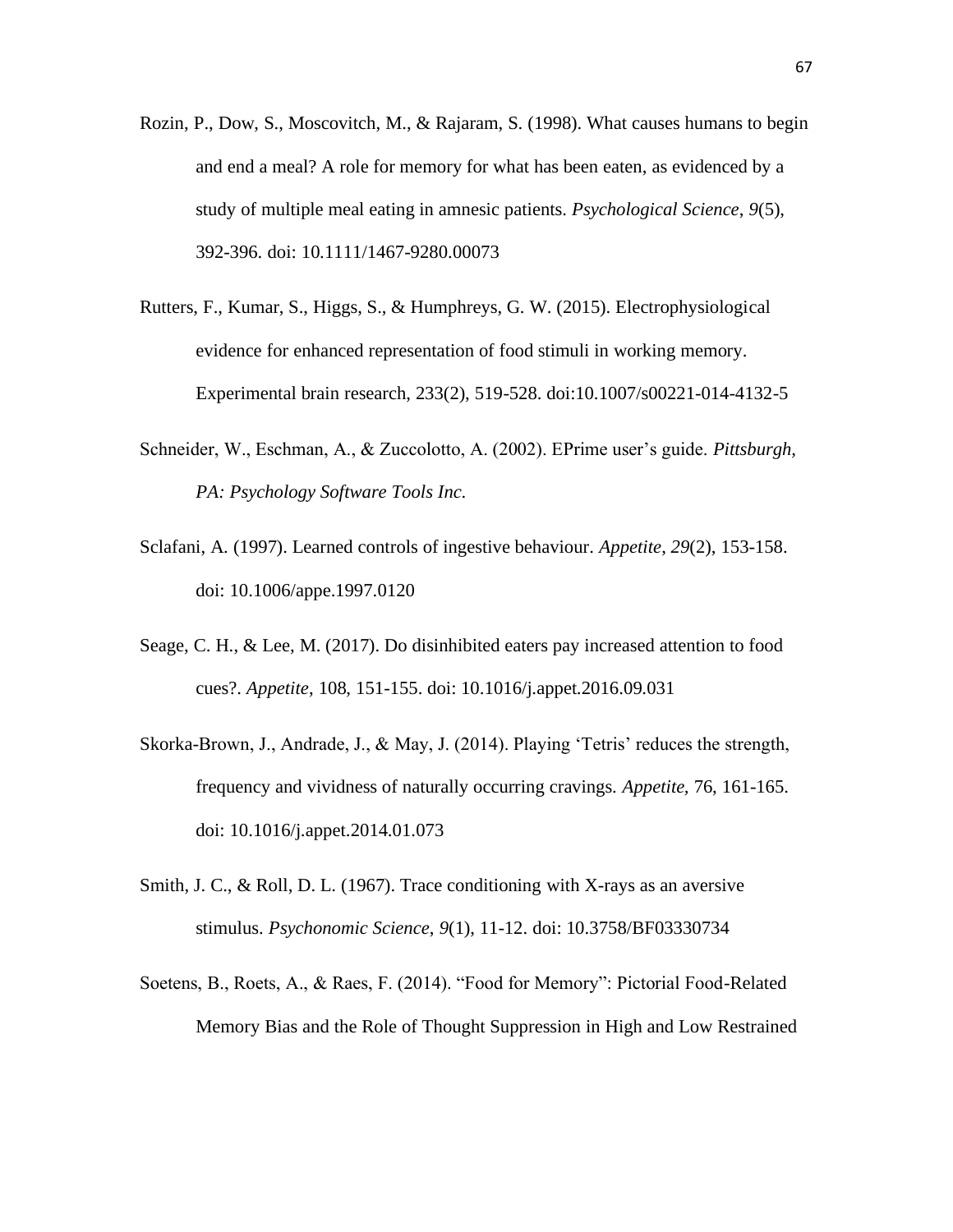Rozin, P., Dow, S., Moscovitch, M., & Rajaram, S. (1998). What causes humans to begin and end a meal? A role for memory for what has been eaten, as evidenced by a study of multiple meal eating in amnesic patients. *Psychological Science*, *9*(5), 392-396. doi: 10.1111/1467-9280.00073

Rutters, F., Kumar, S., Higgs, S., & Humphreys, G. W. (2015). Electrophysiological evidence for enhanced representation of food stimuli in working memory. Experimental brain research, 233(2), 519-528. doi:10.1007/s00221-014-4132-5

Schneider, W., Eschman, A., & Zuccolotto, A. (2002). EPrime user's guide. *Pittsburgh, PA: Psychology Software Tools Inc*.

Sclafani, A. (1997). Learned controls of ingestive behaviour. *Appetite*, *29*(2), 153-158. doi: 10.1006/appe.1997.0120

Seage, C. H., & Lee, M. (2017). Do disinhibited eaters pay increased attention to food cues?. *Appetite*, 108, 151-155. doi: 10.1016/j.appet.2016.09.031

Skorka-Brown, J., Andrade, J., & May, J. (2014). Playing 'Tetris' reduces the strength, frequency and vividness of naturally occurring cravings. *Appetite*, 76, 161-165. doi: 10.1016/j.appet.2014.01.073

Smith, J. C., & Roll, D. L. (1967). Trace conditioning with X-rays as an aversive stimulus. *Psychonomic Science*, *9*(1), 11-12. doi: 10.3758/BF03330734

Soetens, B., Roets, A., & Raes, F. (2014). "Food for Memory": Pictorial Food-Related Memory Bias and the Role of Thought Suppression in High and Low Restrained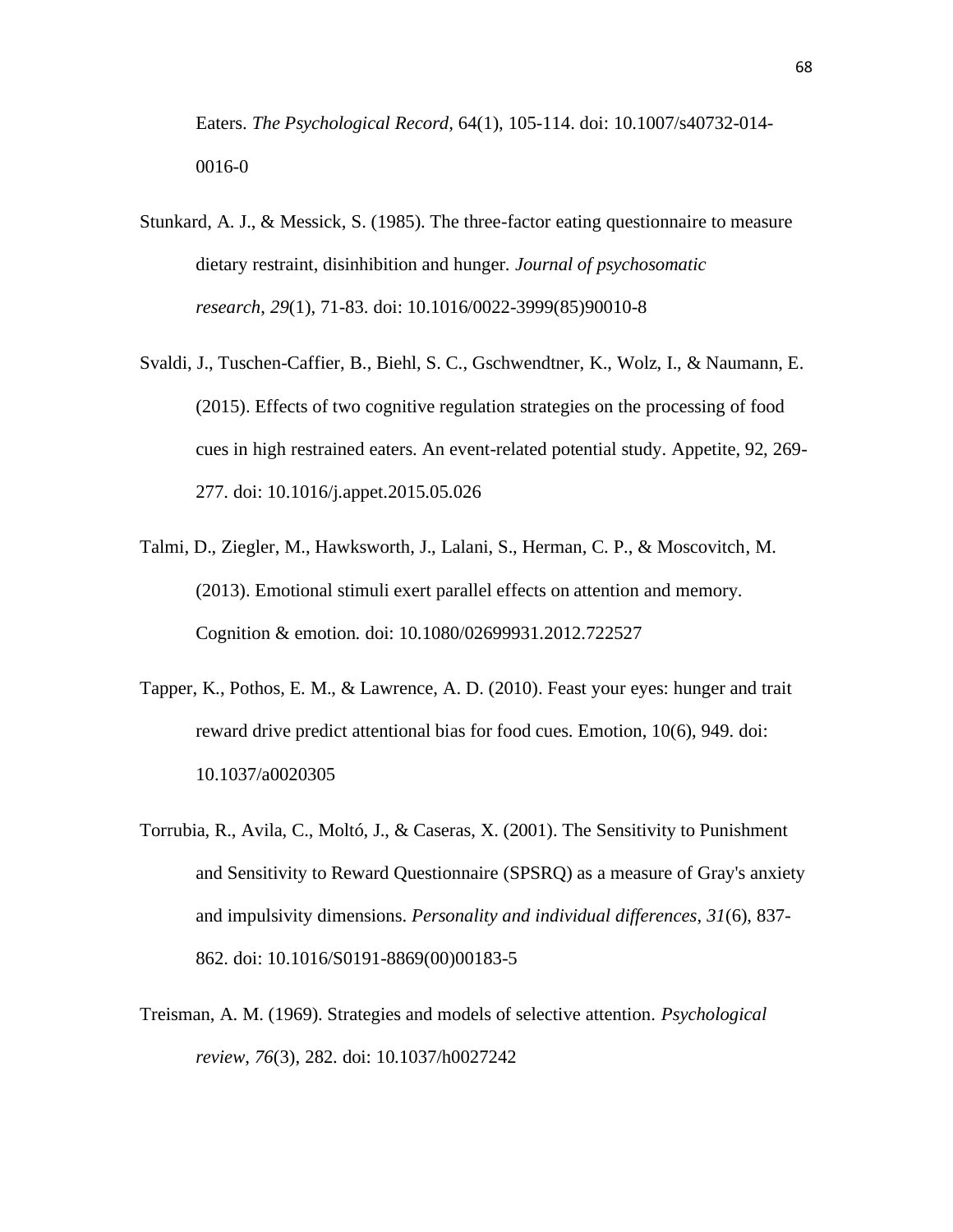Eaters. *The Psychological Record,* 64(1), 105-114. doi: 10.1007/s40732-014-0016-0

Stunkard, A. J., & Messick, S. (1985). The three-factor eating questionnaire to measure dietary restraint, disinhibition and hunger. *Journal of psychosomatic research*, *29*(1), 71-83. doi: 10.1016/0022-3999(85)90010-8

Svaldi, J., Tuschen-Caffier, B., Biehl, S. C., Gschwendtner, K., Wolz, I., & Naumann, E. (2015). Effects of two cognitive regulation strategies on the processing of food cues in high restrained eaters. An event-related potential study. Appetite, 92, 269-277. doi: 10.1016/j.appet.2015.05.026

Talmi, D., Ziegler, M., Hawksworth, J., Lalani, S., Herman, C. P., & Moscovitch, M. (2013). Emotional stimuli exert parallel effects on attention and memory. Cognition & emotion*.* doi: 10.1080/02699931.2012.722527

Tapper, K., Pothos, E. M., & Lawrence, A. D. (2010). Feast your eyes: hunger and trait reward drive predict attentional bias for food cues. Emotion, 10(6), 949. doi: 10.1037/a0020305

Torrubia, R., Avila, C., Moltó, J., & Caseras, X. (2001). The Sensitivity to Punishment and Sensitivity to Reward Questionnaire (SPSRQ) as a measure of Gray's anxiety and impulsivity dimensions. *Personality and individual differences*, *31*(6), 837-862. doi: 10.1016/S0191-8869(00)00183-5

Treisman, A. M. (1969). Strategies and models of selective attention. *Psychological review*, *76*(3), 282. doi: 10.1037/h0027242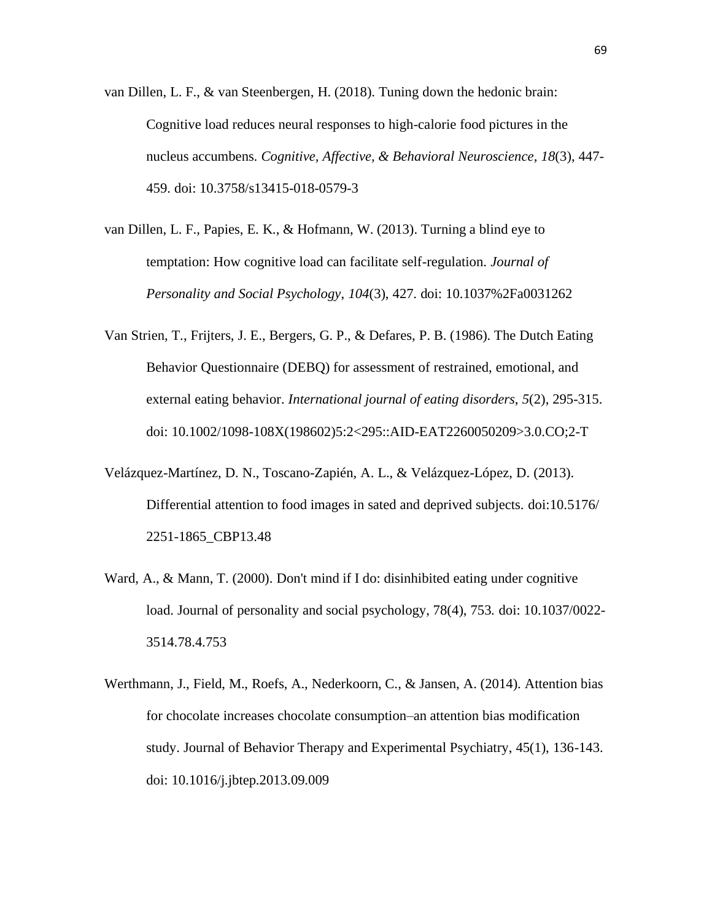van Dillen, L. F., & van Steenbergen, H. (2018). Tuning down the hedonic brain: Cognitive load reduces neural responses to high-calorie food pictures in the nucleus accumbens. *Cognitive, Affective, & Behavioral Neuroscience*, *18*(3), 447-459. doi: 10.3758/s13415-018-0579-3

van Dillen, L. F., Papies, E. K., & Hofmann, W. (2013). Turning a blind eye to temptation: How cognitive load can facilitate self-regulation. *Journal of Personality and Social Psychology*, *104*(3), 427. doi: 10.1037%2Fa0031262

Van Strien, T., Frijters, J. E., Bergers, G. P., & Defares, P. B. (1986). The Dutch Eating Behavior Questionnaire (DEBQ) for assessment of restrained, emotional, and external eating behavior. *International journal of eating disorders*, *5*(2), 295-315. doi: 10.1002/1098-108X(198602)5:2<295::AID-EAT2260050209>3.0.CO;2-T

Velázquez-Martínez, D. N., Toscano-Zapién, A. L., & Velázquez-López, D. (2013). Differential attention to food images in sated and deprived subjects. doi:10.5176/ 2251-1865_CBP13.48

Ward, A., & Mann, T. (2000). Don't mind if I do: disinhibited eating under cognitive load. Journal of personality and social psychology, 78(4), 753. doi: 10.1037/0022-3514.78.4.753

Werthmann, J., Field, M., Roefs, A., Nederkoorn, C., & Jansen, A. (2014). Attention bias for chocolate increases chocolate consumption–an attention bias modification study. Journal of Behavior Therapy and Experimental Psychiatry, 45(1), 136-143. doi: 10.1016/j.jbtep.2013.09.009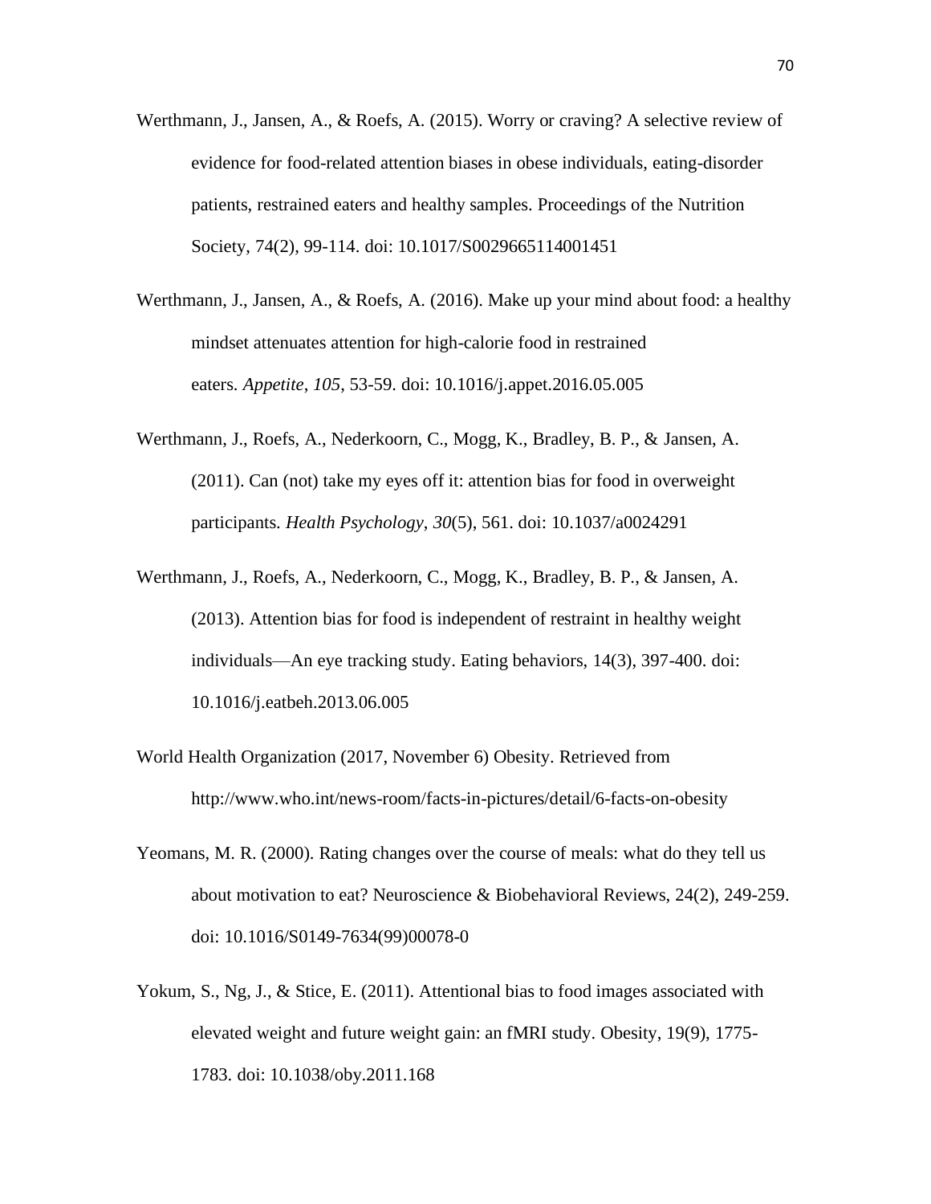Werthmann, J., Jansen, A., & Roefs, A. (2015). Worry or craving? A selective review of evidence for food-related attention biases in obese individuals, eating-disorder patients, restrained eaters and healthy samples. Proceedings of the Nutrition Society, 74(2), 99-114. doi: 10.1017/S0029665114001451

Werthmann, J., Jansen, A., & Roefs, A. (2016). Make up your mind about food: a healthy mindset attenuates attention for high-calorie food in restrained eaters. *Appetite*, *105*, 53-59. doi: 10.1016/j.appet.2016.05.005

Werthmann, J., Roefs, A., Nederkoorn, C., Mogg, K., Bradley, B. P., & Jansen, A. (2011). Can (not) take my eyes off it: attention bias for food in overweight participants. *Health Psychology*, *30*(5), 561. doi: 10.1037/a0024291

Werthmann, J., Roefs, A., Nederkoorn, C., Mogg, K., Bradley, B. P., & Jansen, A. (2013). Attention bias for food is independent of restraint in healthy weight individuals—An eye tracking study. Eating behaviors, 14(3), 397-400. doi: 10.1016/j.eatbeh.2013.06.005

World Health Organization (2017, November 6) Obesity. Retrieved from http://www.who.int/news-room/facts-in-pictures/detail/6-facts-on-obesity

Yeomans, M. R. (2000). Rating changes over the course of meals: what do they tell us about motivation to eat? Neuroscience & Biobehavioral Reviews, 24(2), 249-259. doi: 10.1016/S0149-7634(99)00078-0

Yokum, S., Ng, J., & Stice, E. (2011). Attentional bias to food images associated with elevated weight and future weight gain: an fMRI study. Obesity, 19(9), 1775-1783. doi: 10.1038/oby.2011.168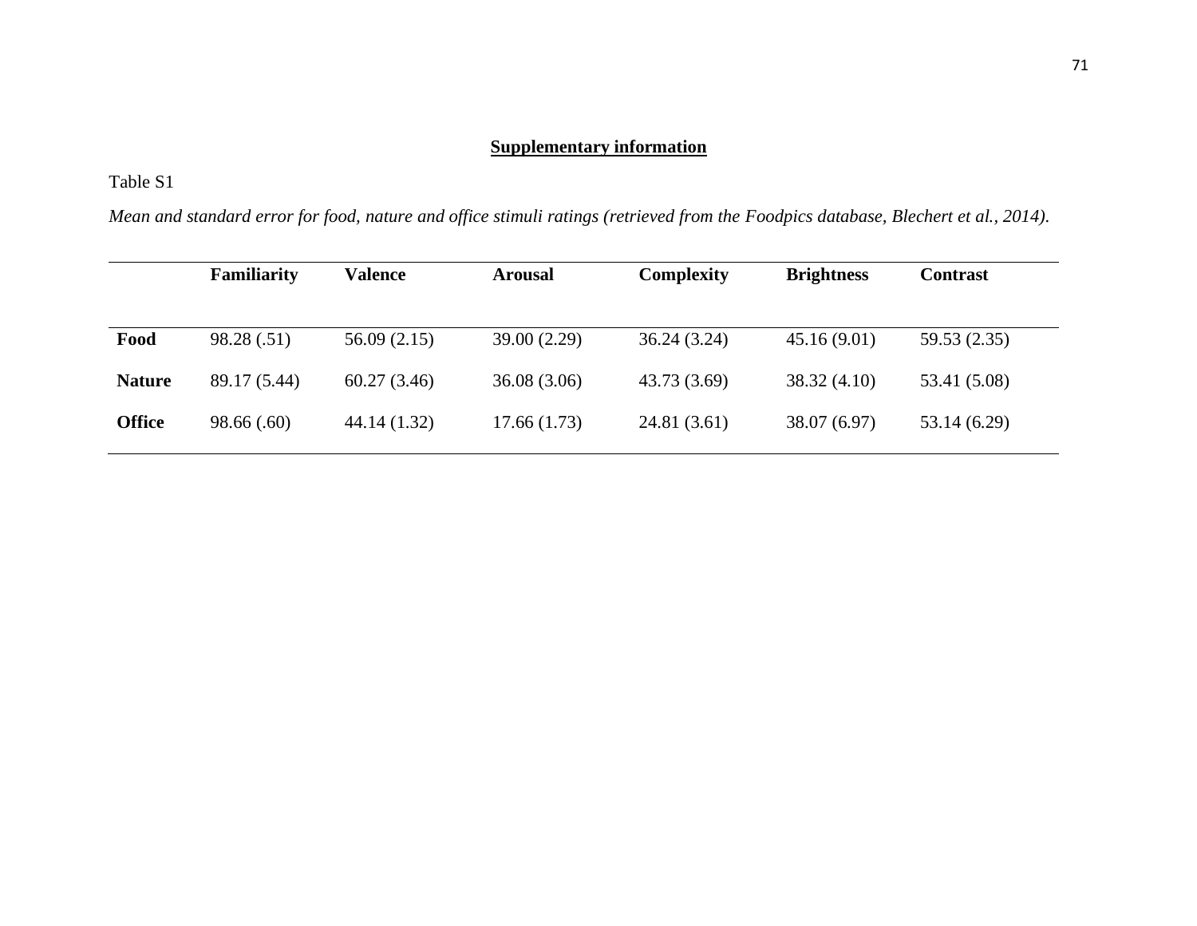## Supplementary information

Table S1

*Mean and standard error for food, nature and office stimuli ratings (retrieved from the Foodpics database, Blechert et al., 2014).*

| | Familiarity | Valence | Arousal | Complexity | Brightness | Contrast |
|---|---|---|---|---|---|---|
| **Food** | 98.28 (.51) | 56.09 (2.15) | 39.00 (2.29) | 36.24 (3.24) | 45.16 (9.01) | 59.53 (2.35) |
| **Nature** | 89.17 (5.44) | 60.27 (3.46) | 36.08 (3.06) | 43.73 (3.69) | 38.32 (4.10) | 53.41 (5.08) |
| **Office** | 98.66 (.60) | 44.14 (1.32) | 17.66 (1.73) | 24.81 (3.61) | 38.07 (6.97) | 53.14 (6.29) |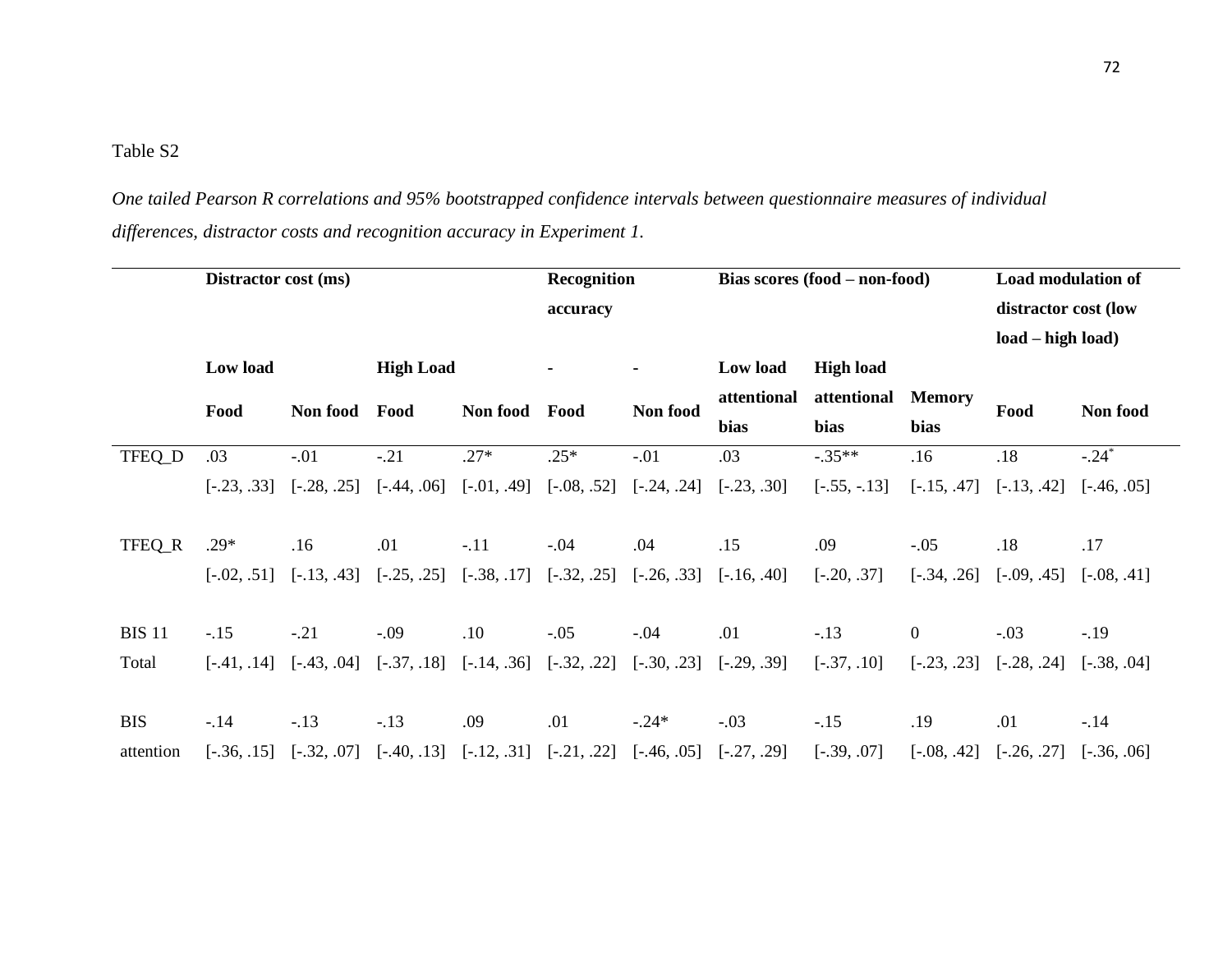Table S2

*One tailed Pearson R correlations and 95% bootstrapped confidence intervals between questionnaire measures of individual differences, distractor costs and recognition accuracy in Experiment 1.*

| | **Distractor cost (ms)** | | | | **Recognition accuracy** | | **Bias scores (food – non-food)** | | | **Load modulation of distractor cost (low load – high load)** | |
|---|---|---|---|---|---|---|---|---|---|---|---|
| | **Low load** | | **High Load** | | **-** | **-** | **Low load attentional bias** | **High load attentional bias** | **Memory bias** | | |
| | **Food** | **Non food** | **Food** | **Non food** | **Food** | **Non food** | | | | **Food** | **Non food** |
| TFEQ_D | .03 | -.01 | -.21 | .27* | .25* | -.01 | .03 | -.35** | .16 | .18 | -.24* |
| | [-.23, .33] | [-.28, .25] | [-.44, .06] | [-.01, .49] | [-.08, .52] | [-.24, .24] | [-.23, .30] | [-.55, -.13] | [-.15, .47] | [-.13, .42] | [-.46, .05] |
| TFEQ_R | .29* | .16 | .01 | -.11 | -.04 | .04 | .15 | .09 | -.05 | .18 | .17 |
| | [-.02, .51] | [-.13, .43] | [-.25, .25] | [-.38, .17] | [-.32, .25] | [-.26, .33] | [-.16, .40] | [-.20, .37] | [-.34, .26] | [-.09, .45] | [-.08, .41] |
| BIS 11 Total | -.15 | -.21 | -.09 | .10 | -.05 | -.04 | .01 | -.13 | 0 | -.03 | -.19 |
| | [-.41, .14] | [-.43, .04] | [-.37, .18] | [-.14, .36] | [-.32, .22] | [-.30, .23] | [-.29, .39] | [-.37, .10] | [-.23, .23] | [-.28, .24] | [-.38, .04] |
| BIS attention | -.14 | -.13 | -.13 | .09 | .01 | -.24* | -.03 | -.15 | .19 | .01 | -.14 |
| | [-.36, .15] | [-.32, .07] | [-.40, .13] | [-.12, .31] | [-.21, .22] | [-.46, .05] | [-.27, .29] | [-.39, .07] | [-.08, .42] | [-.26, .27] | [-.36, .06] |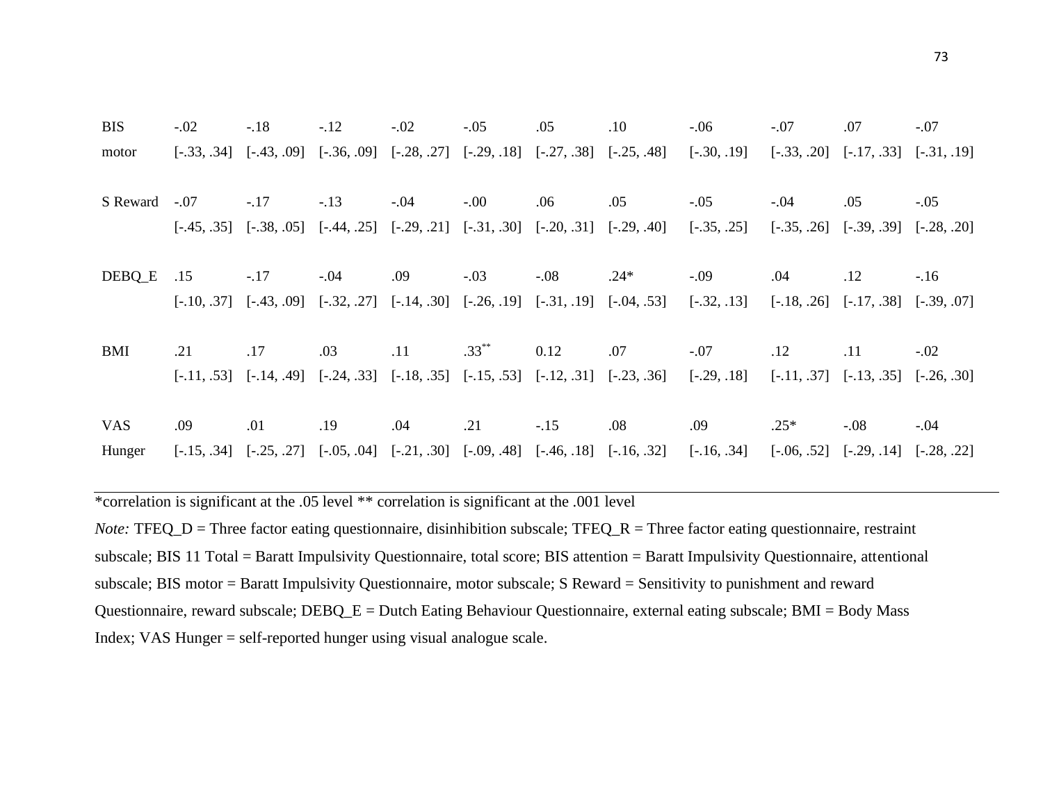| | | | | | | | | | | | |
|---|---|---|---|---|---|---|---|---|---|---|---|
| BIS motor | -.02 [-.33, .34] | -.18 [-.43, .09] | -.12 [-.36, .09] | -.02 [-.28, .27] | -.05 [-.29, .18] | .05 [-.27, .38] | .10 [-.25, .48] | -.06 [-.30, .19] | -.07 [-.33, .20] | .07 [-.17, .33] | -.07 [-.31, .19] |
| S Reward | -.07 [-.45, .35] | -.17 [-.38, .05] | -.13 [-.44, .25] | -.04 [-.29, .21] | -.00 [-.31, .30] | .06 [-.20, .31] | .05 [-.29, .40] | -.05 [-.35, .25] | -.04 [-.35, .26] | .05 [-.39, .39] | -.05 [-.28, .20] |
| DEBQ_E | .15 [-.10, .37] | -.17 [-.43, .09] | -.04 [-.32, .27] | .09 [-.14, .30] | -.03 [-.26, .19] | -.08 [-.31, .19] | .24* [-.04, .53] | -.09 [-.32, .13] | .04 [-.18, .26] | .12 [-.17, .38] | -.16 [-.39, .07] |
| BMI | .21 [-.11, .53] | .17 [-.14, .49] | .03 [-.24, .33] | .11 [-.18, .35] | .33** [-.15, .53] | 0.12 [-.12, .31] | .07 [-.23, .36] | -.07 [-.29, .18] | .12 [-.11, .37] | .11 [-.13, .35] | -.02 [-.26, .30] |
| VAS Hunger | .09 [-.15, .34] | .01 [-.25, .27] | .19 [-.05, .04] | .04 [-.21, .30] | .21 [-.09, .48] | -.15 [-.46, .18] | .08 [-.16, .32] | .09 [-.16, .34] | .25* [-.06, .52] | -.08 [-.29, .14] | -.04 [-.28, .22] |

*correlation is significant at the .05 level ** correlation is significant at the .001 level

*Note:* TFEQ_D = Three factor eating questionnaire, disinhibition subscale; TFEQ_R = Three factor eating questionnaire, restraint subscale; BIS 11 Total = Baratt Impulsivity Questionnaire, total score; BIS attention = Baratt Impulsivity Questionnaire, attentional subscale; BIS motor = Baratt Impulsivity Questionnaire, motor subscale; S Reward = Sensitivity to punishment and reward Questionnaire, reward subscale; DEBQ_E = Dutch Eating Behaviour Questionnaire, external eating subscale; BMI = Body Mass Index; VAS Hunger = self-reported hunger using visual analogue scale.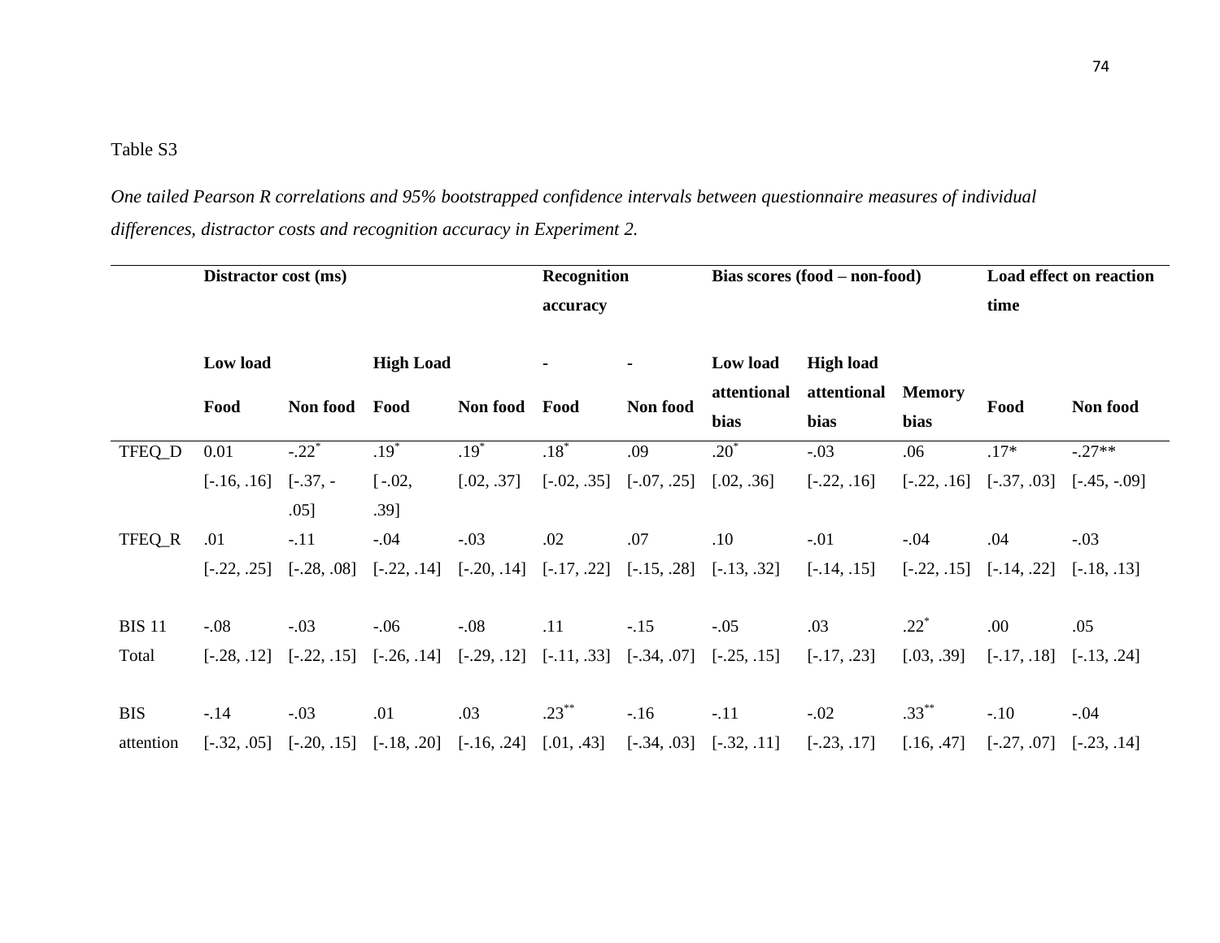Table S3

*One tailed Pearson R correlations and 95% bootstrapped confidence intervals between questionnaire measures of individual differences, distractor costs and recognition accuracy in Experiment 2.*

| | **Distractor cost (ms)** | | | | **Recognition accuracy** | | **Bias scores (food – non-food)** | | | **Load effect on reaction time** | |
|---|---|---|---|---|---|---|---|---|---|---|---|
| | **Low load** | | **High Load** | | **-** | **-** | **Low load attentional bias** | **High load attentional bias** | **Memory bias** | | |
| | **Food** | **Non food** | **Food** | **Non food** | **Food** | **Non food** | | | | **Food** | **Non food** |
| TFEQ_D | 0.01 | -.22* | .19* | .19* | .18* | .09 | .20* | -.03 | .06 | .17* | -.27** |
| | [-.16, .16] | [-.37, -.05] | [ -.02, .39] | [.02, .37] | [-.02, .35] | [-.07, .25] | [.02, .36] | [-.22, .16] | [-.22, .16] | [-.37, .03] | [-.45, -.09] |
| TFEQ_R | .01 | -.11 | -.04 | -.03 | .02 | .07 | .10 | -.01 | -.04 | .04 | -.03 |
| | [-.22, .25] | [-.28, .08] | [-.22, .14] | [-.20, .14] | [-.17, .22] | [-.15, .28] | [-.13, .32] | [-.14, .15] | [-.22, .15] | [-.14, .22] | [-.18, .13] |
| BIS 11 | -.08 | -.03 | -.06 | -.08 | .11 | -.15 | -.05 | .03 | .22* | .00 | .05 |
| Total | [-.28, .12] | [-.22, .15] | [-.26, .14] | [-.29, .12] | [-.11, .33] | [-.34, .07] | [-.25, .15] | [-.17, .23] | [.03, .39] | [-.17, .18] | [-.13, .24] |
| BIS | -.14 | -.03 | .01 | .03 | .23** | -.16 | -.11 | -.02 | .33** | -.10 | -.04 |
| attention | [-.32, .05] | [-.20, .15] | [-.18, .20] | [-.16, .24] | [.01, .43] | [-.34, .03] | [-.32, .11] | [-.23, .17] | [.16, .47] | [-.27, .07] | [-.23, .14] |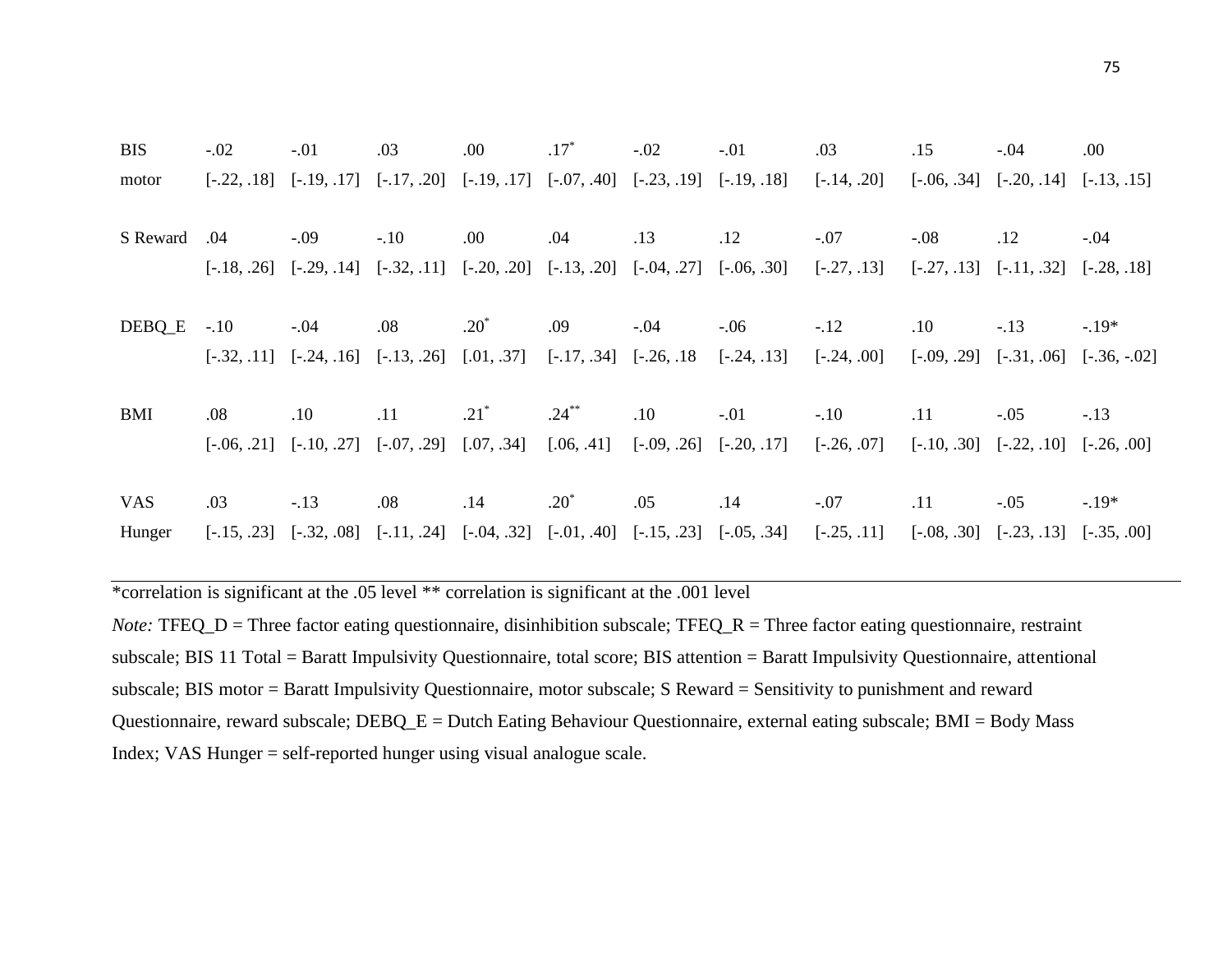| | | | | | | | | | | | |
|---|---|---|---|---|---|---|---|---|---|---|---|
| BIS motor | -.02 [-.22, .18] | -.01 [-.19, .17] | .03 [-.17, .20] | .00 [-.19, .17] | .17* [-.07, .40] | -.02 [-.23, .19] | -.01 [-.19, .18] | .03 [-.14, .20] | .15 [-.06, .34] | -.04 [-.20, .14] | .00 [-.13, .15] |
| S Reward | .04 [-.18, .26] | -.09 [-.29, .14] | -.10 [-.32, .11] | .00 [-.20, .20] | .04 [-.13, .20] | .13 [-.04, .27] | .12 [-.06, .30] | -.07 [-.27, .13] | -.08 [-.27, .13] | .12 [-.11, .32] | -.04 [-.28, .18] |
| DEBQ_E | -.10 [-.32, .11] | -.04 [-.24, .16] | .08 [-.13, .26] | .20* [.01, .37] | .09 [-.17, .34] | -.04 [-.26, .18 | -.06 [-.24, .13] | -.12 [-.24, .00] | .10 [-.09, .29] | -.13 [-.31, .06] | -.19* [-.36, -.02] |
| BMI | .08 [-.06, .21] | .10 [-.10, .27] | .11 [-.07, .29] | .21* [.07, .34] | .24** [.06, .41] | .10 [-.09, .26] | -.01 [-.20, .17] | -.10 [-.26, .07] | .11 [-.10, .30] | -.05 [-.22, .10] | -.13 [-.26, .00] |
| VAS Hunger | .03 [-.15, .23] | -.13 [-.32, .08] | .08 [-.11, .24] | .14 [-.04, .32] | .20* [-.01, .40] | .05 [-.15, .23] | .14 [-.05, .34] | -.07 [-.25, .11] | .11 [-.08, .30] | -.05 [-.23, .13] | -.19* [-.35, .00] |

*correlation is significant at the .05 level ** correlation is significant at the .001 level

*Note:* TFEQ_D = Three factor eating questionnaire, disinhibition subscale; TFEQ_R = Three factor eating questionnaire, restraint subscale; BIS 11 Total = Baratt Impulsivity Questionnaire, total score; BIS attention = Baratt Impulsivity Questionnaire, attentional subscale; BIS motor = Baratt Impulsivity Questionnaire, motor subscale; S Reward = Sensitivity to punishment and reward Questionnaire, reward subscale; DEBQ_E = Dutch Eating Behaviour Questionnaire, external eating subscale; BMI = Body Mass Index; VAS Hunger = self-reported hunger using visual analogue scale.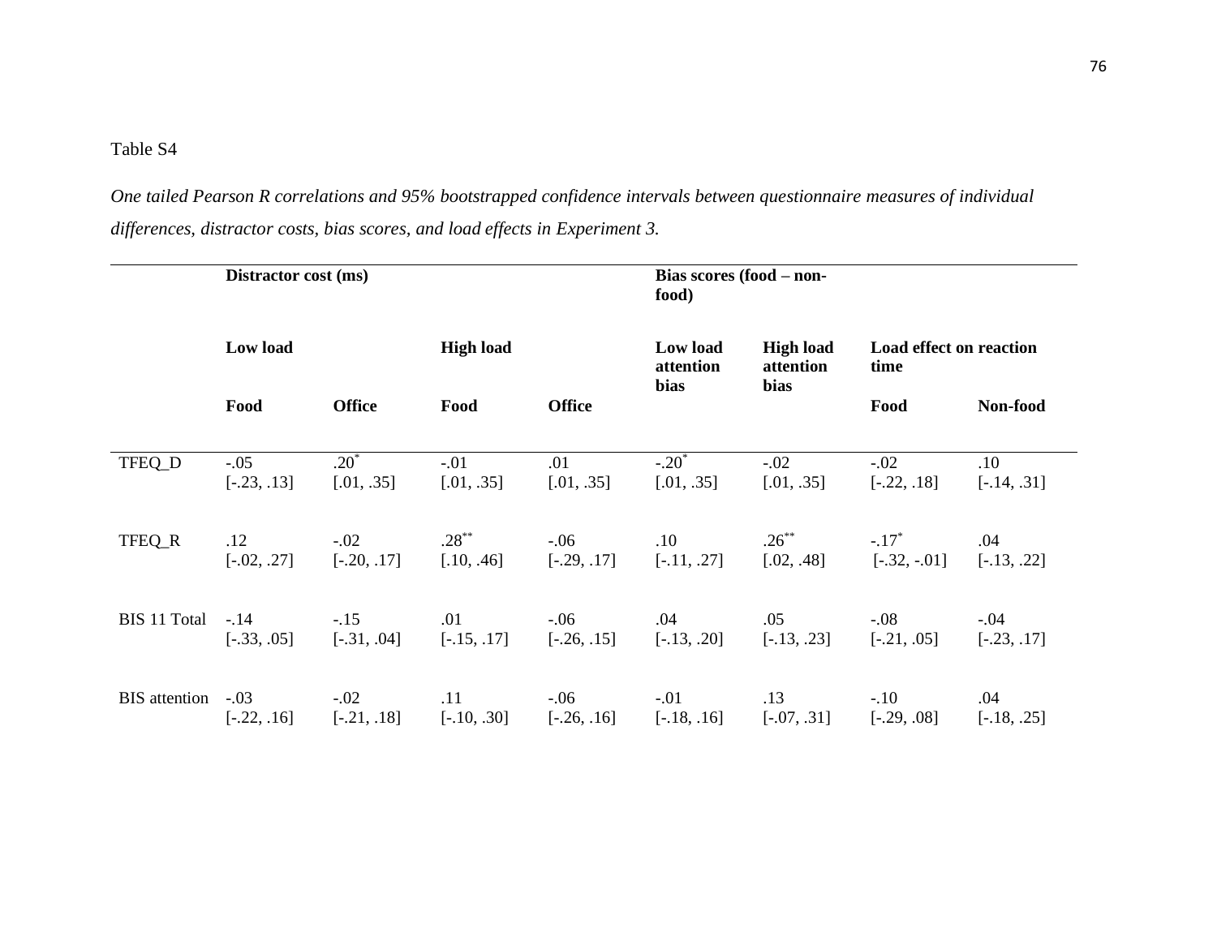Table S4

*One tailed Pearson R correlations and 95% bootstrapped confidence intervals between questionnaire measures of individual differences, distractor costs, bias scores, and load effects in Experiment 3.*

| | **Distractor cost (ms)** | | | | **Bias scores (food – non-food)** | | | |
|---|---|---|---|---|---|---|---|---|
| | **Low load** | | **High load** | | **Low load attention bias** | **High load attention bias** | **Load effect on reaction time** | |
| | **Food** | **Office** | **Food** | **Office** | | | **Food** | **Non-food** |
| TFEQ_D | -.05 [-.23, .13] | .20* [.01, .35] | -.01 [.01, .35] | .01 [.01, .35] | -.20* [.01, .35] | -.02 [.01, .35] | -.02 [-.22, .18] | .10 [-.14, .31] |
| TFEQ_R | .12 [-.02, .27] | -.02 [-.20, .17] | .28** [.10, .46] | -.06 [-.29, .17] | .10 [-.11, .27] | .26** [.02, .48] | -.17* [-.32, -.01] | .04 [-.13, .22] |
| BIS 11 Total | -.14 [-.33, .05] | -.15 [-.31, .04] | .01 [-.15, .17] | -.06 [-.26, .15] | .04 [-.13, .20] | .05 [-.13, .23] | -.08 [-.21, .05] | -.04 [-.23, .17] |
| BIS attention | -.03 [-.22, .16] | -.02 [-.21, .18] | .11 [-.10, .30] | -.06 [-.26, .16] | -.01 [-.18, .16] | .13 [-.07, .31] | -.10 [-.29, .08] | .04 [-.18, .25] |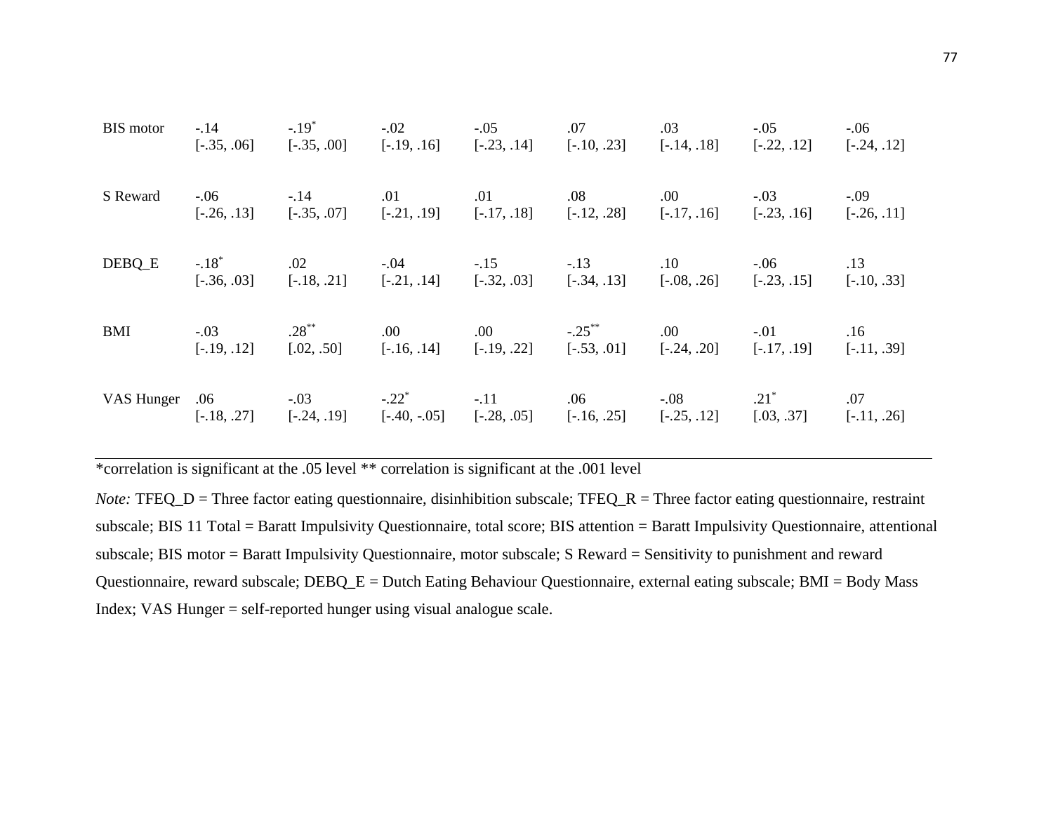| | | | | | | | | |
|---|---|---|---|---|---|---|---|---|
| BIS motor | -.14 [-.35, .06] | -.19* [-.35, .00] | -.02 [-.19, .16] | -.05 [-.23, .14] | .07 [-.10, .23] | .03 [-.14, .18] | -.05 [-.22, .12] | -.06 [-.24, .12] |
| S Reward | -.06 [-.26, .13] | -.14 [-.35, .07] | .01 [-.21, .19] | .01 [-.17, .18] | .08 [-.12, .28] | .00 [-.17, .16] | -.03 [-.23, .16] | -.09 [-.26, .11] |
| DEBQ_E | -.18* [-.36, .03] | .02 [-.18, .21] | -.04 [-.21, .14] | -.15 [-.32, .03] | -.13 [-.34, .13] | .10 [-.08, .26] | -.06 [-.23, .15] | .13 [-.10, .33] |
| BMI | -.03 [-.19, .12] | .28** [.02, .50] | .00 [-.16, .14] | .00 [-.19, .22] | -.25** [-.53, .01] | .00 [-.24, .20] | -.01 [-.17, .19] | .16 [-.11, .39] |
| VAS Hunger | .06 [-.18, .27] | -.03 [-.24, .19] | -.22* [-.40, -.05] | -.11 [-.28, .05] | .06 [-.16, .25] | -.08 [-.25, .12] | .21* [.03, .37] | .07 [-.11, .26] |

*correlation is significant at the .05 level ** correlation is significant at the .001 level

*Note:* TFEQ_D = Three factor eating questionnaire, disinhibition subscale; TFEQ_R = Three factor eating questionnaire, restraint subscale; BIS 11 Total = Baratt Impulsivity Questionnaire, total score; BIS attention = Baratt Impulsivity Questionnaire, attentional subscale; BIS motor = Baratt Impulsivity Questionnaire, motor subscale; S Reward = Sensitivity to punishment and reward Questionnaire, reward subscale; DEBQ_E = Dutch Eating Behaviour Questionnaire, external eating subscale; BMI = Body Mass Index; VAS Hunger = self-reported hunger using visual analogue scale.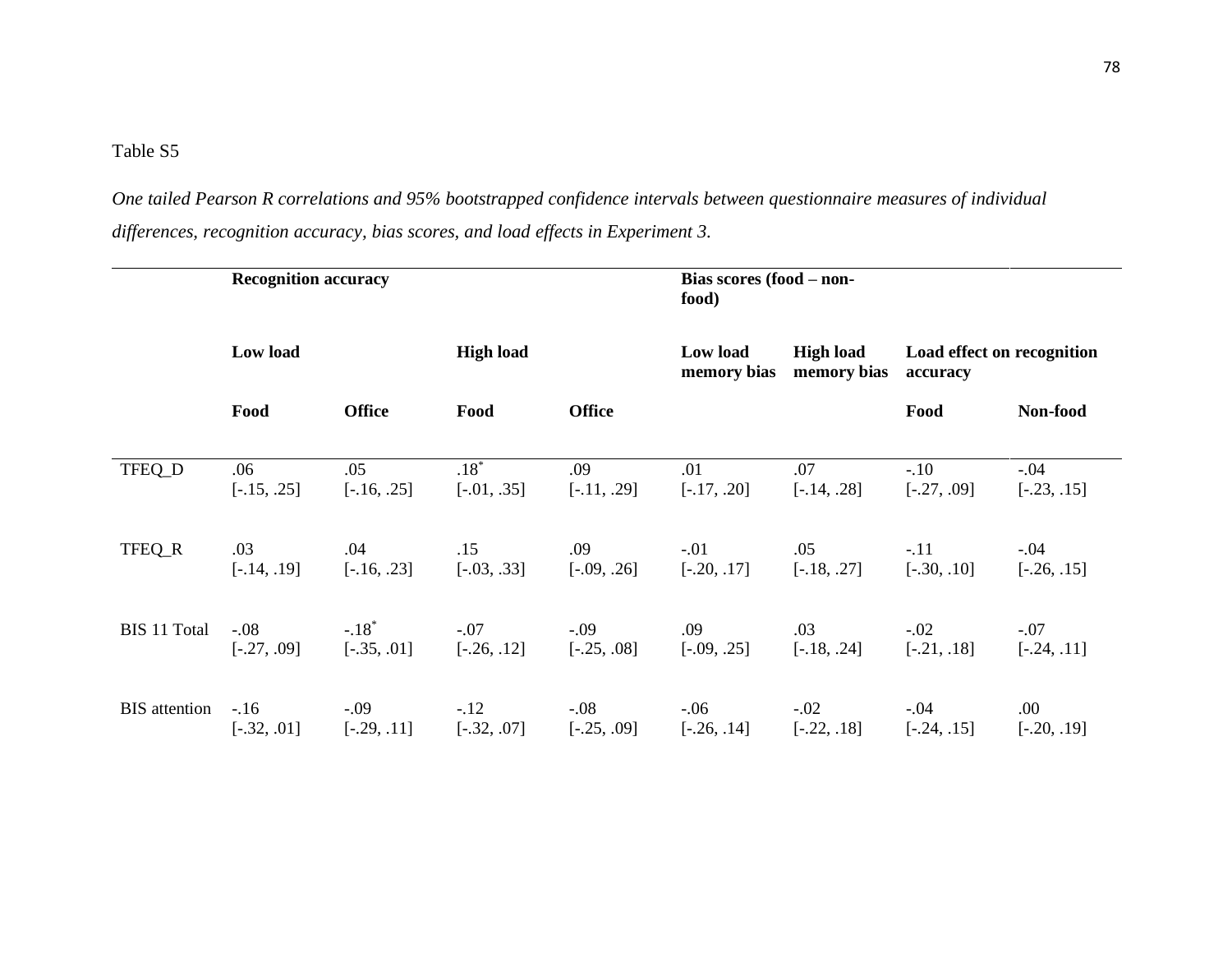Table S5

*One tailed Pearson R correlations and 95% bootstrapped confidence intervals between questionnaire measures of individual differences, recognition accuracy, bias scores, and load effects in Experiment 3.*

| | **Recognition accuracy** | | | | **Bias scores (food – non-food)** | | | |
|---|---|---|---|---|---|---|---|---|
| | **Low load** | | **High load** | | **Low load memory bias** | **High load memory bias** | **Load effect on recognition accuracy** | |
| | **Food** | **Office** | **Food** | **Office** | | | **Food** | **Non-food** |
| TFEQ_D | .06 [-.15, .25] | .05 [-.16, .25] | .18* [-.01, .35] | .09 [-.11, .29] | .01 [-.17, .20] | .07 [-.14, .28] | -.10 [-.27, .09] | -.04 [-.23, .15] |
| TFEQ_R | .03 [-.14, .19] | .04 [-.16, .23] | .15 [-.03, .33] | .09 [-.09, .26] | -.01 [-.20, .17] | .05 [-.18, .27] | -.11 [-.30, .10] | -.04 [-.26, .15] |
| BIS 11 Total | -.08 [-.27, .09] | -.18* [-.35, .01] | -.07 [-.26, .12] | -.09 [-.25, .08] | .09 [-.09, .25] | .03 [-.18, .24] | -.02 [-.21, .18] | -.07 [-.24, .11] |
| BIS attention | -.16 [-.32, .01] | -.09 [-.29, .11] | -.12 [-.32, .07] | -.08 [-.25, .09] | -.06 [-.26, .14] | -.02 [-.22, .18] | -.04 [-.24, .15] | .00 [-.20, .19] |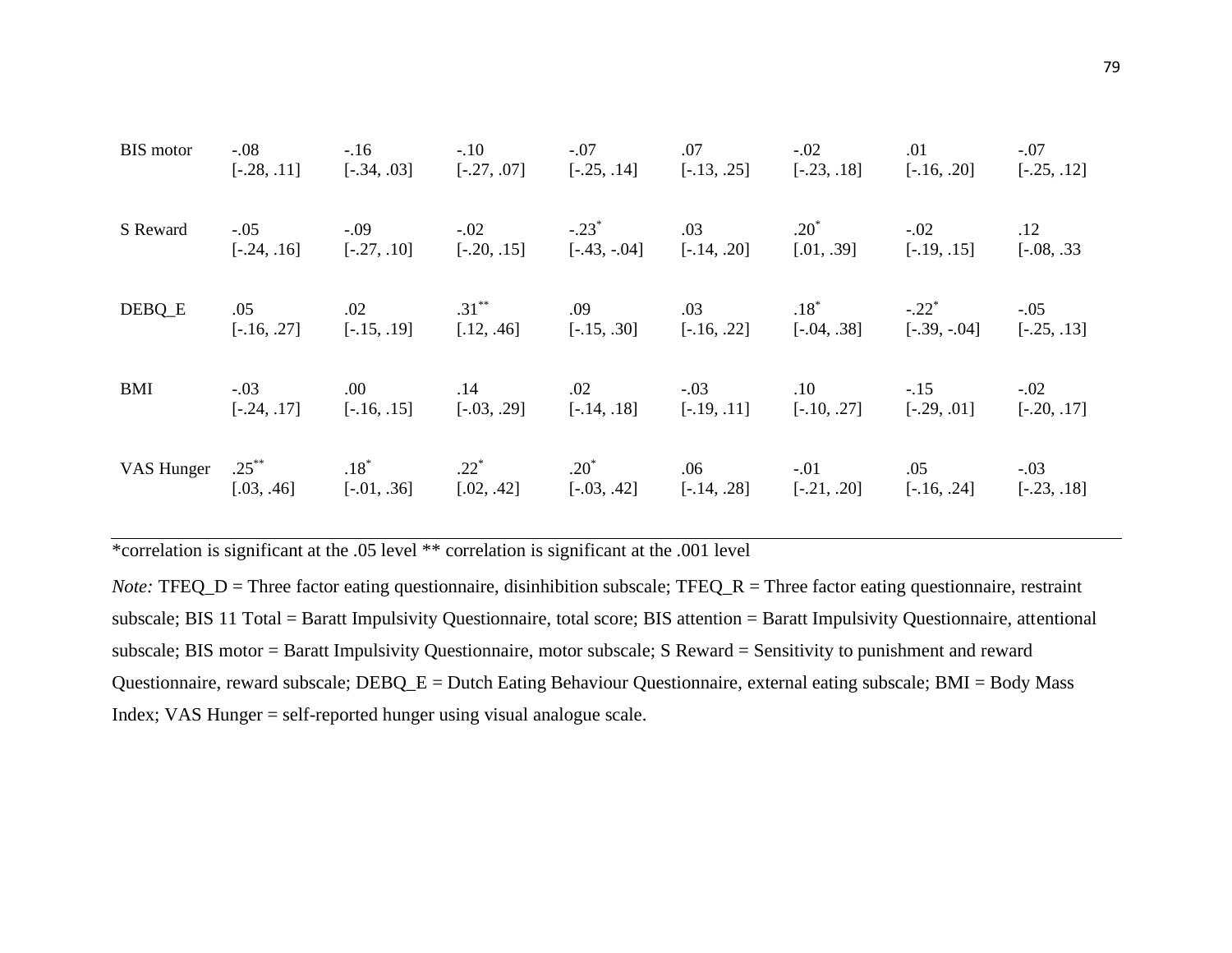| | | | | | | | | |
|---|---|---|---|---|---|---|---|---|
| BIS motor | -.08<br>[-.28, .11] | -.16<br>[-.34, .03] | -.10<br>[-.27, .07] | -.07<br>[-.25, .14] | .07<br>[-.13, .25] | -.02<br>[-.23, .18] | .01<br>[-.16, .20] | -.07<br>[-.25, .12] |
| S Reward | -.05<br>[-.24, .16] | -.09<br>[-.27, .10] | -.02<br>[-.20, .15] | -.23*<br>[-.43, -.04] | .03<br>[-.14, .20] | .20*<br>[.01, .39] | -.02<br>[-.19, .15] | .12<br>[-.08, .33 |
| DEBQ_E | .05<br>[-.16, .27] | .02<br>[-.15, .19] | .31**<br>[.12, .46] | .09<br>[-.15, .30] | .03<br>[-.16, .22] | .18*<br>[-.04, .38] | -.22*<br>[-.39, -.04] | -.05<br>[-.25, .13] |
| BMI | -.03<br>[-.24, .17] | .00<br>[-.16, .15] | .14<br>[-.03, .29] | .02<br>[-.14, .18] | -.03<br>[-.19, .11] | .10<br>[-.10, .27] | -.15<br>[-.29, .01] | -.02<br>[-.20, .17] |
| VAS Hunger | .25**<br>[.03, .46] | .18*<br>[-.01, .36] | .22*<br>[.02, .42] | .20*<br>[-.03, .42] | .06<br>[-.14, .28] | -.01<br>[-.21, .20] | .05<br>[-.16, .24] | -.03<br>[-.23, .18] |

*correlation is significant at the .05 level ** correlation is significant at the .001 level

*Note:* TFEQ_D = Three factor eating questionnaire, disinhibition subscale; TFEQ_R = Three factor eating questionnaire, restraint subscale; BIS 11 Total = Baratt Impulsivity Questionnaire, total score; BIS attention = Baratt Impulsivity Questionnaire, attentional subscale; BIS motor = Baratt Impulsivity Questionnaire, motor subscale; S Reward = Sensitivity to punishment and reward Questionnaire, reward subscale; DEBQ_E = Dutch Eating Behaviour Questionnaire, external eating subscale; BMI = Body Mass Index; VAS Hunger = self-reported hunger using visual analogue scale.